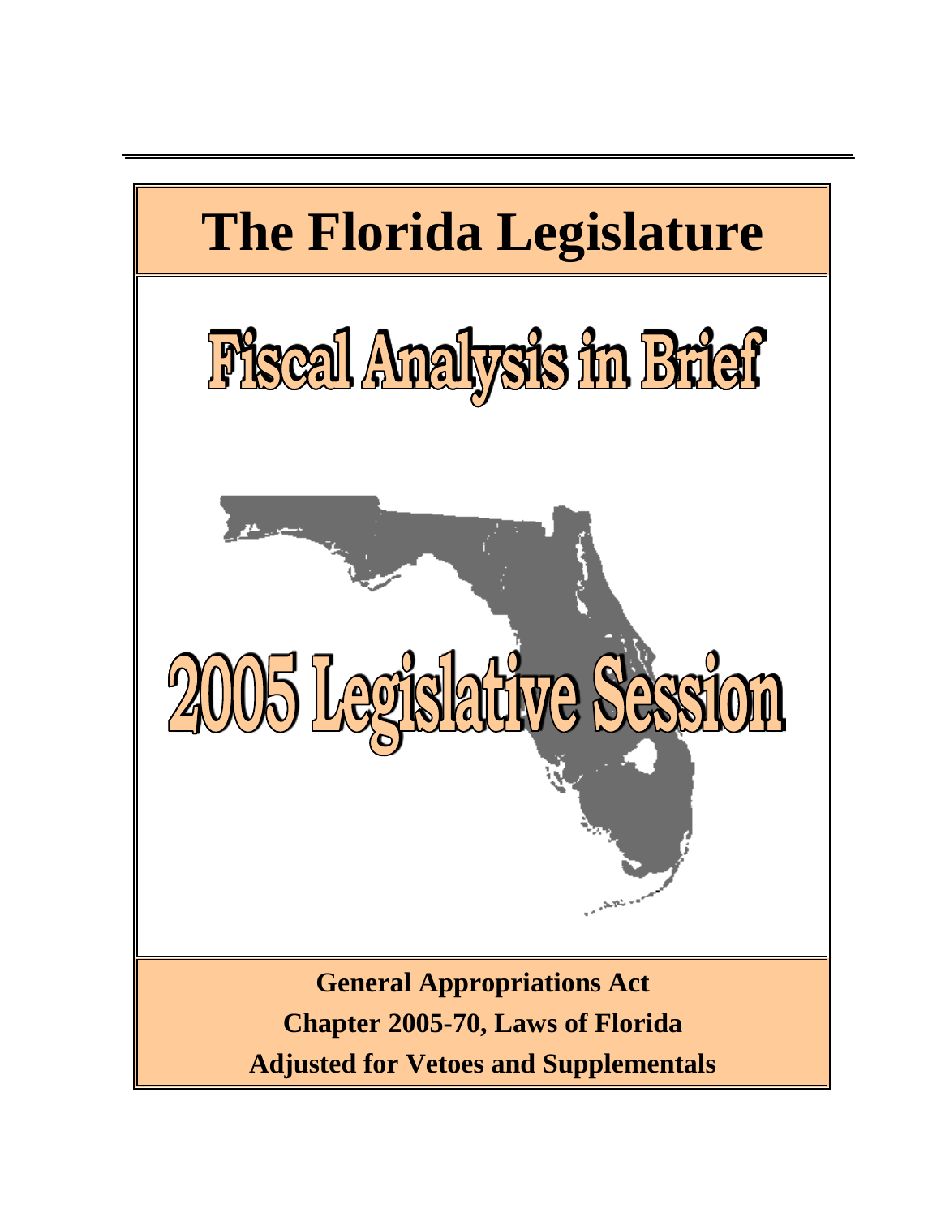# The Florida Legislature

# Fiscal Analysis in Brief

# 2005 Legislative Session

**General Appropriations Act**

**Chapter 2005-70, Laws of Florida**

**Adjusted for Vetoes and Supplementals**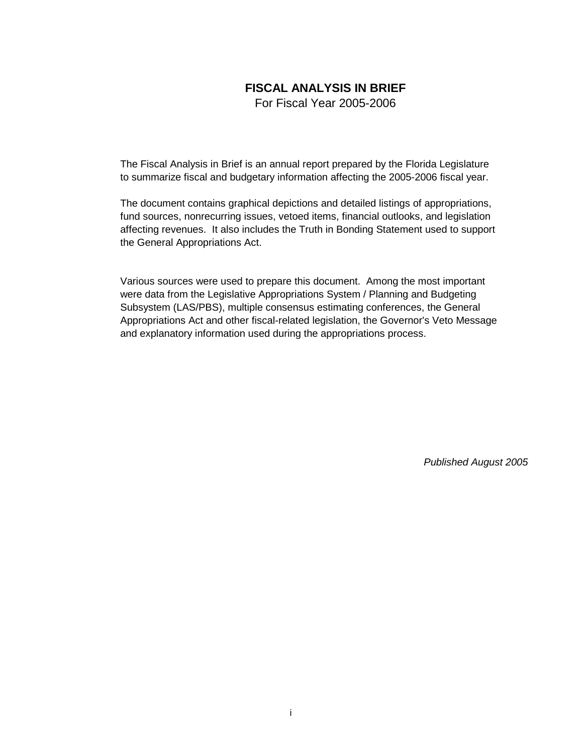# FISCAL ANALYSIS IN BRIEF

For Fiscal Year 2005-2006

The Fiscal Analysis in Brief is an annual report prepared by the Florida Legislature to summarize fiscal and budgetary information affecting the 2005-2006 fiscal year.

The document contains graphical depictions and detailed listings of appropriations, fund sources, nonrecurring issues, vetoed items, financial outlooks, and legislation affecting revenues. It also includes the Truth in Bonding Statement used to support the General Appropriations Act.

Various sources were used to prepare this document. Among the most important were data from the Legislative Appropriations System / Planning and Budgeting Subsystem (LAS/PBS), multiple consensus estimating conferences, the General Appropriations Act and other fiscal-related legislation, the Governor's Veto Message and explanatory information used during the appropriations process.

*Published August 2005*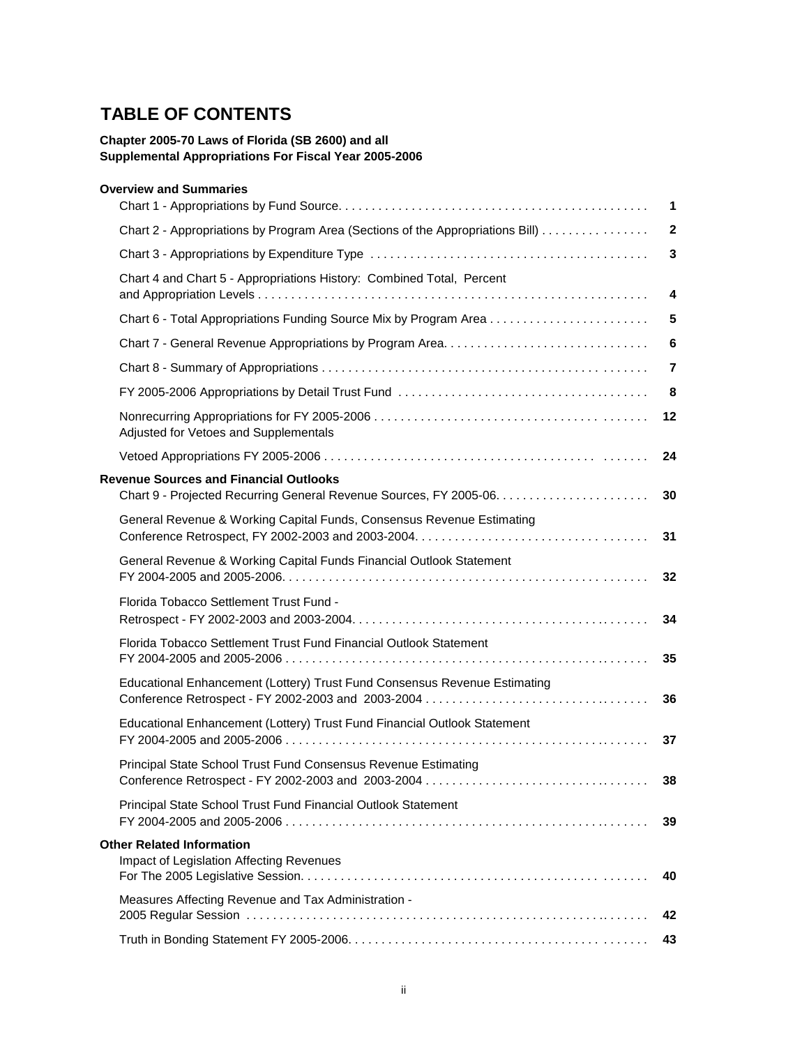# TABLE OF CONTENTS

**Chapter 2005-70 Laws of Florida (SB 2600) and all Supplemental Appropriations For Fiscal Year 2005-2006**

| | |
|---|---|
| **Overview and Summaries** | |
| Chart 1 - Appropriations by Fund Source | **1** |
| Chart 2 - Appropriations by Program Area (Sections of the Appropriations Bill) | **2** |
| Chart 3 - Appropriations by Expenditure Type | **3** |
| Chart 4 and Chart 5 - Appropriations History: Combined Total, Percent and Appropriation Levels | **4** |
| Chart 6 - Total Appropriations Funding Source Mix by Program Area | **5** |
| Chart 7 - General Revenue Appropriations by Program Area | **6** |
| Chart 8 - Summary of Appropriations | **7** |
| FY 2005-2006 Appropriations by Detail Trust Fund | **8** |
| Nonrecurring Appropriations for FY 2005-2006 Adjusted for Vetoes and Supplementals | **12** |
| Vetoed Appropriations FY 2005-2006 | **24** |
| **Revenue Sources and Financial Outlooks** | |
| Chart 9 - Projected Recurring General Revenue Sources, FY 2005-06 | **30** |
| General Revenue & Working Capital Funds, Consensus Revenue Estimating Conference Retrospect, FY 2002-2003 and 2003-2004 | **31** |
| General Revenue & Working Capital Funds Financial Outlook Statement FY 2004-2005 and 2005-2006 | **32** |
| Florida Tobacco Settlement Trust Fund - Retrospect - FY 2002-2003 and 2003-2004 | **34** |
| Florida Tobacco Settlement Trust Fund Financial Outlook Statement FY 2004-2005 and 2005-2006 | **35** |
| Educational Enhancement (Lottery) Trust Fund Consensus Revenue Estimating Conference Retrospect - FY 2002-2003 and 2003-2004 | **36** |
| Educational Enhancement (Lottery) Trust Fund Financial Outlook Statement FY 2004-2005 and 2005-2006 | **37** |
| Principal State School Trust Fund Consensus Revenue Estimating Conference Retrospect - FY 2002-2003 and 2003-2004 | **38** |
| Principal State School Trust Fund Financial Outlook Statement FY 2004-2005 and 2005-2006 | **39** |
| **Other Related Information** | |
| Impact of Legislation Affecting Revenues For The 2005 Legislative Session | **40** |
| Measures Affecting Revenue and Tax Administration - 2005 Regular Session | **42** |
| Truth in Bonding Statement FY 2005-2006 | **43** |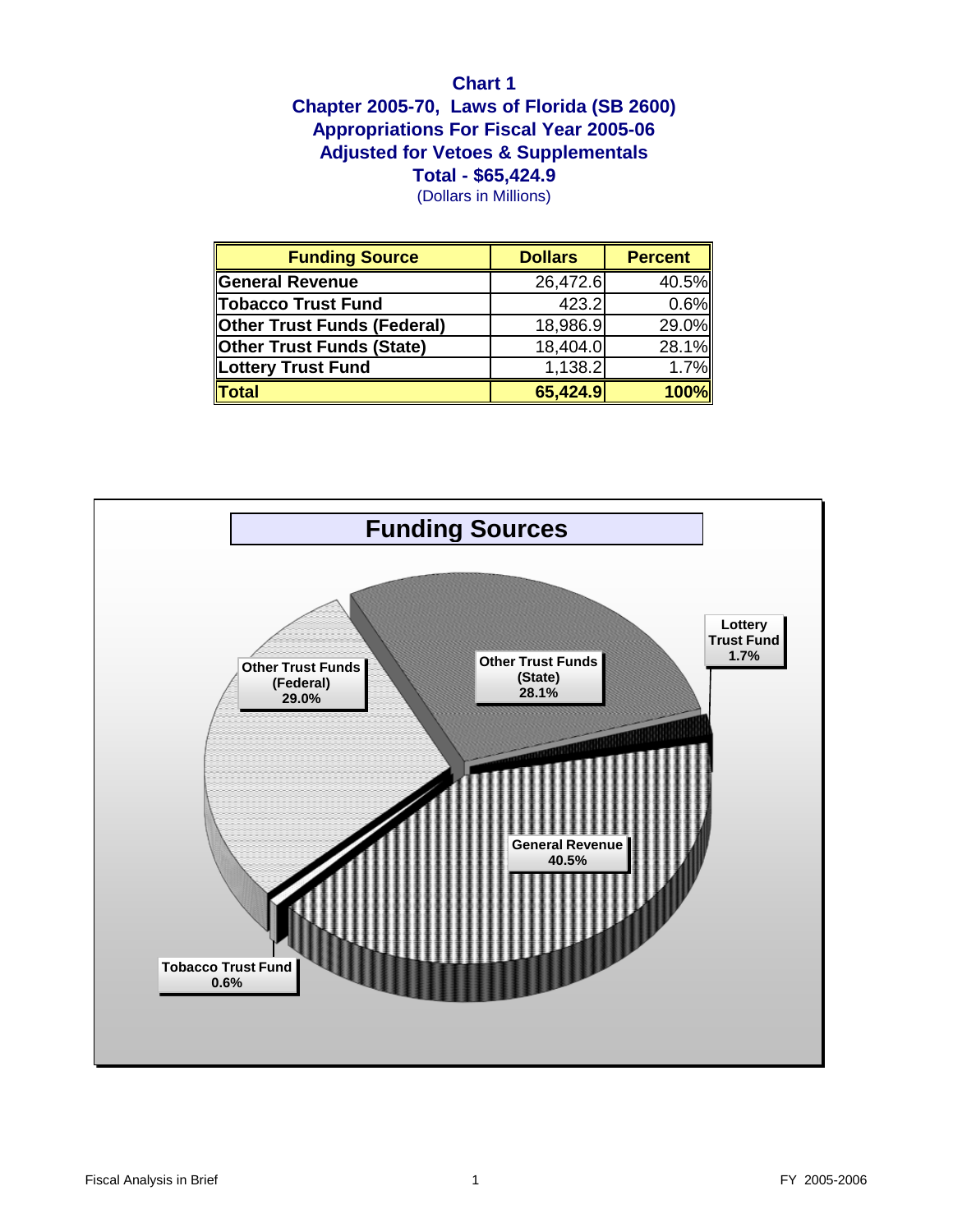**Chart 1**
**Chapter 2005-70, Laws of Florida (SB 2600)**
**Appropriations For Fiscal Year 2005-06**
**Adjusted for Vetoes & Supplementals**
**Total - $65,424.9**
(Dollars in Millions)

| Funding Source | Dollars | Percent |
|---|---|---|
| General Revenue | 26,472.6 | 40.5% |
| Tobacco Trust Fund | 423.2 | 0.6% |
| Other Trust Funds (Federal) | 18,986.9 | 29.0% |
| Other Trust Funds (State) | 18,404.0 | 28.1% |
| Lottery Trust Fund | 1,138.2 | 1.7% |
| **Total** | **65,424.9** | **100%** |

**Funding Sources**

- Other Trust Funds (Federal) 29.0%
- Other Trust Funds (State) 28.1%
- Lottery Trust Fund 1.7%
- General Revenue 40.5%
- Tobacco Trust Fund 0.6%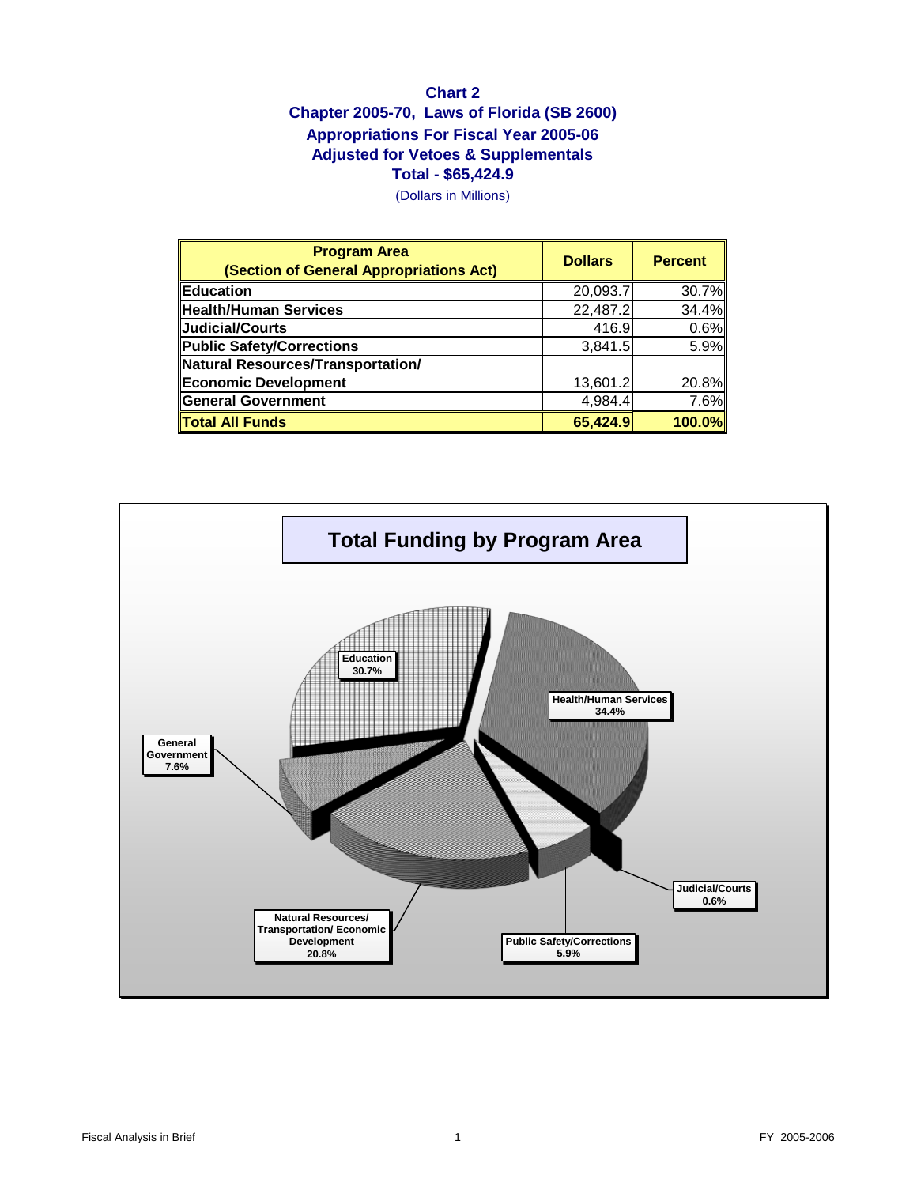# Chart 2

## Chapter 2005-70, Laws of Florida (SB 2600)
## Appropriations For Fiscal Year 2005-06
## Adjusted for Vetoes & Supplementals
## Total - $65,424.9

(Dollars in Millions)

| Program Area (Section of General Appropriations Act) | Dollars | Percent |
|---|---|---|
| **Education** | 20,093.7 | 30.7% |
| **Health/Human Services** | 22,487.2 | 34.4% |
| **Judicial/Courts** | 416.9 | 0.6% |
| **Public Safety/Corrections** | 3,841.5 | 5.9% |
| **Natural Resources/Transportation/ Economic Development** | 13,601.2 | 20.8% |
| **General Government** | 4,984.4 | 7.6% |
| **Total All Funds** | **65,424.9** | **100.0%** |

**Total Funding by Program Area**

- Education 30.7%
- Health/Human Services 34.4%
- Judicial/Courts 0.6%
- Public Safety/Corrections 5.9%
- Natural Resources/ Transportation/ Economic Development 20.8%
- General Government 7.6%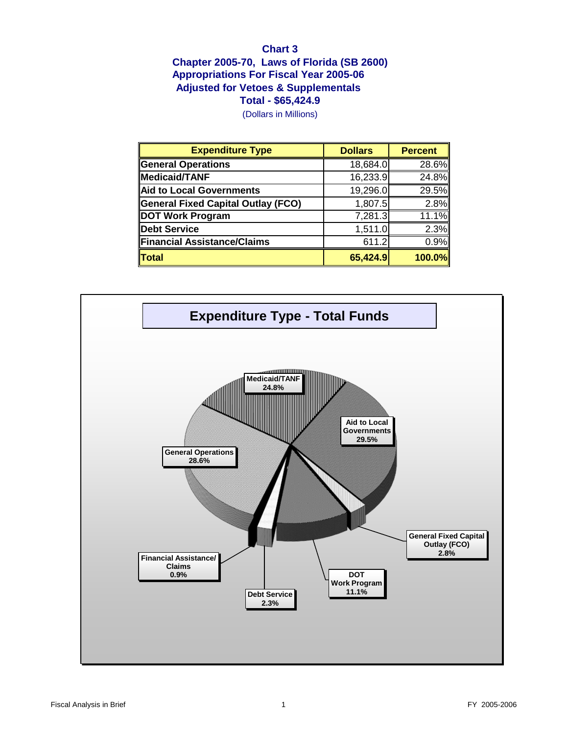**Chart 3**

**Chapter 2005-70, Laws of Florida (SB 2600)**
**Appropriations For Fiscal Year 2005-06**
**Adjusted for Vetoes & Supplementals**
**Total - $65,424.9**

(Dollars in Millions)

| Expenditure Type | Dollars | Percent |
|---|---|---|
| General Operations | 18,684.0 | 28.6% |
| Medicaid/TANF | 16,233.9 | 24.8% |
| Aid to Local Governments | 19,296.0 | 29.5% |
| General Fixed Capital Outlay (FCO) | 1,807.5 | 2.8% |
| DOT Work Program | 7,281.3 | 11.1% |
| Debt Service | 1,511.0 | 2.3% |
| Financial Assistance/Claims | 611.2 | 0.9% |
| **Total** | **65,424.9** | **100.0%** |

**Expenditure Type - Total Funds**

| Expenditure Type | Percent |
|---|---|
| Medicaid/TANF | 24.8% |
| Aid to Local Governments | 29.5% |
| General Operations | 28.6% |
| General Fixed Capital Outlay (FCO) | 2.8% |
| Financial Assistance/Claims | 0.9% |
| DOT Work Program | 11.1% |
| Debt Service | 2.3% |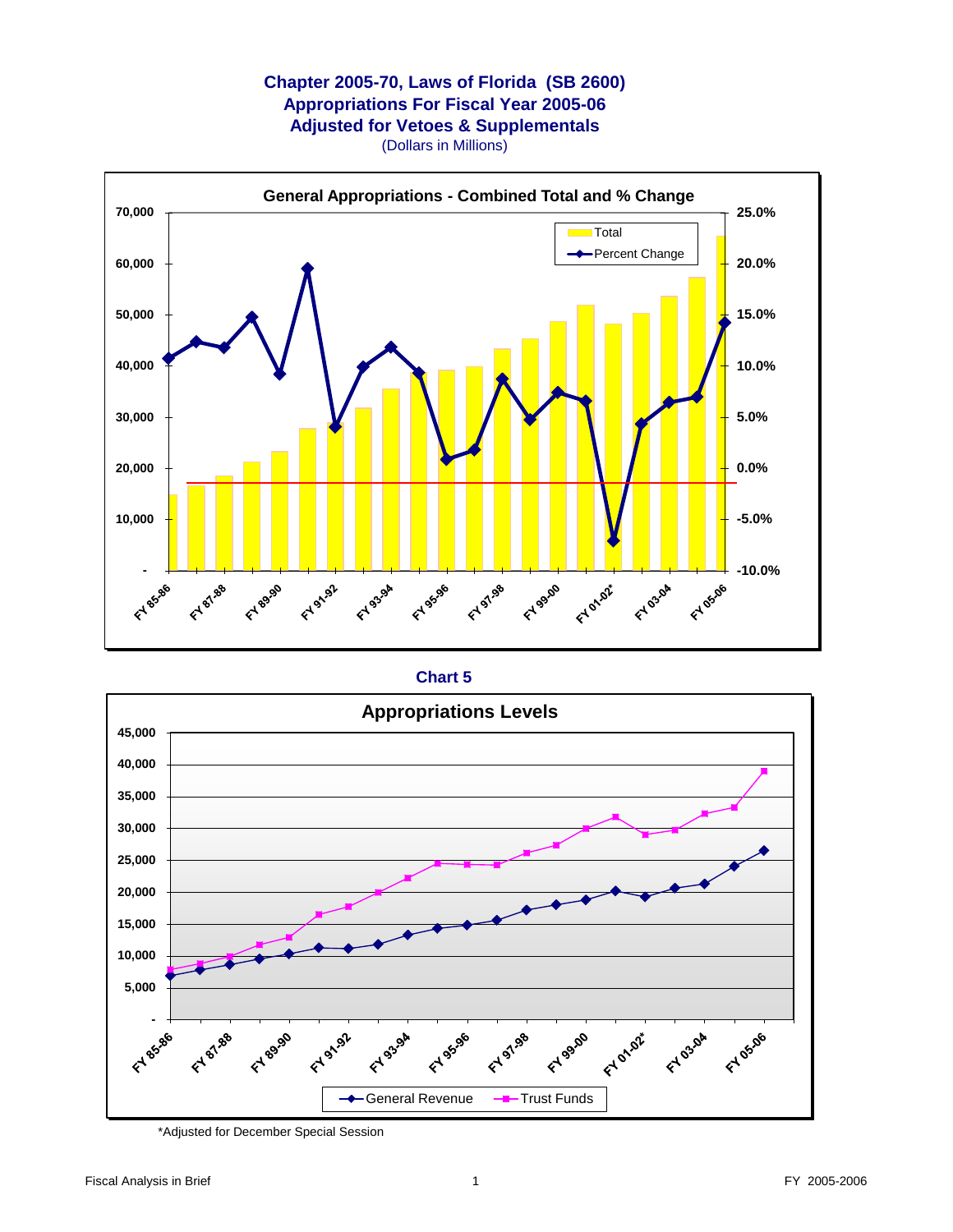# Chapter 2005-70, Laws of Florida (SB 2600)
## Appropriations For Fiscal Year 2005-06
## Adjusted for Vetoes & Supplementals

(Dollars in Millions)

**General Appropriations - Combined Total and % Change**

**Chart 5**

**Appropriations Levels**

*Adjusted for December Special Session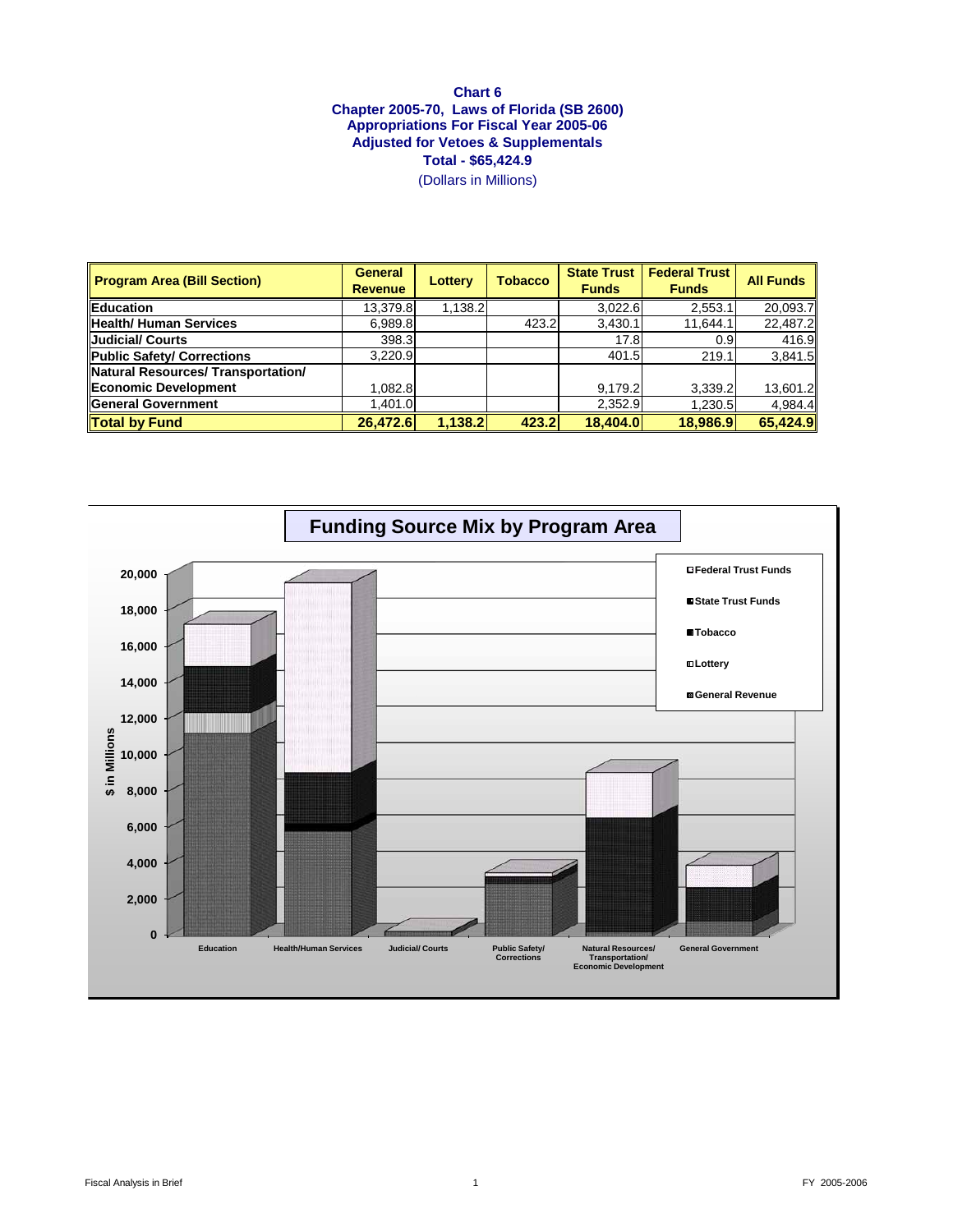**Chart 6**
**Chapter 2005-70, Laws of Florida (SB 2600)**
**Appropriations For Fiscal Year 2005-06**
**Adjusted for Vetoes & Supplementals**
**Total - $65,424.9**
(Dollars in Millions)

| Program Area (Bill Section) | General Revenue | Lottery | Tobacco | State Trust Funds | Federal Trust Funds | All Funds |
|---|---|---|---|---|---|---|
| **Education** | 13,379.8 | 1,138.2 | | 3,022.6 | 2,553.1 | 20,093.7 |
| **Health/ Human Services** | 6,989.8 | | 423.2 | 3,430.1 | 11,644.1 | 22,487.2 |
| **Judicial/ Courts** | 398.3 | | | 17.8 | 0.9 | 416.9 |
| **Public Safety/ Corrections** | 3,220.9 | | | 401.5 | 219.1 | 3,841.5 |
| **Natural Resources/ Transportation/ Economic Development** | 1,082.8 | | | 9,179.2 | 3,339.2 | 13,601.2 |
| **General Government** | 1,401.0 | | | 2,352.9 | 1,230.5 | 4,984.4 |
| **Total by Fund** | **26,472.6** | **1,138.2** | **423.2** | **18,404.0** | **18,986.9** | **65,424.9** |

**Funding Source Mix by Program Area**

Legend: Federal Trust Funds; State Trust Funds; Tobacco; Lottery; General Revenue

Y-axis: $ in Millions (0 – 20,000)

X-axis: Education; Health/Human Services; Judicial/ Courts; Public Safety/ Corrections; Natural Resources/ Transportation/ Economic Development; General Government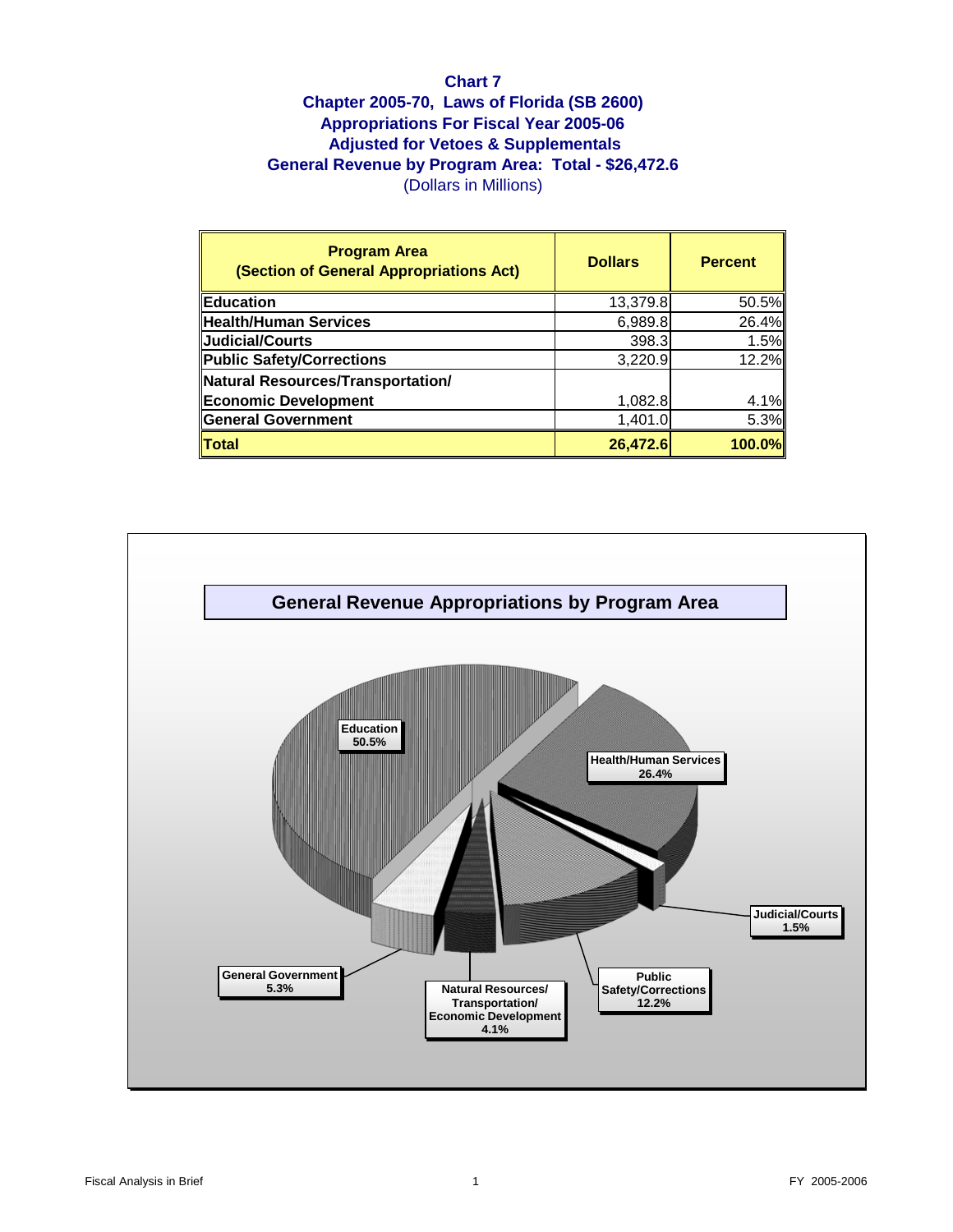# Chart 7

## Chapter 2005-70, Laws of Florida (SB 2600)
## Appropriations For Fiscal Year 2005-06
## Adjusted for Vetoes & Supplementals
## General Revenue by Program Area: Total - $26,472.6

(Dollars in Millions)

| Program Area (Section of General Appropriations Act) | Dollars | Percent |
|---|---|---|
| **Education** | 13,379.8 | 50.5% |
| **Health/Human Services** | 6,989.8 | 26.4% |
| **Judicial/Courts** | 398.3 | 1.5% |
| **Public Safety/Corrections** | 3,220.9 | 12.2% |
| **Natural Resources/Transportation/ Economic Development** | 1,082.8 | 4.1% |
| **General Government** | 1,401.0 | 5.3% |
| **Total** | **26,472.6** | **100.0%** |

**General Revenue Appropriations by Program Area**

Education 50.5%

Health/Human Services 26.4%

Judicial/Courts 1.5%

Public Safety/Corrections 12.2%

Natural Resources/ Transportation/ Economic Development 4.1%

General Government 5.3%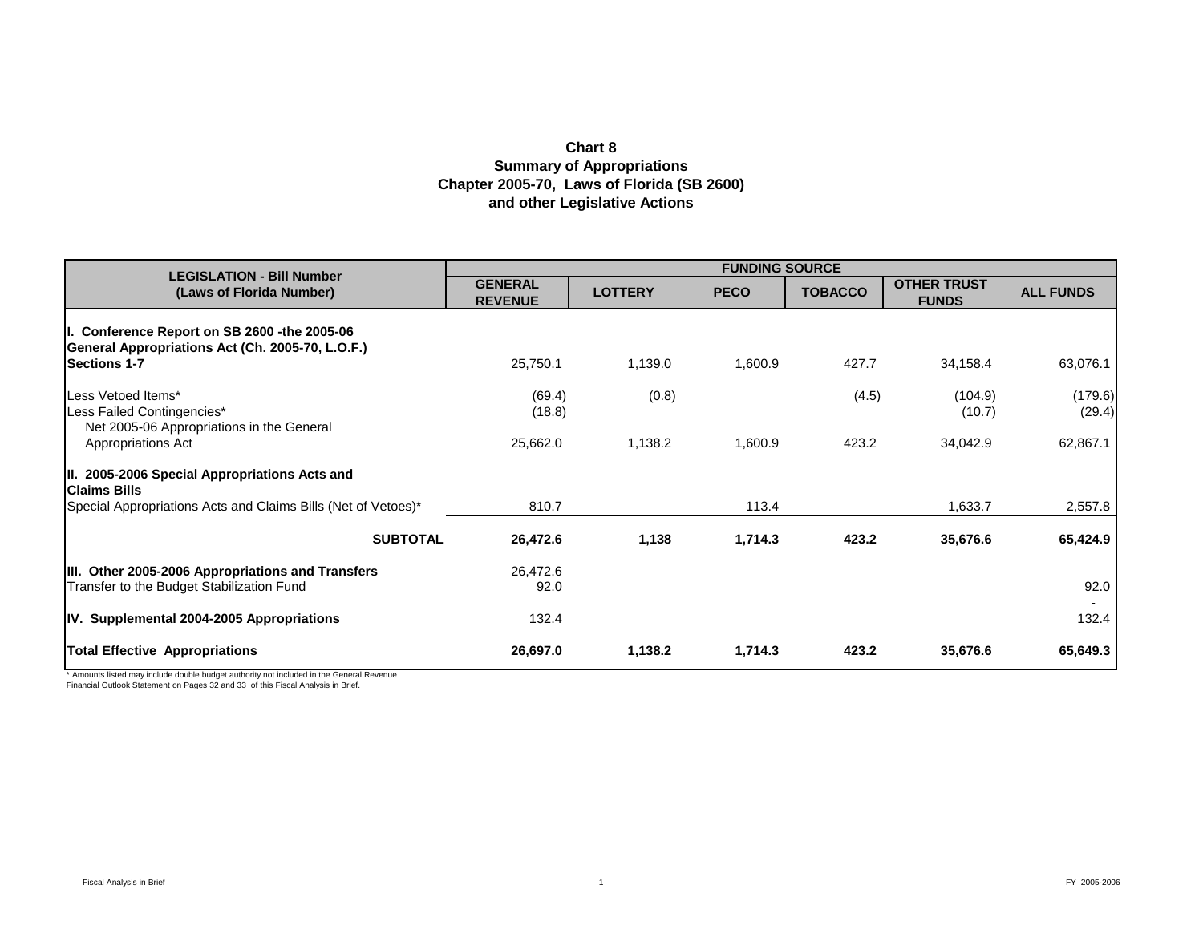**Chart 8**
**Summary of Appropriations**
**Chapter 2005-70, Laws of Florida (SB 2600)**
**and other Legislative Actions**

| LEGISLATION - Bill Number (Laws of Florida Number) | FUNDING SOURCE | | | | | |
|---|---|---|---|---|---|---|
| | GENERAL REVENUE | LOTTERY | PECO | TOBACCO | OTHER TRUST FUNDS | ALL FUNDS |
| **I. Conference Report on SB 2600 -the 2005-06 General Appropriations Act (Ch. 2005-70, L.O.F.) Sections 1-7** | 25,750.1 | 1,139.0 | 1,600.9 | 427.7 | 34,158.4 | 63,076.1 |
| Less Vetoed Items* | (69.4) | (0.8) | | (4.5) | (104.9) | (179.6) |
| Less Failed Contingencies* | (18.8) | | | | (10.7) | (29.4) |
| Net 2005-06 Appropriations in the General Appropriations Act | 25,662.0 | 1,138.2 | 1,600.9 | 423.2 | 34,042.9 | 62,867.1 |
| **II. 2005-2006 Special Appropriations Acts and Claims Bills** | | | | | | |
| Special Appropriations Acts and Claims Bills (Net of Vetoes)* | 810.7 | | 113.4 | | 1,633.7 | 2,557.8 |
| **SUBTOTAL** | **26,472.6** | **1,138** | **1,714.3** | **423.2** | **35,676.6** | **65,424.9** |
| **III. Other 2005-2006 Appropriations and Transfers** | 26,472.6 | | | | | |
| Transfer to the Budget Stabilization Fund | 92.0 | | | | | 92.0 |
| | | | | | | - |
| **IV. Supplemental 2004-2005 Appropriations** | 132.4 | | | | | 132.4 |
| **Total Effective Appropriations** | **26,697.0** | **1,138.2** | **1,714.3** | **423.2** | **35,676.6** | **65,649.3** |

* Amounts listed may include double budget authority not included in the General Revenue Financial Outlook Statement on Pages 32 and 33 of this Fiscal Analysis in Brief.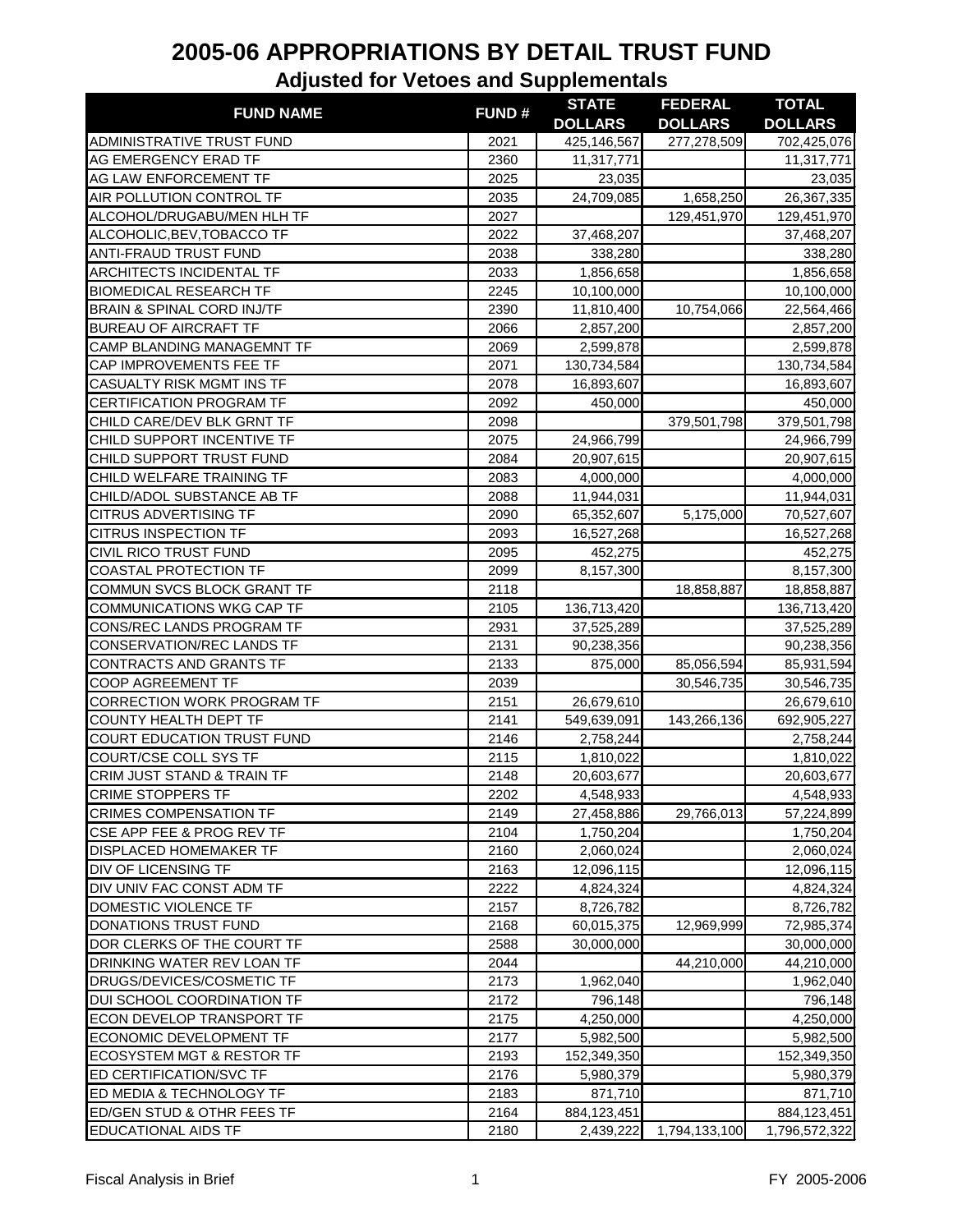# 2005-06 APPROPRIATIONS BY DETAIL TRUST FUND

## Adjusted for Vetoes and Supplementals

| FUND NAME | FUND # | STATE DOLLARS | FEDERAL DOLLARS | TOTAL DOLLARS |
|---|---|---|---|---|
| ADMINISTRATIVE TRUST FUND | 2021 | 425,146,567 | 277,278,509 | 702,425,076 |
| AG EMERGENCY ERAD TF | 2360 | 11,317,771 | | 11,317,771 |
| AG LAW ENFORCEMENT TF | 2025 | 23,035 | | 23,035 |
| AIR POLLUTION CONTROL TF | 2035 | 24,709,085 | 1,658,250 | 26,367,335 |
| ALCOHOL/DRUGABU/MEN HLH TF | 2027 | | 129,451,970 | 129,451,970 |
| ALCOHOLIC,BEV,TOBACCO TF | 2022 | 37,468,207 | | 37,468,207 |
| ANTI-FRAUD TRUST FUND | 2038 | 338,280 | | 338,280 |
| ARCHITECTS INCIDENTAL TF | 2033 | 1,856,658 | | 1,856,658 |
| BIOMEDICAL RESEARCH TF | 2245 | 10,100,000 | | 10,100,000 |
| BRAIN & SPINAL CORD INJ/TF | 2390 | 11,810,400 | 10,754,066 | 22,564,466 |
| BUREAU OF AIRCRAFT TF | 2066 | 2,857,200 | | 2,857,200 |
| CAMP BLANDING MANAGEMNT TF | 2069 | 2,599,878 | | 2,599,878 |
| CAP IMPROVEMENTS FEE TF | 2071 | 130,734,584 | | 130,734,584 |
| CASUALTY RISK MGMT INS TF | 2078 | 16,893,607 | | 16,893,607 |
| CERTIFICATION PROGRAM TF | 2092 | 450,000 | | 450,000 |
| CHILD CARE/DEV BLK GRNT TF | 2098 | | 379,501,798 | 379,501,798 |
| CHILD SUPPORT INCENTIVE TF | 2075 | 24,966,799 | | 24,966,799 |
| CHILD SUPPORT TRUST FUND | 2084 | 20,907,615 | | 20,907,615 |
| CHILD WELFARE TRAINING TF | 2083 | 4,000,000 | | 4,000,000 |
| CHILD/ADOL SUBSTANCE AB TF | 2088 | 11,944,031 | | 11,944,031 |
| CITRUS ADVERTISING TF | 2090 | 65,352,607 | 5,175,000 | 70,527,607 |
| CITRUS INSPECTION TF | 2093 | 16,527,268 | | 16,527,268 |
| CIVIL RICO TRUST FUND | 2095 | 452,275 | | 452,275 |
| COASTAL PROTECTION TF | 2099 | 8,157,300 | | 8,157,300 |
| COMMUN SVCS BLOCK GRANT TF | 2118 | | 18,858,887 | 18,858,887 |
| COMMUNICATIONS WKG CAP TF | 2105 | 136,713,420 | | 136,713,420 |
| CONS/REC LANDS PROGRAM TF | 2931 | 37,525,289 | | 37,525,289 |
| CONSERVATION/REC LANDS TF | 2131 | 90,238,356 | | 90,238,356 |
| CONTRACTS AND GRANTS TF | 2133 | 875,000 | 85,056,594 | 85,931,594 |
| COOP AGREEMENT TF | 2039 | | 30,546,735 | 30,546,735 |
| CORRECTION WORK PROGRAM TF | 2151 | 26,679,610 | | 26,679,610 |
| COUNTY HEALTH DEPT TF | 2141 | 549,639,091 | 143,266,136 | 692,905,227 |
| COURT EDUCATION TRUST FUND | 2146 | 2,758,244 | | 2,758,244 |
| COURT/CSE COLL SYS TF | 2115 | 1,810,022 | | 1,810,022 |
| CRIM JUST STAND & TRAIN TF | 2148 | 20,603,677 | | 20,603,677 |
| CRIME STOPPERS TF | 2202 | 4,548,933 | | 4,548,933 |
| CRIMES COMPENSATION TF | 2149 | 27,458,886 | 29,766,013 | 57,224,899 |
| CSE APP FEE & PROG REV TF | 2104 | 1,750,204 | | 1,750,204 |
| DISPLACED HOMEMAKER TF | 2160 | 2,060,024 | | 2,060,024 |
| DIV OF LICENSING TF | 2163 | 12,096,115 | | 12,096,115 |
| DIV UNIV FAC CONST ADM TF | 2222 | 4,824,324 | | 4,824,324 |
| DOMESTIC VIOLENCE TF | 2157 | 8,726,782 | | 8,726,782 |
| DONATIONS TRUST FUND | 2168 | 60,015,375 | 12,969,999 | 72,985,374 |
| DOR CLERKS OF THE COURT TF | 2588 | 30,000,000 | | 30,000,000 |
| DRINKING WATER REV LOAN TF | 2044 | | 44,210,000 | 44,210,000 |
| DRUGS/DEVICES/COSMETIC TF | 2173 | 1,962,040 | | 1,962,040 |
| DUI SCHOOL COORDINATION TF | 2172 | 796,148 | | 796,148 |
| ECON DEVELOP TRANSPORT TF | 2175 | 4,250,000 | | 4,250,000 |
| ECONOMIC DEVELOPMENT TF | 2177 | 5,982,500 | | 5,982,500 |
| ECOSYSTEM MGT & RESTOR TF | 2193 | 152,349,350 | | 152,349,350 |
| ED CERTIFICATION/SVC TF | 2176 | 5,980,379 | | 5,980,379 |
| ED MEDIA & TECHNOLOGY TF | 2183 | 871,710 | | 871,710 |
| ED/GEN STUD & OTHR FEES TF | 2164 | 884,123,451 | | 884,123,451 |
| EDUCATIONAL AIDS TF | 2180 | 2,439,222 | 1,794,133,100 | 1,796,572,322 |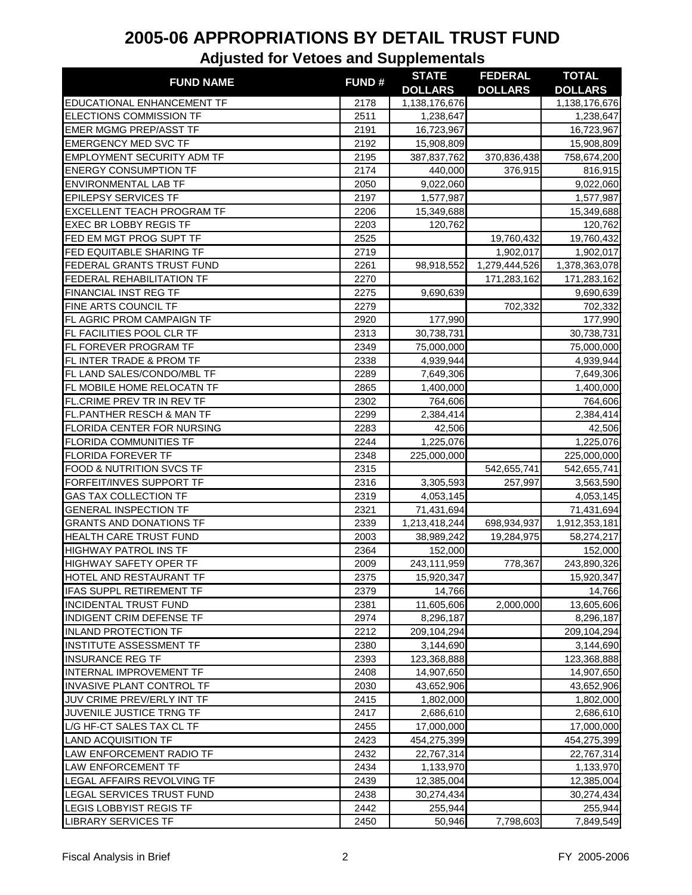# 2005-06 APPROPRIATIONS BY DETAIL TRUST FUND

## Adjusted for Vetoes and Supplementals

| FUND NAME | FUND # | STATE DOLLARS | FEDERAL DOLLARS | TOTAL DOLLARS |
|---|---|---|---|---|
| EDUCATIONAL ENHANCEMENT TF | 2178 | 1,138,176,676 | | 1,138,176,676 |
| ELECTIONS COMMISSION TF | 2511 | 1,238,647 | | 1,238,647 |
| EMER MGMG PREP/ASST TF | 2191 | 16,723,967 | | 16,723,967 |
| EMERGENCY MED SVC TF | 2192 | 15,908,809 | | 15,908,809 |
| EMPLOYMENT SECURITY ADM TF | 2195 | 387,837,762 | 370,836,438 | 758,674,200 |
| ENERGY CONSUMPTION TF | 2174 | 440,000 | 376,915 | 816,915 |
| ENVIRONMENTAL LAB TF | 2050 | 9,022,060 | | 9,022,060 |
| EPILEPSY SERVICES TF | 2197 | 1,577,987 | | 1,577,987 |
| EXCELLENT TEACH PROGRAM TF | 2206 | 15,349,688 | | 15,349,688 |
| EXEC BR LOBBY REGIS TF | 2203 | 120,762 | | 120,762 |
| FED EM MGT PROG SUPT TF | 2525 | | 19,760,432 | 19,760,432 |
| FED EQUITABLE SHARING TF | 2719 | | 1,902,017 | 1,902,017 |
| FEDERAL GRANTS TRUST FUND | 2261 | 98,918,552 | 1,279,444,526 | 1,378,363,078 |
| FEDERAL REHABILITATION TF | 2270 | | 171,283,162 | 171,283,162 |
| FINANCIAL INST REG TF | 2275 | 9,690,639 | | 9,690,639 |
| FINE ARTS COUNCIL TF | 2279 | | 702,332 | 702,332 |
| FL AGRIC PROM CAMPAIGN TF | 2920 | 177,990 | | 177,990 |
| FL FACILITIES POOL CLR TF | 2313 | 30,738,731 | | 30,738,731 |
| FL FOREVER PROGRAM TF | 2349 | 75,000,000 | | 75,000,000 |
| FL INTER TRADE & PROM TF | 2338 | 4,939,944 | | 4,939,944 |
| FL LAND SALES/CONDO/MBL TF | 2289 | 7,649,306 | | 7,649,306 |
| FL MOBILE HOME RELOCATN TF | 2865 | 1,400,000 | | 1,400,000 |
| FL.CRIME PREV TR IN REV TF | 2302 | 764,606 | | 764,606 |
| FL.PANTHER RESCH & MAN TF | 2299 | 2,384,414 | | 2,384,414 |
| FLORIDA CENTER FOR NURSING | 2283 | 42,506 | | 42,506 |
| FLORIDA COMMUNITIES TF | 2244 | 1,225,076 | | 1,225,076 |
| FLORIDA FOREVER TF | 2348 | 225,000,000 | | 225,000,000 |
| FOOD & NUTRITION SVCS TF | 2315 | | 542,655,741 | 542,655,741 |
| FORFEIT/INVES SUPPORT TF | 2316 | 3,305,593 | 257,997 | 3,563,590 |
| GAS TAX COLLECTION TF | 2319 | 4,053,145 | | 4,053,145 |
| GENERAL INSPECTION TF | 2321 | 71,431,694 | | 71,431,694 |
| GRANTS AND DONATIONS TF | 2339 | 1,213,418,244 | 698,934,937 | 1,912,353,181 |
| HEALTH CARE TRUST FUND | 2003 | 38,989,242 | 19,284,975 | 58,274,217 |
| HIGHWAY PATROL INS TF | 2364 | 152,000 | | 152,000 |
| HIGHWAY SAFETY OPER TF | 2009 | 243,111,959 | 778,367 | 243,890,326 |
| HOTEL AND RESTAURANT TF | 2375 | 15,920,347 | | 15,920,347 |
| IFAS SUPPL RETIREMENT TF | 2379 | 14,766 | | 14,766 |
| INCIDENTAL TRUST FUND | 2381 | 11,605,606 | 2,000,000 | 13,605,606 |
| INDIGENT CRIM DEFENSE TF | 2974 | 8,296,187 | | 8,296,187 |
| INLAND PROTECTION TF | 2212 | 209,104,294 | | 209,104,294 |
| INSTITUTE ASSESSMENT TF | 2380 | 3,144,690 | | 3,144,690 |
| INSURANCE REG TF | 2393 | 123,368,888 | | 123,368,888 |
| INTERNAL IMPROVEMENT TF | 2408 | 14,907,650 | | 14,907,650 |
| INVASIVE PLANT CONTROL TF | 2030 | 43,652,906 | | 43,652,906 |
| JUV CRIME PREV/ERLY INT TF | 2415 | 1,802,000 | | 1,802,000 |
| JUVENILE JUSTICE TRNG TF | 2417 | 2,686,610 | | 2,686,610 |
| L/G HF-CT SALES TAX CL TF | 2455 | 17,000,000 | | 17,000,000 |
| LAND ACQUISITION TF | 2423 | 454,275,399 | | 454,275,399 |
| LAW ENFORCEMENT RADIO TF | 2432 | 22,767,314 | | 22,767,314 |
| LAW ENFORCEMENT TF | 2434 | 1,133,970 | | 1,133,970 |
| LEGAL AFFAIRS REVOLVING TF | 2439 | 12,385,004 | | 12,385,004 |
| LEGAL SERVICES TRUST FUND | 2438 | 30,274,434 | | 30,274,434 |
| LEGIS LOBBYIST REGIS TF | 2442 | 255,944 | | 255,944 |
| LIBRARY SERVICES TF | 2450 | 50,946 | 7,798,603 | 7,849,549 |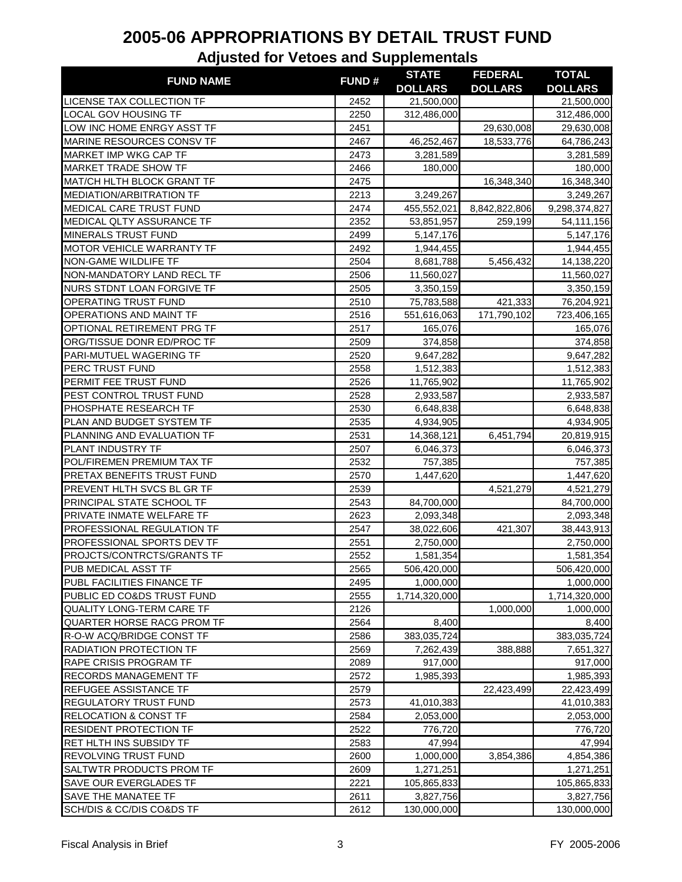# 2005-06 APPROPRIATIONS BY DETAIL TRUST FUND

## Adjusted for Vetoes and Supplementals

| FUND NAME | FUND # | STATE DOLLARS | FEDERAL DOLLARS | TOTAL DOLLARS |
|---|---|---|---|---|
| LICENSE TAX COLLECTION TF | 2452 | 21,500,000 | | 21,500,000 |
| LOCAL GOV HOUSING TF | 2250 | 312,486,000 | | 312,486,000 |
| LOW INC HOME ENRGY ASST TF | 2451 | | 29,630,008 | 29,630,008 |
| MARINE RESOURCES CONSV TF | 2467 | 46,252,467 | 18,533,776 | 64,786,243 |
| MARKET IMP WKG CAP TF | 2473 | 3,281,589 | | 3,281,589 |
| MARKET TRADE SHOW TF | 2466 | 180,000 | | 180,000 |
| MAT/CH HLTH BLOCK GRANT TF | 2475 | | 16,348,340 | 16,348,340 |
| MEDIATION/ARBITRATION TF | 2213 | 3,249,267 | | 3,249,267 |
| MEDICAL CARE TRUST FUND | 2474 | 455,552,021 | 8,842,822,806 | 9,298,374,827 |
| MEDICAL QLTY ASSURANCE TF | 2352 | 53,851,957 | 259,199 | 54,111,156 |
| MINERALS TRUST FUND | 2499 | 5,147,176 | | 5,147,176 |
| MOTOR VEHICLE WARRANTY TF | 2492 | 1,944,455 | | 1,944,455 |
| NON-GAME WILDLIFE TF | 2504 | 8,681,788 | 5,456,432 | 14,138,220 |
| NON-MANDATORY LAND RECL TF | 2506 | 11,560,027 | | 11,560,027 |
| NURS STDNT LOAN FORGIVE TF | 2505 | 3,350,159 | | 3,350,159 |
| OPERATING TRUST FUND | 2510 | 75,783,588 | 421,333 | 76,204,921 |
| OPERATIONS AND MAINT TF | 2516 | 551,616,063 | 171,790,102 | 723,406,165 |
| OPTIONAL RETIREMENT PRG TF | 2517 | 165,076 | | 165,076 |
| ORG/TISSUE DONR ED/PROC TF | 2509 | 374,858 | | 374,858 |
| PARI-MUTUEL WAGERING TF | 2520 | 9,647,282 | | 9,647,282 |
| PERC TRUST FUND | 2558 | 1,512,383 | | 1,512,383 |
| PERMIT FEE TRUST FUND | 2526 | 11,765,902 | | 11,765,902 |
| PEST CONTROL TRUST FUND | 2528 | 2,933,587 | | 2,933,587 |
| PHOSPHATE RESEARCH TF | 2530 | 6,648,838 | | 6,648,838 |
| PLAN AND BUDGET SYSTEM TF | 2535 | 4,934,905 | | 4,934,905 |
| PLANNING AND EVALUATION TF | 2531 | 14,368,121 | 6,451,794 | 20,819,915 |
| PLANT INDUSTRY TF | 2507 | 6,046,373 | | 6,046,373 |
| POL/FIREMEN PREMIUM TAX TF | 2532 | 757,385 | | 757,385 |
| PRETAX BENEFITS TRUST FUND | 2570 | 1,447,620 | | 1,447,620 |
| PREVENT HLTH SVCS BL GR TF | 2539 | | 4,521,279 | 4,521,279 |
| PRINCIPAL STATE SCHOOL TF | 2543 | 84,700,000 | | 84,700,000 |
| PRIVATE INMATE WELFARE TF | 2623 | 2,093,348 | | 2,093,348 |
| PROFESSIONAL REGULATION TF | 2547 | 38,022,606 | 421,307 | 38,443,913 |
| PROFESSIONAL SPORTS DEV TF | 2551 | 2,750,000 | | 2,750,000 |
| PROJCTS/CONTRCTS/GRANTS TF | 2552 | 1,581,354 | | 1,581,354 |
| PUB MEDICAL ASST TF | 2565 | 506,420,000 | | 506,420,000 |
| PUBL FACILITIES FINANCE TF | 2495 | 1,000,000 | | 1,000,000 |
| PUBLIC ED CO&DS TRUST FUND | 2555 | 1,714,320,000 | | 1,714,320,000 |
| QUALITY LONG-TERM CARE TF | 2126 | | 1,000,000 | 1,000,000 |
| QUARTER HORSE RACG PROM TF | 2564 | 8,400 | | 8,400 |
| R-O-W ACQ/BRIDGE CONST TF | 2586 | 383,035,724 | | 383,035,724 |
| RADIATION PROTECTION TF | 2569 | 7,262,439 | 388,888 | 7,651,327 |
| RAPE CRISIS PROGRAM TF | 2089 | 917,000 | | 917,000 |
| RECORDS MANAGEMENT TF | 2572 | 1,985,393 | | 1,985,393 |
| REFUGEE ASSISTANCE TF | 2579 | | 22,423,499 | 22,423,499 |
| REGULATORY TRUST FUND | 2573 | 41,010,383 | | 41,010,383 |
| RELOCATION & CONST TF | 2584 | 2,053,000 | | 2,053,000 |
| RESIDENT PROTECTION TF | 2522 | 776,720 | | 776,720 |
| RET HLTH INS SUBSIDY TF | 2583 | 47,994 | | 47,994 |
| REVOLVING TRUST FUND | 2600 | 1,000,000 | 3,854,386 | 4,854,386 |
| SALTWTR PRODUCTS PROM TF | 2609 | 1,271,251 | | 1,271,251 |
| SAVE OUR EVERGLADES TF | 2221 | 105,865,833 | | 105,865,833 |
| SAVE THE MANATEE TF | 2611 | 3,827,756 | | 3,827,756 |
| SCH/DIS & CC/DIS CO&DS TF | 2612 | 130,000,000 | | 130,000,000 |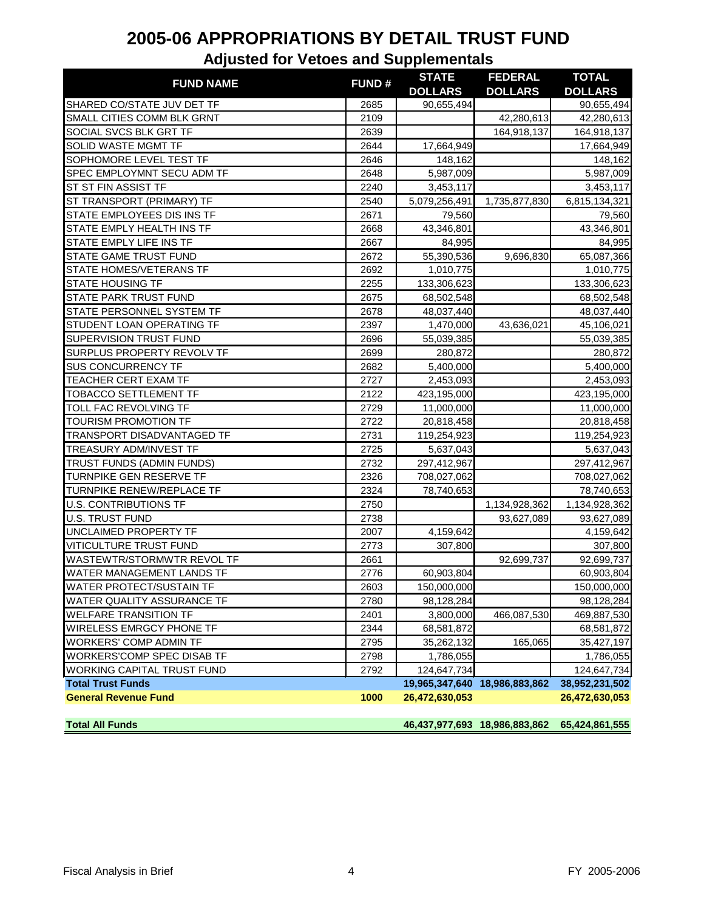# 2005-06 APPROPRIATIONS BY DETAIL TRUST FUND

## Adjusted for Vetoes and Supplementals

| FUND NAME | FUND # | STATE DOLLARS | FEDERAL DOLLARS | TOTAL DOLLARS |
|---|---|---|---|---|
| SHARED CO/STATE JUV DET TF | 2685 | 90,655,494 | | 90,655,494 |
| SMALL CITIES COMM BLK GRNT | 2109 | | 42,280,613 | 42,280,613 |
| SOCIAL SVCS BLK GRT TF | 2639 | | 164,918,137 | 164,918,137 |
| SOLID WASTE MGMT TF | 2644 | 17,664,949 | | 17,664,949 |
| SOPHOMORE LEVEL TEST TF | 2646 | 148,162 | | 148,162 |
| SPEC EMPLOYMNT SECU ADM TF | 2648 | 5,987,009 | | 5,987,009 |
| ST ST FIN ASSIST TF | 2240 | 3,453,117 | | 3,453,117 |
| ST TRANSPORT (PRIMARY) TF | 2540 | 5,079,256,491 | 1,735,877,830 | 6,815,134,321 |
| STATE EMPLOYEES DIS INS TF | 2671 | 79,560 | | 79,560 |
| STATE EMPLY HEALTH INS TF | 2668 | 43,346,801 | | 43,346,801 |
| STATE EMPLY LIFE INS TF | 2667 | 84,995 | | 84,995 |
| STATE GAME TRUST FUND | 2672 | 55,390,536 | 9,696,830 | 65,087,366 |
| STATE HOMES/VETERANS TF | 2692 | 1,010,775 | | 1,010,775 |
| STATE HOUSING TF | 2255 | 133,306,623 | | 133,306,623 |
| STATE PARK TRUST FUND | 2675 | 68,502,548 | | 68,502,548 |
| STATE PERSONNEL SYSTEM TF | 2678 | 48,037,440 | | 48,037,440 |
| STUDENT LOAN OPERATING TF | 2397 | 1,470,000 | 43,636,021 | 45,106,021 |
| SUPERVISION TRUST FUND | 2696 | 55,039,385 | | 55,039,385 |
| SURPLUS PROPERTY REVOLV TF | 2699 | 280,872 | | 280,872 |
| SUS CONCURRENCY TF | 2682 | 5,400,000 | | 5,400,000 |
| TEACHER CERT EXAM TF | 2727 | 2,453,093 | | 2,453,093 |
| TOBACCO SETTLEMENT TF | 2122 | 423,195,000 | | 423,195,000 |
| TOLL FAC REVOLVING TF | 2729 | 11,000,000 | | 11,000,000 |
| TOURISM PROMOTION TF | 2722 | 20,818,458 | | 20,818,458 |
| TRANSPORT DISADVANTAGED TF | 2731 | 119,254,923 | | 119,254,923 |
| TREASURY ADM/INVEST TF | 2725 | 5,637,043 | | 5,637,043 |
| TRUST FUNDS (ADMIN FUNDS) | 2732 | 297,412,967 | | 297,412,967 |
| TURNPIKE GEN RESERVE TF | 2326 | 708,027,062 | | 708,027,062 |
| TURNPIKE RENEW/REPLACE TF | 2324 | 78,740,653 | | 78,740,653 |
| U.S. CONTRIBUTIONS TF | 2750 | | 1,134,928,362 | 1,134,928,362 |
| U.S. TRUST FUND | 2738 | | 93,627,089 | 93,627,089 |
| UNCLAIMED PROPERTY TF | 2007 | 4,159,642 | | 4,159,642 |
| VITICULTURE TRUST FUND | 2773 | 307,800 | | 307,800 |
| WASTEWTR/STORMWTR REVOL TF | 2661 | | 92,699,737 | 92,699,737 |
| WATER MANAGEMENT LANDS TF | 2776 | 60,903,804 | | 60,903,804 |
| WATER PROTECT/SUSTAIN TF | 2603 | 150,000,000 | | 150,000,000 |
| WATER QUALITY ASSURANCE TF | 2780 | 98,128,284 | | 98,128,284 |
| WELFARE TRANSITION TF | 2401 | 3,800,000 | 466,087,530 | 469,887,530 |
| WIRELESS EMRGCY PHONE TF | 2344 | 68,581,872 | | 68,581,872 |
| WORKERS' COMP ADMIN TF | 2795 | 35,262,132 | 165,065 | 35,427,197 |
| WORKERS'COMP SPEC DISAB TF | 2798 | 1,786,055 | | 1,786,055 |
| WORKING CAPITAL TRUST FUND | 2792 | 124,647,734 | | 124,647,734 |
| **Total Trust Funds** | | **19,965,347,640** | **18,986,883,862** | **38,952,231,502** |
| **General Revenue Fund** | **1000** | **26,472,630,053** | | **26,472,630,053** |
| **Total All Funds** | | **46,437,977,693** | **18,986,883,862** | **65,424,861,555** |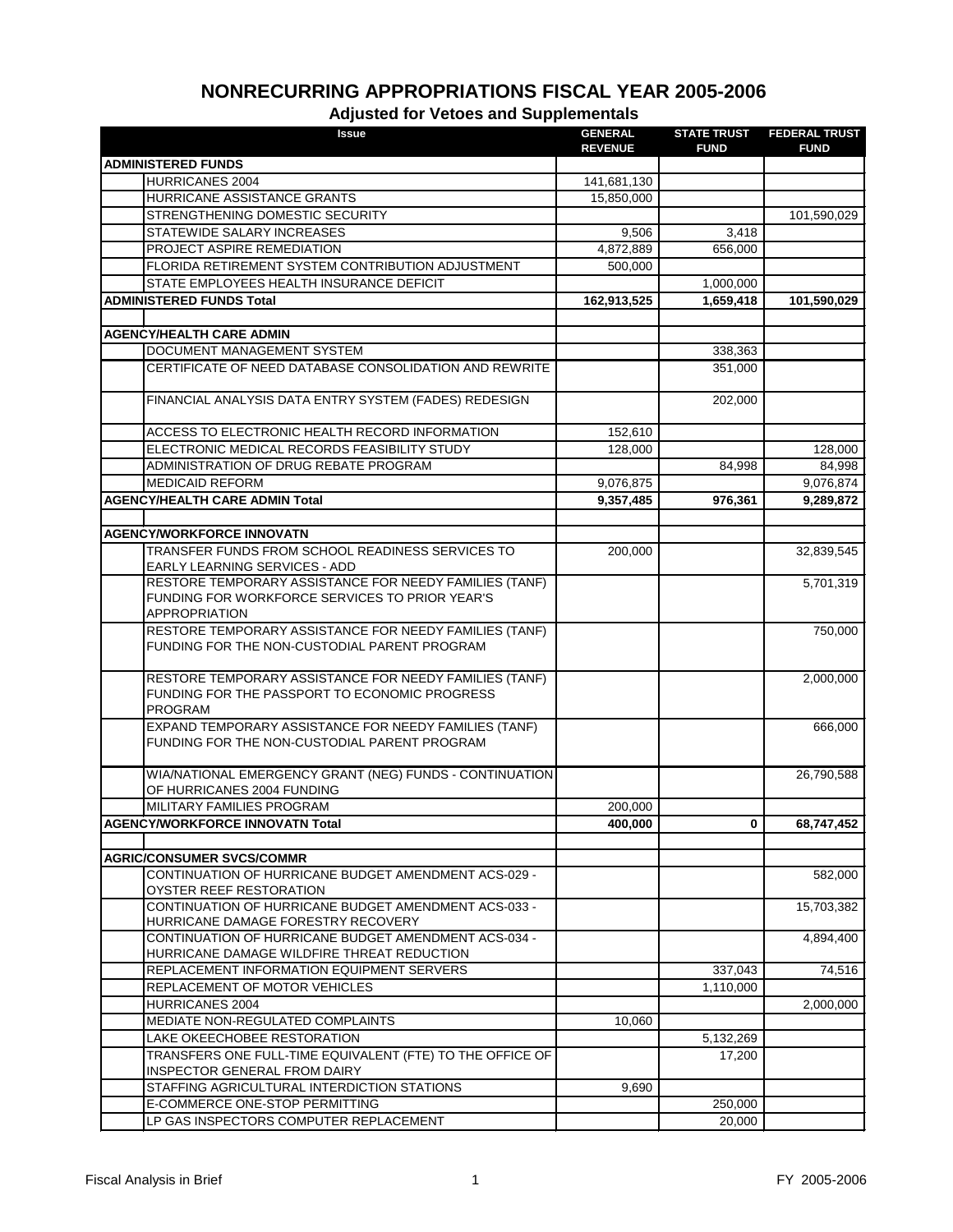# NONRECURRING APPROPRIATIONS FISCAL YEAR 2005-2006

## Adjusted for Vetoes and Supplementals

| Issue | GENERAL REVENUE | STATE TRUST FUND | FEDERAL TRUST FUND |
|---|---|---|---|
| **ADMINISTERED FUNDS** | | | |
| HURRICANES 2004 | 141,681,130 | | |
| HURRICANE ASSISTANCE GRANTS | 15,850,000 | | |
| STRENGTHENING DOMESTIC SECURITY | | | 101,590,029 |
| STATEWIDE SALARY INCREASES | 9,506 | 3,418 | |
| PROJECT ASPIRE REMEDIATION | 4,872,889 | 656,000 | |
| FLORIDA RETIREMENT SYSTEM CONTRIBUTION ADJUSTMENT | 500,000 | | |
| STATE EMPLOYEES HEALTH INSURANCE DEFICIT | | 1,000,000 | |
| **ADMINISTERED FUNDS Total** | **162,913,525** | **1,659,418** | **101,590,029** |
| | | | |
| **AGENCY/HEALTH CARE ADMIN** | | | |
| DOCUMENT MANAGEMENT SYSTEM | | 338,363 | |
| CERTIFICATE OF NEED DATABASE CONSOLIDATION AND REWRITE | | 351,000 | |
| FINANCIAL ANALYSIS DATA ENTRY SYSTEM (FADES) REDESIGN | | 202,000 | |
| ACCESS TO ELECTRONIC HEALTH RECORD INFORMATION | 152,610 | | |
| ELECTRONIC MEDICAL RECORDS FEASIBILITY STUDY | 128,000 | | 128,000 |
| ADMINISTRATION OF DRUG REBATE PROGRAM | | 84,998 | 84,998 |
| MEDICAID REFORM | 9,076,875 | | 9,076,874 |
| **AGENCY/HEALTH CARE ADMIN Total** | **9,357,485** | **976,361** | **9,289,872** |
| | | | |
| **AGENCY/WORKFORCE INNOVATN** | | | |
| TRANSFER FUNDS FROM SCHOOL READINESS SERVICES TO EARLY LEARNING SERVICES - ADD | 200,000 | | 32,839,545 |
| RESTORE TEMPORARY ASSISTANCE FOR NEEDY FAMILIES (TANF) FUNDING FOR WORKFORCE SERVICES TO PRIOR YEAR'S APPROPRIATION | | | 5,701,319 |
| RESTORE TEMPORARY ASSISTANCE FOR NEEDY FAMILIES (TANF) FUNDING FOR THE NON-CUSTODIAL PARENT PROGRAM | | | 750,000 |
| RESTORE TEMPORARY ASSISTANCE FOR NEEDY FAMILIES (TANF) FUNDING FOR THE PASSPORT TO ECONOMIC PROGRESS PROGRAM | | | 2,000,000 |
| EXPAND TEMPORARY ASSISTANCE FOR NEEDY FAMILIES (TANF) FUNDING FOR THE NON-CUSTODIAL PARENT PROGRAM | | | 666,000 |
| WIA/NATIONAL EMERGENCY GRANT (NEG) FUNDS - CONTINUATION OF HURRICANES 2004 FUNDING | | | 26,790,588 |
| MILITARY FAMILIES PROGRAM | 200,000 | | |
| **AGENCY/WORKFORCE INNOVATN Total** | **400,000** | **0** | **68,747,452** |
| | | | |
| **AGRIC/CONSUMER SVCS/COMMR** | | | |
| CONTINUATION OF HURRICANE BUDGET AMENDMENT ACS-029 - OYSTER REEF RESTORATION | | | 582,000 |
| CONTINUATION OF HURRICANE BUDGET AMENDMENT ACS-033 - HURRICANE DAMAGE FORESTRY RECOVERY | | | 15,703,382 |
| CONTINUATION OF HURRICANE BUDGET AMENDMENT ACS-034 - HURRICANE DAMAGE WILDFIRE THREAT REDUCTION | | | 4,894,400 |
| REPLACEMENT INFORMATION EQUIPMENT SERVERS | | 337,043 | 74,516 |
| REPLACEMENT OF MOTOR VEHICLES | | 1,110,000 | |
| HURRICANES 2004 | | | 2,000,000 |
| MEDIATE NON-REGULATED COMPLAINTS | 10,060 | | |
| LAKE OKEECHOBEE RESTORATION | | 5,132,269 | |
| TRANSFERS ONE FULL-TIME EQUIVALENT (FTE) TO THE OFFICE OF INSPECTOR GENERAL FROM DAIRY | | 17,200 | |
| STAFFING AGRICULTURAL INTERDICTION STATIONS | 9,690 | | |
| E-COMMERCE ONE-STOP PERMITTING | | 250,000 | |
| LP GAS INSPECTORS COMPUTER REPLACEMENT | | 20,000 | |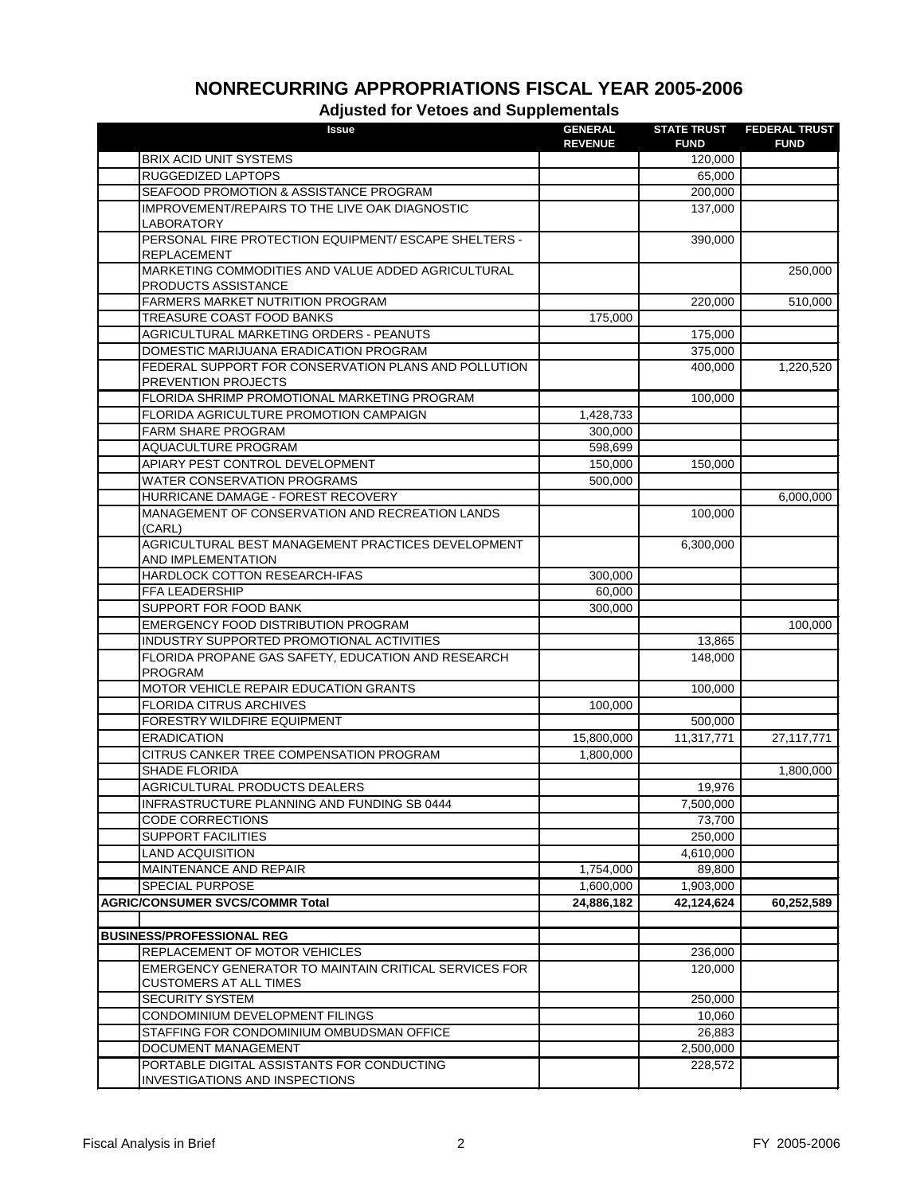# NONRECURRING APPROPRIATIONS FISCAL YEAR 2005-2006

## Adjusted for Vetoes and Supplementals

| Issue | GENERAL REVENUE | STATE TRUST FUND | FEDERAL TRUST FUND |
|---|---|---|---|
| BRIX ACID UNIT SYSTEMS | | 120,000 | |
| RUGGEDIZED LAPTOPS | | 65,000 | |
| SEAFOOD PROMOTION & ASSISTANCE PROGRAM | | 200,000 | |
| IMPROVEMENT/REPAIRS TO THE LIVE OAK DIAGNOSTIC LABORATORY | | 137,000 | |
| PERSONAL FIRE PROTECTION EQUIPMENT/ ESCAPE SHELTERS - REPLACEMENT | | 390,000 | |
| MARKETING COMMODITIES AND VALUE ADDED AGRICULTURAL PRODUCTS ASSISTANCE | | | 250,000 |
| FARMERS MARKET NUTRITION PROGRAM | | 220,000 | 510,000 |
| TREASURE COAST FOOD BANKS | 175,000 | | |
| AGRICULTURAL MARKETING ORDERS - PEANUTS | | 175,000 | |
| DOMESTIC MARIJUANA ERADICATION PROGRAM | | 375,000 | |
| FEDERAL SUPPORT FOR CONSERVATION PLANS AND POLLUTION PREVENTION PROJECTS | | 400,000 | 1,220,520 |
| FLORIDA SHRIMP PROMOTIONAL MARKETING PROGRAM | | 100,000 | |
| FLORIDA AGRICULTURE PROMOTION CAMPAIGN | 1,428,733 | | |
| FARM SHARE PROGRAM | 300,000 | | |
| AQUACULTURE PROGRAM | 598,699 | | |
| APIARY PEST CONTROL DEVELOPMENT | 150,000 | 150,000 | |
| WATER CONSERVATION PROGRAMS | 500,000 | | |
| HURRICANE DAMAGE - FOREST RECOVERY | | | 6,000,000 |
| MANAGEMENT OF CONSERVATION AND RECREATION LANDS (CARL) | | 100,000 | |
| AGRICULTURAL BEST MANAGEMENT PRACTICES DEVELOPMENT AND IMPLEMENTATION | | 6,300,000 | |
| HARDLOCK COTTON RESEARCH-IFAS | 300,000 | | |
| FFA LEADERSHIP | 60,000 | | |
| SUPPORT FOR FOOD BANK | 300,000 | | |
| EMERGENCY FOOD DISTRIBUTION PROGRAM | | | 100,000 |
| INDUSTRY SUPPORTED PROMOTIONAL ACTIVITIES | | 13,865 | |
| FLORIDA PROPANE GAS SAFETY, EDUCATION AND RESEARCH PROGRAM | | 148,000 | |
| MOTOR VEHICLE REPAIR EDUCATION GRANTS | | 100,000 | |
| FLORIDA CITRUS ARCHIVES | 100,000 | | |
| FORESTRY WILDFIRE EQUIPMENT | | 500,000 | |
| ERADICATION | 15,800,000 | 11,317,771 | 27,117,771 |
| CITRUS CANKER TREE COMPENSATION PROGRAM | 1,800,000 | | |
| SHADE FLORIDA | | | 1,800,000 |
| AGRICULTURAL PRODUCTS DEALERS | | 19,976 | |
| INFRASTRUCTURE PLANNING AND FUNDING SB 0444 | | 7,500,000 | |
| CODE CORRECTIONS | | 73,700 | |
| SUPPORT FACILITIES | | 250,000 | |
| LAND ACQUISITION | | 4,610,000 | |
| MAINTENANCE AND REPAIR | 1,754,000 | 89,800 | |
| SPECIAL PURPOSE | 1,600,000 | 1,903,000 | |
| **AGRIC/CONSUMER SVCS/COMMR Total** | **24,886,182** | **42,124,624** | **60,252,589** |
| | | | |
| **BUSINESS/PROFESSIONAL REG** | | | |
| REPLACEMENT OF MOTOR VEHICLES | | 236,000 | |
| EMERGENCY GENERATOR TO MAINTAIN CRITICAL SERVICES FOR CUSTOMERS AT ALL TIMES | | 120,000 | |
| SECURITY SYSTEM | | 250,000 | |
| CONDOMINIUM DEVELOPMENT FILINGS | | 10,060 | |
| STAFFING FOR CONDOMINIUM OMBUDSMAN OFFICE | | 26,883 | |
| DOCUMENT MANAGEMENT | | 2,500,000 | |
| PORTABLE DIGITAL ASSISTANTS FOR CONDUCTING INVESTIGATIONS AND INSPECTIONS | | 228,572 | |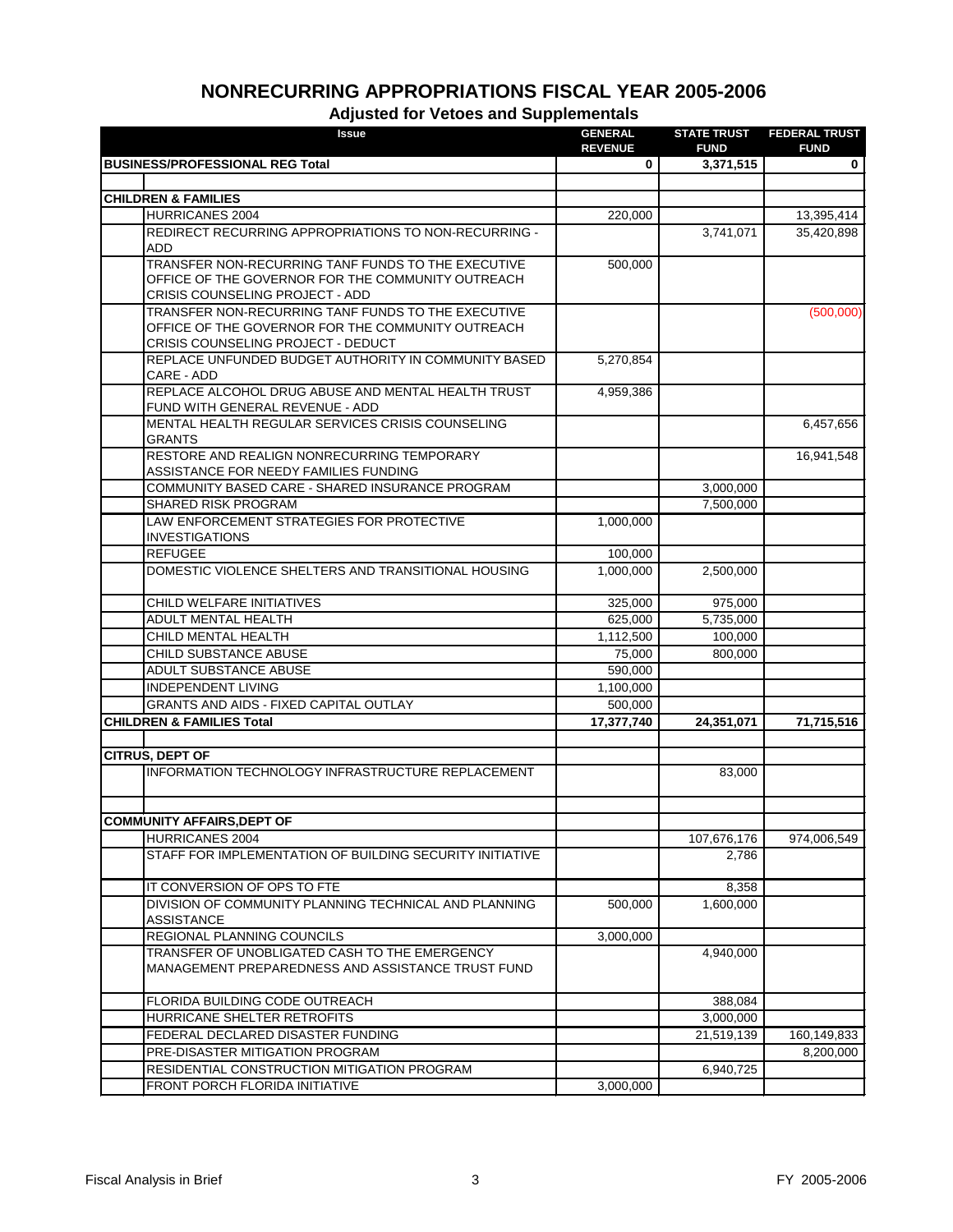# NONRECURRING APPROPRIATIONS FISCAL YEAR 2005-2006

## Adjusted for Vetoes and Supplementals

| Issue | GENERAL REVENUE | STATE TRUST FUND | FEDERAL TRUST FUND |
|---|---|---|---|
| **BUSINESS/PROFESSIONAL REG Total** | **0** | **3,371,515** | **0** |
| | | | |
| **CHILDREN & FAMILIES** | | | |
| HURRICANES 2004 | 220,000 | | 13,395,414 |
| REDIRECT RECURRING APPROPRIATIONS TO NON-RECURRING - ADD | | 3,741,071 | 35,420,898 |
| TRANSFER NON-RECURRING TANF FUNDS TO THE EXECUTIVE OFFICE OF THE GOVERNOR FOR THE COMMUNITY OUTREACH CRISIS COUNSELING PROJECT - ADD | 500,000 | | |
| TRANSFER NON-RECURRING TANF FUNDS TO THE EXECUTIVE OFFICE OF THE GOVERNOR FOR THE COMMUNITY OUTREACH CRISIS COUNSELING PROJECT - DEDUCT | | | (500,000) |
| REPLACE UNFUNDED BUDGET AUTHORITY IN COMMUNITY BASED CARE - ADD | 5,270,854 | | |
| REPLACE ALCOHOL DRUG ABUSE AND MENTAL HEALTH TRUST FUND WITH GENERAL REVENUE - ADD | 4,959,386 | | |
| MENTAL HEALTH REGULAR SERVICES CRISIS COUNSELING GRANTS | | | 6,457,656 |
| RESTORE AND REALIGN NONRECURRING TEMPORARY ASSISTANCE FOR NEEDY FAMILIES FUNDING | | | 16,941,548 |
| COMMUNITY BASED CARE - SHARED INSURANCE PROGRAM | | 3,000,000 | |
| SHARED RISK PROGRAM | | 7,500,000 | |
| LAW ENFORCEMENT STRATEGIES FOR PROTECTIVE INVESTIGATIONS | 1,000,000 | | |
| REFUGEE | 100,000 | | |
| DOMESTIC VIOLENCE SHELTERS AND TRANSITIONAL HOUSING | 1,000,000 | 2,500,000 | |
| CHILD WELFARE INITIATIVES | 325,000 | 975,000 | |
| ADULT MENTAL HEALTH | 625,000 | 5,735,000 | |
| CHILD MENTAL HEALTH | 1,112,500 | 100,000 | |
| CHILD SUBSTANCE ABUSE | 75,000 | 800,000 | |
| ADULT SUBSTANCE ABUSE | 590,000 | | |
| INDEPENDENT LIVING | 1,100,000 | | |
| GRANTS AND AIDS - FIXED CAPITAL OUTLAY | 500,000 | | |
| **CHILDREN & FAMILIES Total** | **17,377,740** | **24,351,071** | **71,715,516** |
| | | | |
| **CITRUS, DEPT OF** | | | |
| INFORMATION TECHNOLOGY INFRASTRUCTURE REPLACEMENT | | 83,000 | |
| | | | |
| **COMMUNITY AFFAIRS,DEPT OF** | | | |
| HURRICANES 2004 | | 107,676,176 | 974,006,549 |
| STAFF FOR IMPLEMENTATION OF BUILDING SECURITY INITIATIVE | | 2,786 | |
| IT CONVERSION OF OPS TO FTE | | 8,358 | |
| DIVISION OF COMMUNITY PLANNING TECHNICAL AND PLANNING ASSISTANCE | 500,000 | 1,600,000 | |
| REGIONAL PLANNING COUNCILS | 3,000,000 | | |
| TRANSFER OF UNOBLIGATED CASH TO THE EMERGENCY MANAGEMENT PREPAREDNESS AND ASSISTANCE TRUST FUND | | 4,940,000 | |
| FLORIDA BUILDING CODE OUTREACH | | 388,084 | |
| HURRICANE SHELTER RETROFITS | | 3,000,000 | |
| FEDERAL DECLARED DISASTER FUNDING | | 21,519,139 | 160,149,833 |
| PRE-DISASTER MITIGATION PROGRAM | | | 8,200,000 |
| RESIDENTIAL CONSTRUCTION MITIGATION PROGRAM | | 6,940,725 | |
| FRONT PORCH FLORIDA INITIATIVE | 3,000,000 | | |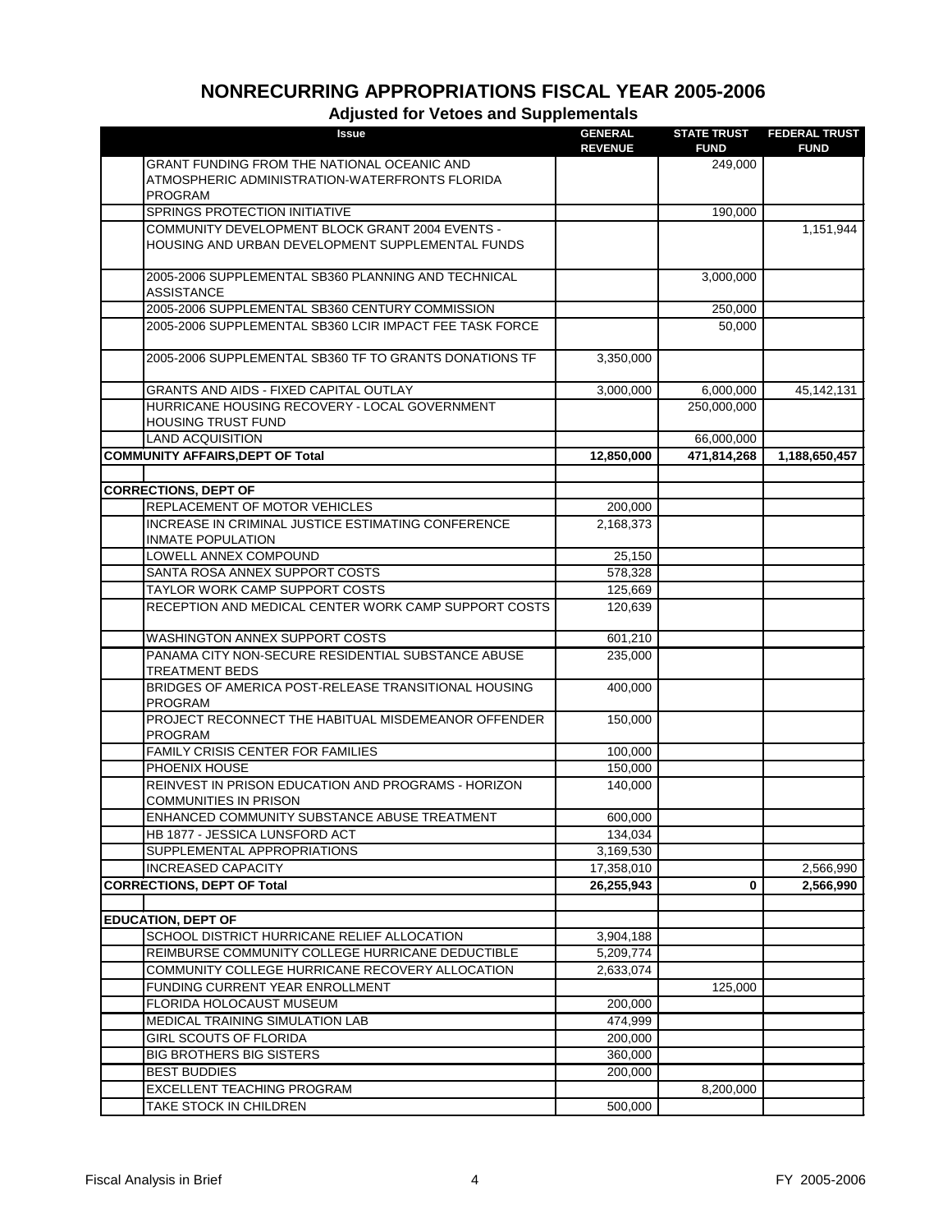# NONRECURRING APPROPRIATIONS FISCAL YEAR 2005-2006

## Adjusted for Vetoes and Supplementals

| Issue | GENERAL REVENUE | STATE TRUST FUND | FEDERAL TRUST FUND |
|---|---|---|---|
| GRANT FUNDING FROM THE NATIONAL OCEANIC AND ATMOSPHERIC ADMINISTRATION-WATERFRONTS FLORIDA PROGRAM | | 249,000 | |
| SPRINGS PROTECTION INITIATIVE | | 190,000 | |
| COMMUNITY DEVELOPMENT BLOCK GRANT 2004 EVENTS - HOUSING AND URBAN DEVELOPMENT SUPPLEMENTAL FUNDS | | | 1,151,944 |
| 2005-2006 SUPPLEMENTAL SB360 PLANNING AND TECHNICAL ASSISTANCE | | 3,000,000 | |
| 2005-2006 SUPPLEMENTAL SB360 CENTURY COMMISSION | | 250,000 | |
| 2005-2006 SUPPLEMENTAL SB360 LCIR IMPACT FEE TASK FORCE | | 50,000 | |
| 2005-2006 SUPPLEMENTAL SB360 TF TO GRANTS DONATIONS TF | 3,350,000 | | |
| GRANTS AND AIDS - FIXED CAPITAL OUTLAY | 3,000,000 | 6,000,000 | 45,142,131 |
| HURRICANE HOUSING RECOVERY - LOCAL GOVERNMENT HOUSING TRUST FUND | | 250,000,000 | |
| LAND ACQUISITION | | 66,000,000 | |
| **COMMUNITY AFFAIRS,DEPT OF Total** | **12,850,000** | **471,814,268** | **1,188,650,457** |
| | | | |
| **CORRECTIONS, DEPT OF** | | | |
| REPLACEMENT OF MOTOR VEHICLES | 200,000 | | |
| INCREASE IN CRIMINAL JUSTICE ESTIMATING CONFERENCE INMATE POPULATION | 2,168,373 | | |
| LOWELL ANNEX COMPOUND | 25,150 | | |
| SANTA ROSA ANNEX SUPPORT COSTS | 578,328 | | |
| TAYLOR WORK CAMP SUPPORT COSTS | 125,669 | | |
| RECEPTION AND MEDICAL CENTER WORK CAMP SUPPORT COSTS | 120,639 | | |
| WASHINGTON ANNEX SUPPORT COSTS | 601,210 | | |
| PANAMA CITY NON-SECURE RESIDENTIAL SUBSTANCE ABUSE TREATMENT BEDS | 235,000 | | |
| BRIDGES OF AMERICA POST-RELEASE TRANSITIONAL HOUSING PROGRAM | 400,000 | | |
| PROJECT RECONNECT THE HABITUAL MISDEMEANOR OFFENDER PROGRAM | 150,000 | | |
| FAMILY CRISIS CENTER FOR FAMILIES | 100,000 | | |
| PHOENIX HOUSE | 150,000 | | |
| REINVEST IN PRISON EDUCATION AND PROGRAMS - HORIZON COMMUNITIES IN PRISON | 140,000 | | |
| ENHANCED COMMUNITY SUBSTANCE ABUSE TREATMENT | 600,000 | | |
| HB 1877 - JESSICA LUNSFORD ACT | 134,034 | | |
| SUPPLEMENTAL APPROPRIATIONS | 3,169,530 | | |
| INCREASED CAPACITY | 17,358,010 | | 2,566,990 |
| **CORRECTIONS, DEPT OF Total** | **26,255,943** | **0** | **2,566,990** |
| | | | |
| **EDUCATION, DEPT OF** | | | |
| SCHOOL DISTRICT HURRICANE RELIEF ALLOCATION | 3,904,188 | | |
| REIMBURSE COMMUNITY COLLEGE HURRICANE DEDUCTIBLE | 5,209,774 | | |
| COMMUNITY COLLEGE HURRICANE RECOVERY ALLOCATION | 2,633,074 | | |
| FUNDING CURRENT YEAR ENROLLMENT | | 125,000 | |
| FLORIDA HOLOCAUST MUSEUM | 200,000 | | |
| MEDICAL TRAINING SIMULATION LAB | 474,999 | | |
| GIRL SCOUTS OF FLORIDA | 200,000 | | |
| BIG BROTHERS BIG SISTERS | 360,000 | | |
| BEST BUDDIES | 200,000 | | |
| EXCELLENT TEACHING PROGRAM | | 8,200,000 | |
| TAKE STOCK IN CHILDREN | 500,000 | | |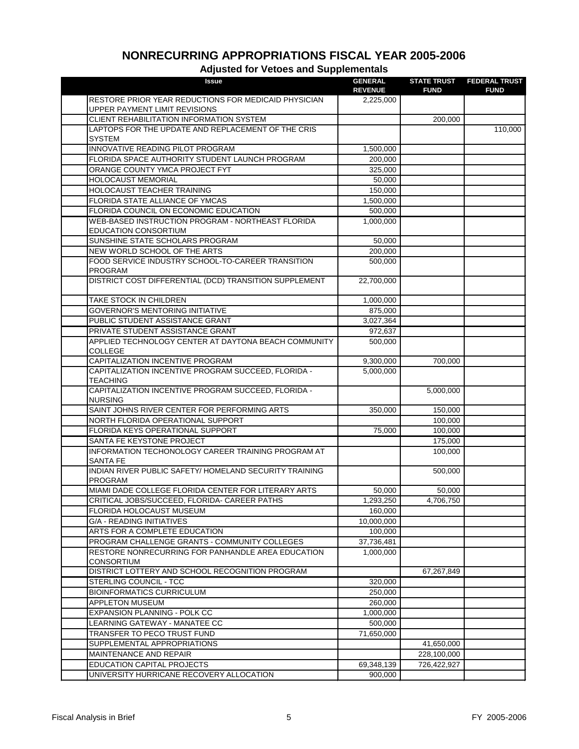# NONRECURRING APPROPRIATIONS FISCAL YEAR 2005-2006

## Adjusted for Vetoes and Supplementals

| Issue | GENERAL REVENUE | STATE TRUST FUND | FEDERAL TRUST FUND |
|---|---|---|---|
| RESTORE PRIOR YEAR REDUCTIONS FOR MEDICAID PHYSICIAN UPPER PAYMENT LIMIT REVISIONS | 2,225,000 | | |
| CLIENT REHABILITATION INFORMATION SYSTEM | | 200,000 | |
| LAPTOPS FOR THE UPDATE AND REPLACEMENT OF THE CRIS SYSTEM | | | 110,000 |
| INNOVATIVE READING PILOT PROGRAM | 1,500,000 | | |
| FLORIDA SPACE AUTHORITY STUDENT LAUNCH PROGRAM | 200,000 | | |
| ORANGE COUNTY YMCA PROJECT FYT | 325,000 | | |
| HOLOCAUST MEMORIAL | 50,000 | | |
| HOLOCAUST TEACHER TRAINING | 150,000 | | |
| FLORIDA STATE ALLIANCE OF YMCAS | 1,500,000 | | |
| FLORIDA COUNCIL ON ECONOMIC EDUCATION | 500,000 | | |
| WEB-BASED INSTRUCTION PROGRAM - NORTHEAST FLORIDA EDUCATION CONSORTIUM | 1,000,000 | | |
| SUNSHINE STATE SCHOLARS PROGRAM | 50,000 | | |
| NEW WORLD SCHOOL OF THE ARTS | 200,000 | | |
| FOOD SERVICE INDUSTRY SCHOOL-TO-CAREER TRANSITION PROGRAM | 500,000 | | |
| DISTRICT COST DIFFERENTIAL (DCD) TRANSITION SUPPLEMENT | 22,700,000 | | |
| TAKE STOCK IN CHILDREN | 1,000,000 | | |
| GOVERNOR'S MENTORING INITIATIVE | 875,000 | | |
| PUBLIC STUDENT ASSISTANCE GRANT | 3,027,364 | | |
| PRIVATE STUDENT ASSISTANCE GRANT | 972,637 | | |
| APPLIED TECHNOLOGY CENTER AT DAYTONA BEACH COMMUNITY COLLEGE | 500,000 | | |
| CAPITALIZATION INCENTIVE PROGRAM | 9,300,000 | 700,000 | |
| CAPITALIZATION INCENTIVE PROGRAM SUCCEED, FLORIDA - TEACHING | 5,000,000 | | |
| CAPITALIZATION INCENTIVE PROGRAM SUCCEED, FLORIDA - NURSING | | 5,000,000 | |
| SAINT JOHNS RIVER CENTER FOR PERFORMING ARTS | 350,000 | 150,000 | |
| NORTH FLORIDA OPERATIONAL SUPPORT | | 100,000 | |
| FLORIDA KEYS OPERATIONAL SUPPORT | 75,000 | 100,000 | |
| SANTA FE KEYSTONE PROJECT | | 175,000 | |
| INFORMATION TECHONOLOGY CAREER TRAINING PROGRAM AT SANTA FE | | 100,000 | |
| INDIAN RIVER PUBLIC SAFETY/ HOMELAND SECURITY TRAINING PROGRAM | | 500,000 | |
| MIAMI DADE COLLEGE FLORIDA CENTER FOR LITERARY ARTS | 50,000 | 50,000 | |
| CRITICAL JOBS/SUCCEED, FLORIDA- CAREER PATHS | 1,293,250 | 4,706,750 | |
| FLORIDA HOLOCAUST MUSEUM | 160,000 | | |
| G/A - READING INITIATIVES | 10,000,000 | | |
| ARTS FOR A COMPLETE EDUCATION | 100,000 | | |
| PROGRAM CHALLENGE GRANTS - COMMUNITY COLLEGES | 37,736,481 | | |
| RESTORE NONRECURRING FOR PANHANDLE AREA EDUCATION CONSORTIUM | 1,000,000 | | |
| DISTRICT LOTTERY AND SCHOOL RECOGNITION PROGRAM | | 67,267,849 | |
| STERLING COUNCIL - TCC | 320,000 | | |
| BIOINFORMATICS CURRICULUM | 250,000 | | |
| APPLETON MUSEUM | 260,000 | | |
| EXPANSION PLANNING - POLK CC | 1,000,000 | | |
| LEARNING GATEWAY - MANATEE CC | 500,000 | | |
| TRANSFER TO PECO TRUST FUND | 71,650,000 | | |
| SUPPLEMENTAL APPROPRIATIONS | | 41,650,000 | |
| MAINTENANCE AND REPAIR | | 228,100,000 | |
| EDUCATION CAPITAL PROJECTS | 69,348,139 | 726,422,927 | |
| UNIVERSITY HURRICANE RECOVERY ALLOCATION | 900,000 | | |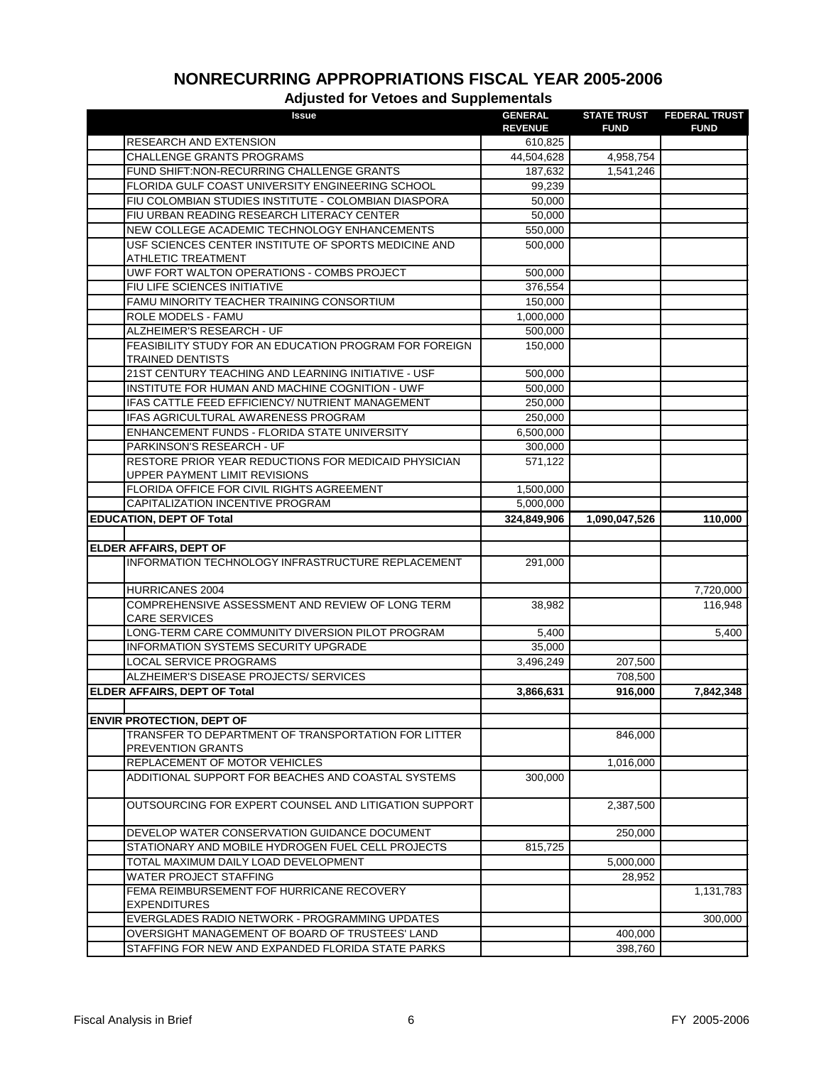# NONRECURRING APPROPRIATIONS FISCAL YEAR 2005-2006

## Adjusted for Vetoes and Supplementals

| | Issue | GENERAL REVENUE | STATE TRUST FUND | FEDERAL TRUST FUND |
|---|---|---|---|---|
| | RESEARCH AND EXTENSION | 610,825 | | |
| | CHALLENGE GRANTS PROGRAMS | 44,504,628 | 4,958,754 | |
| | FUND SHIFT:NON-RECURRING CHALLENGE GRANTS | 187,632 | 1,541,246 | |
| | FLORIDA GULF COAST UNIVERSITY ENGINEERING SCHOOL | 99,239 | | |
| | FIU COLOMBIAN STUDIES INSTITUTE - COLOMBIAN DIASPORA | 50,000 | | |
| | FIU URBAN READING RESEARCH LITERACY CENTER | 50,000 | | |
| | NEW COLLEGE ACADEMIC TECHNOLOGY ENHANCEMENTS | 550,000 | | |
| | USF SCIENCES CENTER INSTITUTE OF SPORTS MEDICINE AND ATHLETIC TREATMENT | 500,000 | | |
| | UWF FORT WALTON OPERATIONS - COMBS PROJECT | 500,000 | | |
| | FIU LIFE SCIENCES INITIATIVE | 376,554 | | |
| | FAMU MINORITY TEACHER TRAINING CONSORTIUM | 150,000 | | |
| | ROLE MODELS - FAMU | 1,000,000 | | |
| | ALZHEIMER'S RESEARCH - UF | 500,000 | | |
| | FEASIBILITY STUDY FOR AN EDUCATION PROGRAM FOR FOREIGN TRAINED DENTISTS | 150,000 | | |
| | 21ST CENTURY TEACHING AND LEARNING INITIATIVE - USF | 500,000 | | |
| | INSTITUTE FOR HUMAN AND MACHINE COGNITION - UWF | 500,000 | | |
| | IFAS CATTLE FEED EFFICIENCY/ NUTRIENT MANAGEMENT | 250,000 | | |
| | IFAS AGRICULTURAL AWARENESS PROGRAM | 250,000 | | |
| | ENHANCEMENT FUNDS - FLORIDA STATE UNIVERSITY | 6,500,000 | | |
| | PARKINSON'S RESEARCH - UF | 300,000 | | |
| | RESTORE PRIOR YEAR REDUCTIONS FOR MEDICAID PHYSICIAN UPPER PAYMENT LIMIT REVISIONS | 571,122 | | |
| | FLORIDA OFFICE FOR CIVIL RIGHTS AGREEMENT | 1,500,000 | | |
| | CAPITALIZATION INCENTIVE PROGRAM | 5,000,000 | | |
| **EDUCATION, DEPT OF Total** | | **324,849,906** | **1,090,047,526** | **110,000** |
| | | | | |
| **ELDER AFFAIRS, DEPT OF** | | | | |
| | INFORMATION TECHNOLOGY INFRASTRUCTURE REPLACEMENT | 291,000 | | |
| | HURRICANES 2004 | | | 7,720,000 |
| | COMPREHENSIVE ASSESSMENT AND REVIEW OF LONG TERM CARE SERVICES | 38,982 | | 116,948 |
| | LONG-TERM CARE COMMUNITY DIVERSION PILOT PROGRAM | 5,400 | | 5,400 |
| | INFORMATION SYSTEMS SECURITY UPGRADE | 35,000 | | |
| | LOCAL SERVICE PROGRAMS | 3,496,249 | 207,500 | |
| | ALZHEIMER'S DISEASE PROJECTS/ SERVICES | | 708,500 | |
| **ELDER AFFAIRS, DEPT OF Total** | | **3,866,631** | **916,000** | **7,842,348** |
| | | | | |
| **ENVIR PROTECTION, DEPT OF** | | | | |
| | TRANSFER TO DEPARTMENT OF TRANSPORTATION FOR LITTER PREVENTION GRANTS | | 846,000 | |
| | REPLACEMENT OF MOTOR VEHICLES | | 1,016,000 | |
| | ADDITIONAL SUPPORT FOR BEACHES AND COASTAL SYSTEMS | 300,000 | | |
| | OUTSOURCING FOR EXPERT COUNSEL AND LITIGATION SUPPORT | | 2,387,500 | |
| | DEVELOP WATER CONSERVATION GUIDANCE DOCUMENT | | 250,000 | |
| | STATIONARY AND MOBILE HYDROGEN FUEL CELL PROJECTS | 815,725 | | |
| | TOTAL MAXIMUM DAILY LOAD DEVELOPMENT | | 5,000,000 | |
| | WATER PROJECT STAFFING | | 28,952 | |
| | FEMA REIMBURSEMENT FOF HURRICANE RECOVERY EXPENDITURES | | | 1,131,783 |
| | EVERGLADES RADIO NETWORK - PROGRAMMING UPDATES | | | 300,000 |
| | OVERSIGHT MANAGEMENT OF BOARD OF TRUSTEES' LAND | | 400,000 | |
| | STAFFING FOR NEW AND EXPANDED FLORIDA STATE PARKS | | 398,760 | |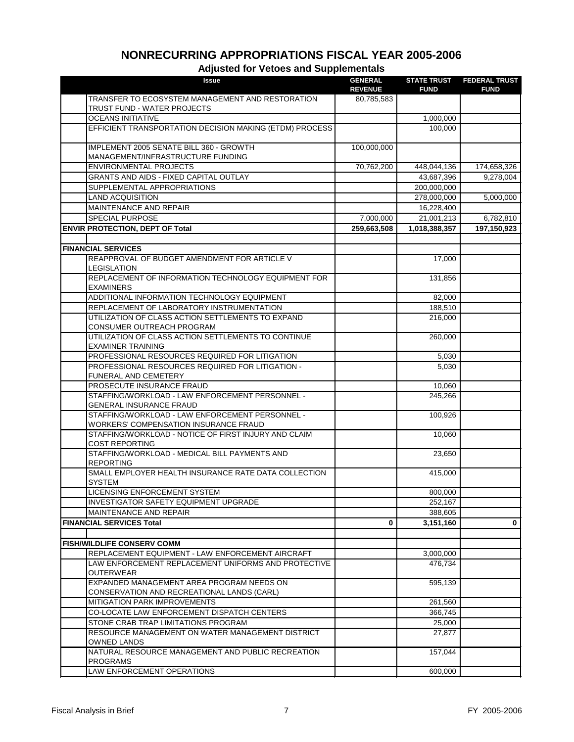# NONRECURRING APPROPRIATIONS FISCAL YEAR 2005-2006

## Adjusted for Vetoes and Supplementals

| | Issue | GENERAL REVENUE | STATE TRUST FUND | FEDERAL TRUST FUND |
|---|---|---|---|---|
| | TRANSFER TO ECOSYSTEM MANAGEMENT AND RESTORATION TRUST FUND - WATER PROJECTS | 80,785,583 | | |
| | OCEANS INITIATIVE | | 1,000,000 | |
| | EFFICIENT TRANSPORTATION DECISION MAKING (ETDM) PROCESS | | 100,000 | |
| | IMPLEMENT 2005 SENATE BILL 360 - GROWTH MANAGEMENT/INFRASTRUCTURE FUNDING | 100,000,000 | | |
| | ENVIRONMENTAL PROJECTS | 70,762,200 | 448,044,136 | 174,658,326 |
| | GRANTS AND AIDS - FIXED CAPITAL OUTLAY | | 43,687,396 | 9,278,004 |
| | SUPPLEMENTAL APPROPRIATIONS | | 200,000,000 | |
| | LAND ACQUISITION | | 278,000,000 | 5,000,000 |
| | MAINTENANCE AND REPAIR | | 16,228,400 | |
| | SPECIAL PURPOSE | 7,000,000 | 21,001,213 | 6,782,810 |
| **ENVIR PROTECTION, DEPT OF Total** | | **259,663,508** | **1,018,388,357** | **197,150,923** |
| | | | | |
| **FINANCIAL SERVICES** | | | | |
| | REAPPROVAL OF BUDGET AMENDMENT FOR ARTICLE V LEGISLATION | | 17,000 | |
| | REPLACEMENT OF INFORMATION TECHNOLOGY EQUIPMENT FOR EXAMINERS | | 131,856 | |
| | ADDITIONAL INFORMATION TECHNOLOGY EQUIPMENT | | 82,000 | |
| | REPLACEMENT OF LABORATORY INSTRUMENTATION | | 188,510 | |
| | UTILIZATION OF CLASS ACTION SETTLEMENTS TO EXPAND CONSUMER OUTREACH PROGRAM | | 216,000 | |
| | UTILIZATION OF CLASS ACTION SETTLEMENTS TO CONTINUE EXAMINER TRAINING | | 260,000 | |
| | PROFESSIONAL RESOURCES REQUIRED FOR LITIGATION | | 5,030 | |
| | PROFESSIONAL RESOURCES REQUIRED FOR LITIGATION - FUNERAL AND CEMETERY | | 5,030 | |
| | PROSECUTE INSURANCE FRAUD | | 10,060 | |
| | STAFFING/WORKLOAD - LAW ENFORCEMENT PERSONNEL - GENERAL INSURANCE FRAUD | | 245,266 | |
| | STAFFING/WORKLOAD - LAW ENFORCEMENT PERSONNEL - WORKERS' COMPENSATION INSURANCE FRAUD | | 100,926 | |
| | STAFFING/WORKLOAD - NOTICE OF FIRST INJURY AND CLAIM COST REPORTING | | 10,060 | |
| | STAFFING/WORKLOAD - MEDICAL BILL PAYMENTS AND REPORTING | | 23,650 | |
| | SMALL EMPLOYER HEALTH INSURANCE RATE DATA COLLECTION SYSTEM | | 415,000 | |
| | LICENSING ENFORCEMENT SYSTEM | | 800,000 | |
| | INVESTIGATOR SAFETY EQUIPMENT UPGRADE | | 252,167 | |
| | MAINTENANCE AND REPAIR | | 388,605 | |
| **FINANCIAL SERVICES Total** | | **0** | **3,151,160** | **0** |
| | | | | |
| **FISH/WILDLIFE CONSERV COMM** | | | | |
| | REPLACEMENT EQUIPMENT - LAW ENFORCEMENT AIRCRAFT | | 3,000,000 | |
| | LAW ENFORCEMENT REPLACEMENT UNIFORMS AND PROTECTIVE OUTERWEAR | | 476,734 | |
| | EXPANDED MANAGEMENT AREA PROGRAM NEEDS ON CONSERVATION AND RECREATIONAL LANDS (CARL) | | 595,139 | |
| | MITIGATION PARK IMPROVEMENTS | | 261,560 | |
| | CO-LOCATE LAW ENFORCEMENT DISPATCH CENTERS | | 366,745 | |
| | STONE CRAB TRAP LIMITATIONS PROGRAM | | 25,000 | |
| | RESOURCE MANAGEMENT ON WATER MANAGEMENT DISTRICT OWNED LANDS | | 27,877 | |
| | NATURAL RESOURCE MANAGEMENT AND PUBLIC RECREATION PROGRAMS | | 157,044 | |
| | LAW ENFORCEMENT OPERATIONS | | 600,000 | |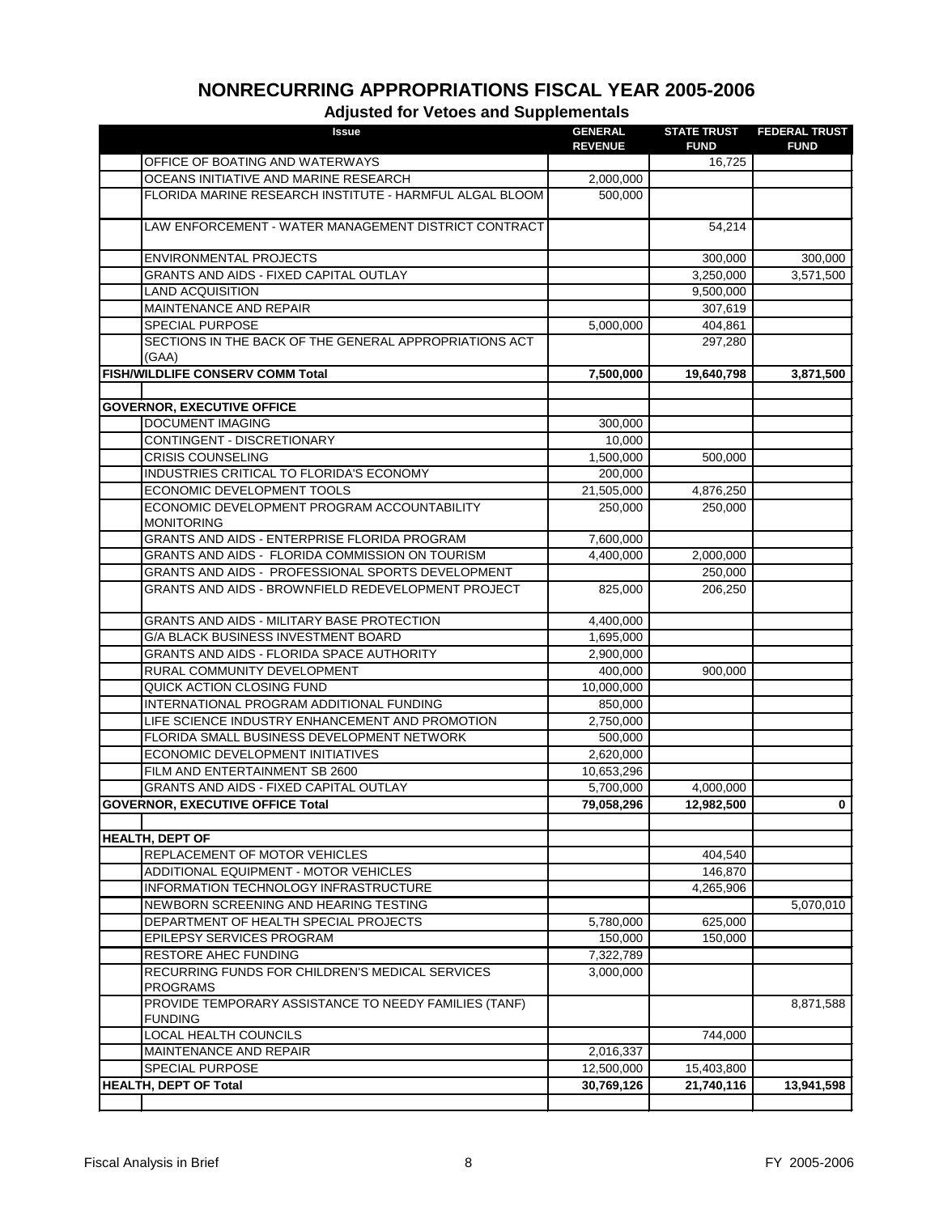# NONRECURRING APPROPRIATIONS FISCAL YEAR 2005-2006

## Adjusted for Vetoes and Supplementals

| Issue | GENERAL REVENUE | STATE TRUST FUND | FEDERAL TRUST FUND |
|---|---|---|---|
| OFFICE OF BOATING AND WATERWAYS | | 16,725 | |
| OCEANS INITIATIVE AND MARINE RESEARCH | 2,000,000 | | |
| FLORIDA MARINE RESEARCH INSTITUTE - HARMFUL ALGAL BLOOM | 500,000 | | |
| LAW ENFORCEMENT - WATER MANAGEMENT DISTRICT CONTRACT | | 54,214 | |
| ENVIRONMENTAL PROJECTS | | 300,000 | 300,000 |
| GRANTS AND AIDS - FIXED CAPITAL OUTLAY | | 3,250,000 | 3,571,500 |
| LAND ACQUISITION | | 9,500,000 | |
| MAINTENANCE AND REPAIR | | 307,619 | |
| SPECIAL PURPOSE | 5,000,000 | 404,861 | |
| SECTIONS IN THE BACK OF THE GENERAL APPROPRIATIONS ACT (GAA) | | 297,280 | |
| **FISH/WILDLIFE CONSERV COMM Total** | **7,500,000** | **19,640,798** | **3,871,500** |
| | | | |
| **GOVERNOR, EXECUTIVE OFFICE** | | | |
| DOCUMENT IMAGING | 300,000 | | |
| CONTINGENT - DISCRETIONARY | 10,000 | | |
| CRISIS COUNSELING | 1,500,000 | 500,000 | |
| INDUSTRIES CRITICAL TO FLORIDA'S ECONOMY | 200,000 | | |
| ECONOMIC DEVELOPMENT TOOLS | 21,505,000 | 4,876,250 | |
| ECONOMIC DEVELOPMENT PROGRAM ACCOUNTABILITY MONITORING | 250,000 | 250,000 | |
| GRANTS AND AIDS - ENTERPRISE FLORIDA PROGRAM | 7,600,000 | | |
| GRANTS AND AIDS - FLORIDA COMMISSION ON TOURISM | 4,400,000 | 2,000,000 | |
| GRANTS AND AIDS - PROFESSIONAL SPORTS DEVELOPMENT | | 250,000 | |
| GRANTS AND AIDS - BROWNFIELD REDEVELOPMENT PROJECT | 825,000 | 206,250 | |
| GRANTS AND AIDS - MILITARY BASE PROTECTION | 4,400,000 | | |
| G/A BLACK BUSINESS INVESTMENT BOARD | 1,695,000 | | |
| GRANTS AND AIDS - FLORIDA SPACE AUTHORITY | 2,900,000 | | |
| RURAL COMMUNITY DEVELOPMENT | 400,000 | 900,000 | |
| QUICK ACTION CLOSING FUND | 10,000,000 | | |
| INTERNATIONAL PROGRAM ADDITIONAL FUNDING | 850,000 | | |
| LIFE SCIENCE INDUSTRY ENHANCEMENT AND PROMOTION | 2,750,000 | | |
| FLORIDA SMALL BUSINESS DEVELOPMENT NETWORK | 500,000 | | |
| ECONOMIC DEVELOPMENT INITIATIVES | 2,620,000 | | |
| FILM AND ENTERTAINMENT SB 2600 | 10,653,296 | | |
| GRANTS AND AIDS - FIXED CAPITAL OUTLAY | 5,700,000 | 4,000,000 | |
| **GOVERNOR, EXECUTIVE OFFICE Total** | **79,058,296** | **12,982,500** | **0** |
| | | | |
| **HEALTH, DEPT OF** | | | |
| REPLACEMENT OF MOTOR VEHICLES | | 404,540 | |
| ADDITIONAL EQUIPMENT - MOTOR VEHICLES | | 146,870 | |
| INFORMATION TECHNOLOGY INFRASTRUCTURE | | 4,265,906 | |
| NEWBORN SCREENING AND HEARING TESTING | | | 5,070,010 |
| DEPARTMENT OF HEALTH SPECIAL PROJECTS | 5,780,000 | 625,000 | |
| EPILEPSY SERVICES PROGRAM | 150,000 | 150,000 | |
| RESTORE AHEC FUNDING | 7,322,789 | | |
| RECURRING FUNDS FOR CHILDREN'S MEDICAL SERVICES PROGRAMS | 3,000,000 | | |
| PROVIDE TEMPORARY ASSISTANCE TO NEEDY FAMILIES (TANF) FUNDING | | | 8,871,588 |
| LOCAL HEALTH COUNCILS | | 744,000 | |
| MAINTENANCE AND REPAIR | 2,016,337 | | |
| SPECIAL PURPOSE | 12,500,000 | 15,403,800 | |
| **HEALTH, DEPT OF Total** | **30,769,126** | **21,740,116** | **13,941,598** |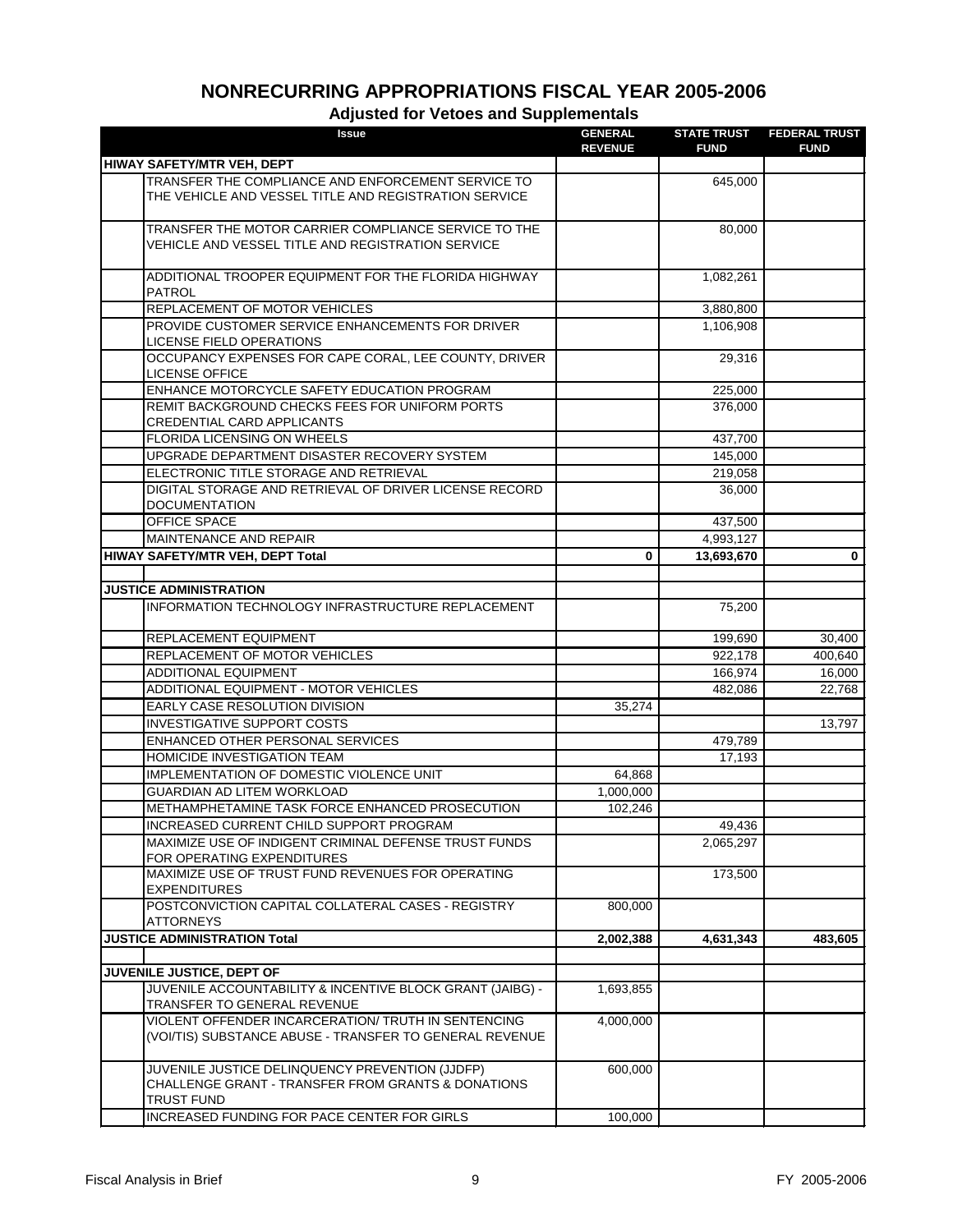# NONRECURRING APPROPRIATIONS FISCAL YEAR 2005-2006

## Adjusted for Vetoes and Supplementals

| Issue | GENERAL REVENUE | STATE TRUST FUND | FEDERAL TRUST FUND |
|---|---|---|---|
| **HIWAY SAFETY/MTR VEH, DEPT** | | | |
| TRANSFER THE COMPLIANCE AND ENFORCEMENT SERVICE TO THE VEHICLE AND VESSEL TITLE AND REGISTRATION SERVICE | | 645,000 | |
| TRANSFER THE MOTOR CARRIER COMPLIANCE SERVICE TO THE VEHICLE AND VESSEL TITLE AND REGISTRATION SERVICE | | 80,000 | |
| ADDITIONAL TROOPER EQUIPMENT FOR THE FLORIDA HIGHWAY PATROL | | 1,082,261 | |
| REPLACEMENT OF MOTOR VEHICLES | | 3,880,800 | |
| PROVIDE CUSTOMER SERVICE ENHANCEMENTS FOR DRIVER LICENSE FIELD OPERATIONS | | 1,106,908 | |
| OCCUPANCY EXPENSES FOR CAPE CORAL, LEE COUNTY, DRIVER LICENSE OFFICE | | 29,316 | |
| ENHANCE MOTORCYCLE SAFETY EDUCATION PROGRAM | | 225,000 | |
| REMIT BACKGROUND CHECKS FEES FOR UNIFORM PORTS CREDENTIAL CARD APPLICANTS | | 376,000 | |
| FLORIDA LICENSING ON WHEELS | | 437,700 | |
| UPGRADE DEPARTMENT DISASTER RECOVERY SYSTEM | | 145,000 | |
| ELECTRONIC TITLE STORAGE AND RETRIEVAL | | 219,058 | |
| DIGITAL STORAGE AND RETRIEVAL OF DRIVER LICENSE RECORD DOCUMENTATION | | 36,000 | |
| OFFICE SPACE | | 437,500 | |
| MAINTENANCE AND REPAIR | | 4,993,127 | |
| **HIWAY SAFETY/MTR VEH, DEPT Total** | **0** | **13,693,670** | **0** |
| | | | |
| **JUSTICE ADMINISTRATION** | | | |
| INFORMATION TECHNOLOGY INFRASTRUCTURE REPLACEMENT | | 75,200 | |
| REPLACEMENT EQUIPMENT | | 199,690 | 30,400 |
| REPLACEMENT OF MOTOR VEHICLES | | 922,178 | 400,640 |
| ADDITIONAL EQUIPMENT | | 166,974 | 16,000 |
| ADDITIONAL EQUIPMENT - MOTOR VEHICLES | | 482,086 | 22,768 |
| EARLY CASE RESOLUTION DIVISION | 35,274 | | |
| INVESTIGATIVE SUPPORT COSTS | | | 13,797 |
| ENHANCED OTHER PERSONAL SERVICES | | 479,789 | |
| HOMICIDE INVESTIGATION TEAM | | 17,193 | |
| IMPLEMENTATION OF DOMESTIC VIOLENCE UNIT | 64,868 | | |
| GUARDIAN AD LITEM WORKLOAD | 1,000,000 | | |
| METHAMPHETAMINE TASK FORCE ENHANCED PROSECUTION | 102,246 | | |
| INCREASED CURRENT CHILD SUPPORT PROGRAM | | 49,436 | |
| MAXIMIZE USE OF INDIGENT CRIMINAL DEFENSE TRUST FUNDS FOR OPERATING EXPENDITURES | | 2,065,297 | |
| MAXIMIZE USE OF TRUST FUND REVENUES FOR OPERATING EXPENDITURES | | 173,500 | |
| POSTCONVICTION CAPITAL COLLATERAL CASES - REGISTRY ATTORNEYS | 800,000 | | |
| **JUSTICE ADMINISTRATION Total** | **2,002,388** | **4,631,343** | **483,605** |
| | | | |
| **JUVENILE JUSTICE, DEPT OF** | | | |
| JUVENILE ACCOUNTABILITY & INCENTIVE BLOCK GRANT (JAIBG) - TRANSFER TO GENERAL REVENUE | 1,693,855 | | |
| VIOLENT OFFENDER INCARCERATION/ TRUTH IN SENTENCING (VOI/TIS) SUBSTANCE ABUSE - TRANSFER TO GENERAL REVENUE | 4,000,000 | | |
| JUVENILE JUSTICE DELINQUENCY PREVENTION (JJDFP) CHALLENGE GRANT - TRANSFER FROM GRANTS & DONATIONS TRUST FUND | 600,000 | | |
| INCREASED FUNDING FOR PACE CENTER FOR GIRLS | 100,000 | | |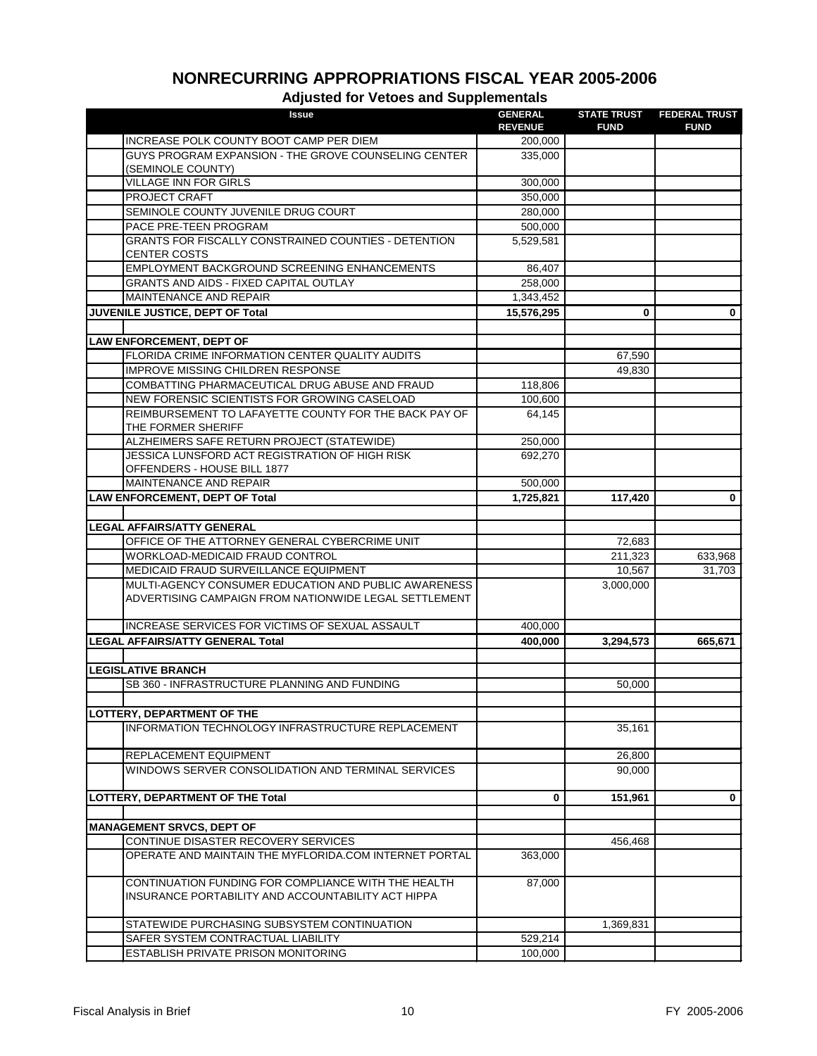# NONRECURRING APPROPRIATIONS FISCAL YEAR 2005-2006

## Adjusted for Vetoes and Supplementals

| Issue | GENERAL REVENUE | STATE TRUST FUND | FEDERAL TRUST FUND |
|---|---|---|---|
| INCREASE POLK COUNTY BOOT CAMP PER DIEM | 200,000 | | |
| GUYS PROGRAM EXPANSION - THE GROVE COUNSELING CENTER (SEMINOLE COUNTY) | 335,000 | | |
| VILLAGE INN FOR GIRLS | 300,000 | | |
| PROJECT CRAFT | 350,000 | | |
| SEMINOLE COUNTY JUVENILE DRUG COURT | 280,000 | | |
| PACE PRE-TEEN PROGRAM | 500,000 | | |
| GRANTS FOR FISCALLY CONSTRAINED COUNTIES - DETENTION CENTER COSTS | 5,529,581 | | |
| EMPLOYMENT BACKGROUND SCREENING ENHANCEMENTS | 86,407 | | |
| GRANTS AND AIDS - FIXED CAPITAL OUTLAY | 258,000 | | |
| MAINTENANCE AND REPAIR | 1,343,452 | | |
| **JUVENILE JUSTICE, DEPT OF Total** | **15,576,295** | **0** | **0** |
| | | | |
| **LAW ENFORCEMENT, DEPT OF** | | | |
| FLORIDA CRIME INFORMATION CENTER QUALITY AUDITS | | 67,590 | |
| IMPROVE MISSING CHILDREN RESPONSE | | 49,830 | |
| COMBATTING PHARMACEUTICAL DRUG ABUSE AND FRAUD | 118,806 | | |
| NEW FORENSIC SCIENTISTS FOR GROWING CASELOAD | 100,600 | | |
| REIMBURSEMENT TO LAFAYETTE COUNTY FOR THE BACK PAY OF THE FORMER SHERIFF | 64,145 | | |
| ALZHEIMERS SAFE RETURN PROJECT (STATEWIDE) | 250,000 | | |
| JESSICA LUNSFORD ACT REGISTRATION OF HIGH RISK OFFENDERS - HOUSE BILL 1877 | 692,270 | | |
| MAINTENANCE AND REPAIR | 500,000 | | |
| **LAW ENFORCEMENT, DEPT OF Total** | **1,725,821** | **117,420** | **0** |
| | | | |
| **LEGAL AFFAIRS/ATTY GENERAL** | | | |
| OFFICE OF THE ATTORNEY GENERAL CYBERCRIME UNIT | | 72,683 | |
| WORKLOAD-MEDICAID FRAUD CONTROL | | 211,323 | 633,968 |
| MEDICAID FRAUD SURVEILLANCE EQUIPMENT | | 10,567 | 31,703 |
| MULTI-AGENCY CONSUMER EDUCATION AND PUBLIC AWARENESS ADVERTISING CAMPAIGN FROM NATIONWIDE LEGAL SETTLEMENT | | 3,000,000 | |
| INCREASE SERVICES FOR VICTIMS OF SEXUAL ASSAULT | 400,000 | | |
| **LEGAL AFFAIRS/ATTY GENERAL Total** | **400,000** | **3,294,573** | **665,671** |
| | | | |
| **LEGISLATIVE BRANCH** | | | |
| SB 360 - INFRASTRUCTURE PLANNING AND FUNDING | | 50,000 | |
| | | | |
| **LOTTERY, DEPARTMENT OF THE** | | | |
| INFORMATION TECHNOLOGY INFRASTRUCTURE REPLACEMENT | | 35,161 | |
| REPLACEMENT EQUIPMENT | | 26,800 | |
| WINDOWS SERVER CONSOLIDATION AND TERMINAL SERVICES | | 90,000 | |
| **LOTTERY, DEPARTMENT OF THE Total** | **0** | **151,961** | **0** |
| | | | |
| **MANAGEMENT SRVCS, DEPT OF** | | | |
| CONTINUE DISASTER RECOVERY SERVICES | | 456,468 | |
| OPERATE AND MAINTAIN THE MYFLORIDA.COM INTERNET PORTAL | 363,000 | | |
| CONTINUATION FUNDING FOR COMPLIANCE WITH THE HEALTH INSURANCE PORTABILITY AND ACCOUNTABILITY ACT HIPPA | 87,000 | | |
| STATEWIDE PURCHASING SUBSYSTEM CONTINUATION | | 1,369,831 | |
| SAFER SYSTEM CONTRACTUAL LIABILITY | 529,214 | | |
| ESTABLISH PRIVATE PRISON MONITORING | 100,000 | | |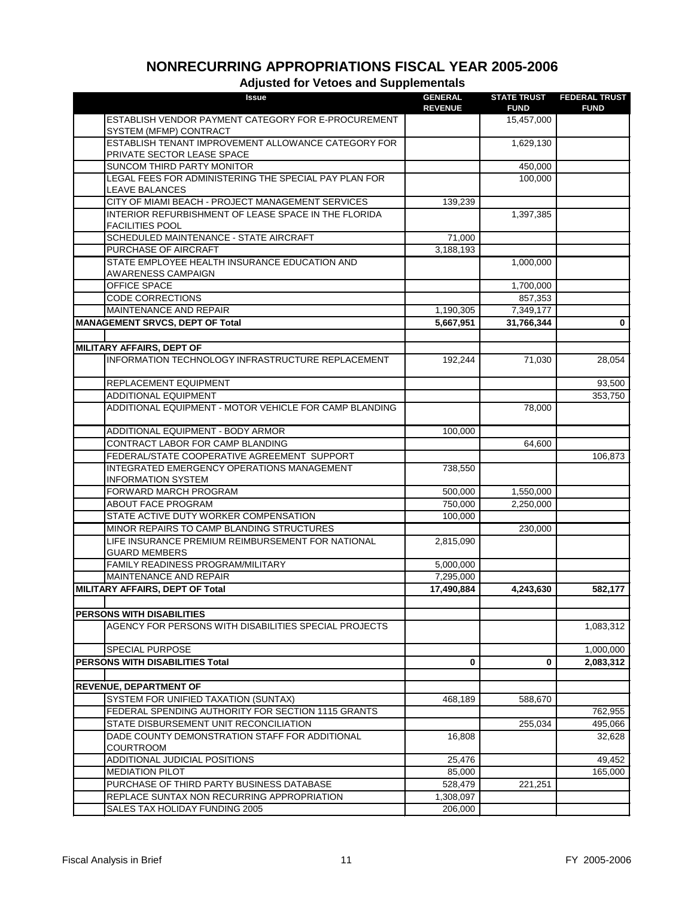# NONRECURRING APPROPRIATIONS FISCAL YEAR 2005-2006

## Adjusted for Vetoes and Supplementals

| Issue | GENERAL REVENUE | STATE TRUST FUND | FEDERAL TRUST FUND |
|---|---|---|---|
| ESTABLISH VENDOR PAYMENT CATEGORY FOR E-PROCUREMENT SYSTEM (MFMP) CONTRACT | | 15,457,000 | |
| ESTABLISH TENANT IMPROVEMENT ALLOWANCE CATEGORY FOR PRIVATE SECTOR LEASE SPACE | | 1,629,130 | |
| SUNCOM THIRD PARTY MONITOR | | 450,000 | |
| LEGAL FEES FOR ADMINISTERING THE SPECIAL PAY PLAN FOR LEAVE BALANCES | | 100,000 | |
| CITY OF MIAMI BEACH - PROJECT MANAGEMENT SERVICES | 139,239 | | |
| INTERIOR REFURBISHMENT OF LEASE SPACE IN THE FLORIDA FACILITIES POOL | | 1,397,385 | |
| SCHEDULED MAINTENANCE - STATE AIRCRAFT | 71,000 | | |
| PURCHASE OF AIRCRAFT | 3,188,193 | | |
| STATE EMPLOYEE HEALTH INSURANCE EDUCATION AND AWARENESS CAMPAIGN | | 1,000,000 | |
| OFFICE SPACE | | 1,700,000 | |
| CODE CORRECTIONS | | 857,353 | |
| MAINTENANCE AND REPAIR | 1,190,305 | 7,349,177 | |
| **MANAGEMENT SRVCS, DEPT OF Total** | **5,667,951** | **31,766,344** | **0** |
| | | | |
| **MILITARY AFFAIRS, DEPT OF** | | | |
| INFORMATION TECHNOLOGY INFRASTRUCTURE REPLACEMENT | 192,244 | 71,030 | 28,054 |
| REPLACEMENT EQUIPMENT | | | 93,500 |
| ADDITIONAL EQUIPMENT | | | 353,750 |
| ADDITIONAL EQUIPMENT - MOTOR VEHICLE FOR CAMP BLANDING | | 78,000 | |
| ADDITIONAL EQUIPMENT - BODY ARMOR | 100,000 | | |
| CONTRACT LABOR FOR CAMP BLANDING | | 64,600 | |
| FEDERAL/STATE COOPERATIVE AGREEMENT SUPPORT | | | 106,873 |
| INTEGRATED EMERGENCY OPERATIONS MANAGEMENT INFORMATION SYSTEM | 738,550 | | |
| FORWARD MARCH PROGRAM | 500,000 | 1,550,000 | |
| ABOUT FACE PROGRAM | 750,000 | 2,250,000 | |
| STATE ACTIVE DUTY WORKER COMPENSATION | 100,000 | | |
| MINOR REPAIRS TO CAMP BLANDING STRUCTURES | | 230,000 | |
| LIFE INSURANCE PREMIUM REIMBURSEMENT FOR NATIONAL GUARD MEMBERS | 2,815,090 | | |
| FAMILY READINESS PROGRAM/MILITARY | 5,000,000 | | |
| MAINTENANCE AND REPAIR | 7,295,000 | | |
| **MILITARY AFFAIRS, DEPT OF Total** | **17,490,884** | **4,243,630** | **582,177** |
| | | | |
| **PERSONS WITH DISABILITIES** | | | |
| AGENCY FOR PERSONS WITH DISABILITIES SPECIAL PROJECTS | | | 1,083,312 |
| SPECIAL PURPOSE | | | 1,000,000 |
| **PERSONS WITH DISABILITIES Total** | **0** | **0** | **2,083,312** |
| | | | |
| **REVENUE, DEPARTMENT OF** | | | |
| SYSTEM FOR UNIFIED TAXATION (SUNTAX) | 468,189 | 588,670 | |
| FEDERAL SPENDING AUTHORITY FOR SECTION 1115 GRANTS | | | 762,955 |
| STATE DISBURSEMENT UNIT RECONCILIATION | | 255,034 | 495,066 |
| DADE COUNTY DEMONSTRATION STAFF FOR ADDITIONAL COURTROOM | 16,808 | | 32,628 |
| ADDITIONAL JUDICIAL POSITIONS | 25,476 | | 49,452 |
| MEDIATION PILOT | 85,000 | | 165,000 |
| PURCHASE OF THIRD PARTY BUSINESS DATABASE | 528,479 | 221,251 | |
| REPLACE SUNTAX NON RECURRING APPROPRIATION | 1,308,097 | | |
| SALES TAX HOLIDAY FUNDING 2005 | 206,000 | | |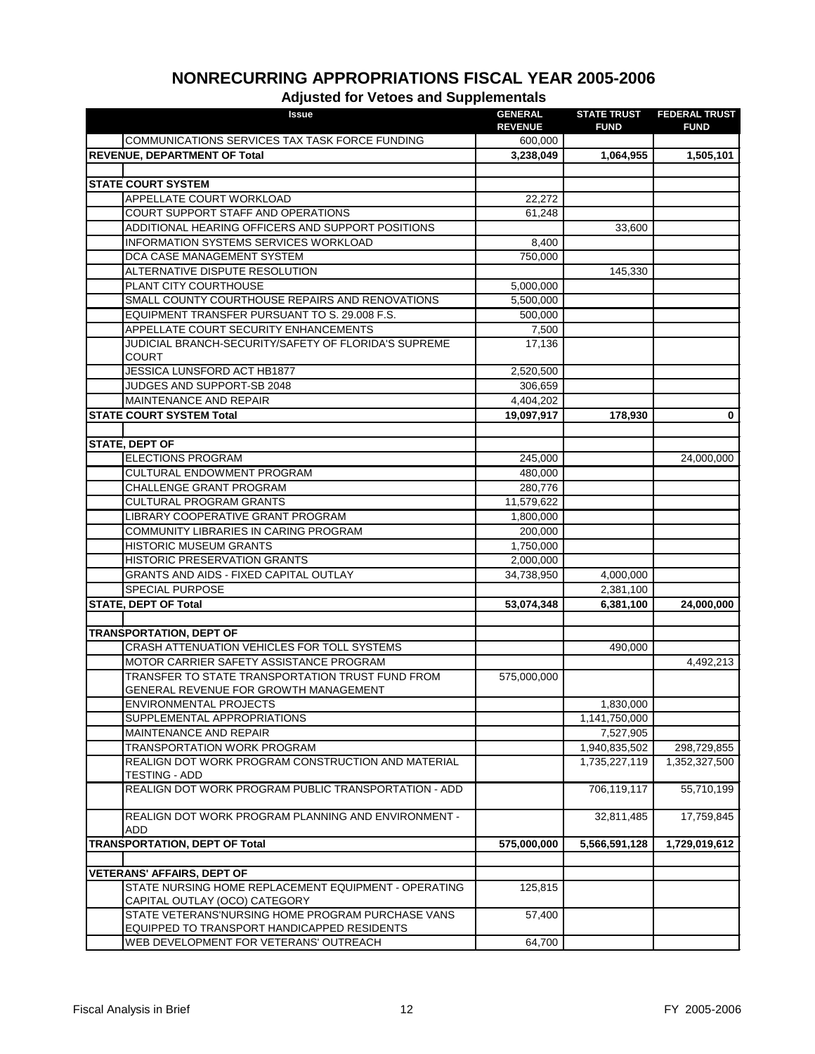# NONRECURRING APPROPRIATIONS FISCAL YEAR 2005-2006

## Adjusted for Vetoes and Supplementals

| | Issue | GENERAL REVENUE | STATE TRUST FUND | FEDERAL TRUST FUND |
|---|---|---|---|---|
| | COMMUNICATIONS SERVICES TAX TASK FORCE FUNDING | 600,000 | | |
| **REVENUE, DEPARTMENT OF Total** | | **3,238,049** | **1,064,955** | **1,505,101** |
| | | | | |
| **STATE COURT SYSTEM** | | | | |
| | APPELLATE COURT WORKLOAD | 22,272 | | |
| | COURT SUPPORT STAFF AND OPERATIONS | 61,248 | | |
| | ADDITIONAL HEARING OFFICERS AND SUPPORT POSITIONS | | 33,600 | |
| | INFORMATION SYSTEMS SERVICES WORKLOAD | 8,400 | | |
| | DCA CASE MANAGEMENT SYSTEM | 750,000 | | |
| | ALTERNATIVE DISPUTE RESOLUTION | | 145,330 | |
| | PLANT CITY COURTHOUSE | 5,000,000 | | |
| | SMALL COUNTY COURTHOUSE REPAIRS AND RENOVATIONS | 5,500,000 | | |
| | EQUIPMENT TRANSFER PURSUANT TO S. 29.008 F.S. | 500,000 | | |
| | APPELLATE COURT SECURITY ENHANCEMENTS | 7,500 | | |
| | JUDICIAL BRANCH-SECURITY/SAFETY OF FLORIDA'S SUPREME COURT | 17,136 | | |
| | JESSICA LUNSFORD ACT HB1877 | 2,520,500 | | |
| | JUDGES AND SUPPORT-SB 2048 | 306,659 | | |
| | MAINTENANCE AND REPAIR | 4,404,202 | | |
| **STATE COURT SYSTEM Total** | | **19,097,917** | **178,930** | **0** |
| | | | | |
| **STATE, DEPT OF** | | | | |
| | ELECTIONS PROGRAM | 245,000 | | 24,000,000 |
| | CULTURAL ENDOWMENT PROGRAM | 480,000 | | |
| | CHALLENGE GRANT PROGRAM | 280,776 | | |
| | CULTURAL PROGRAM GRANTS | 11,579,622 | | |
| | LIBRARY COOPERATIVE GRANT PROGRAM | 1,800,000 | | |
| | COMMUNITY LIBRARIES IN CARING PROGRAM | 200,000 | | |
| | HISTORIC MUSEUM GRANTS | 1,750,000 | | |
| | HISTORIC PRESERVATION GRANTS | 2,000,000 | | |
| | GRANTS AND AIDS - FIXED CAPITAL OUTLAY | 34,738,950 | 4,000,000 | |
| | SPECIAL PURPOSE | | 2,381,100 | |
| **STATE, DEPT OF Total** | | **53,074,348** | **6,381,100** | **24,000,000** |
| | | | | |
| **TRANSPORTATION, DEPT OF** | | | | |
| | CRASH ATTENUATION VEHICLES FOR TOLL SYSTEMS | | 490,000 | |
| | MOTOR CARRIER SAFETY ASSISTANCE PROGRAM | | | 4,492,213 |
| | TRANSFER TO STATE TRANSPORTATION TRUST FUND FROM GENERAL REVENUE FOR GROWTH MANAGEMENT | 575,000,000 | | |
| | ENVIRONMENTAL PROJECTS | | 1,830,000 | |
| | SUPPLEMENTAL APPROPRIATIONS | | 1,141,750,000 | |
| | MAINTENANCE AND REPAIR | | 7,527,905 | |
| | TRANSPORTATION WORK PROGRAM | | 1,940,835,502 | 298,729,855 |
| | REALIGN DOT WORK PROGRAM CONSTRUCTION AND MATERIAL TESTING - ADD | | 1,735,227,119 | 1,352,327,500 |
| | REALIGN DOT WORK PROGRAM PUBLIC TRANSPORTATION - ADD | | 706,119,117 | 55,710,199 |
| | REALIGN DOT WORK PROGRAM PLANNING AND ENVIRONMENT - ADD | | 32,811,485 | 17,759,845 |
| **TRANSPORTATION, DEPT OF Total** | | **575,000,000** | **5,566,591,128** | **1,729,019,612** |
| | | | | |
| **VETERANS' AFFAIRS, DEPT OF** | | | | |
| | STATE NURSING HOME REPLACEMENT EQUIPMENT - OPERATING CAPITAL OUTLAY (OCO) CATEGORY | 125,815 | | |
| | STATE VETERANS'NURSING HOME PROGRAM PURCHASE VANS EQUIPPED TO TRANSPORT HANDICAPPED RESIDENTS | 57,400 | | |
| | WEB DEVELOPMENT FOR VETERANS' OUTREACH | 64,700 | | |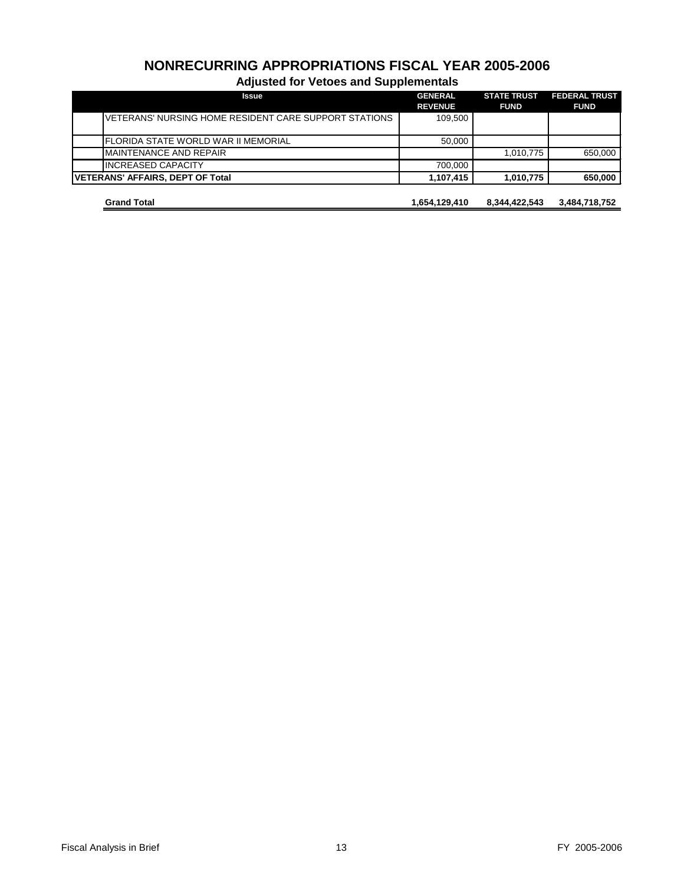# NONRECURRING APPROPRIATIONS FISCAL YEAR 2005-2006

## Adjusted for Vetoes and Supplementals

| Issue | GENERAL REVENUE | STATE TRUST FUND | FEDERAL TRUST FUND |
|---|---|---|---|
| VETERANS' NURSING HOME RESIDENT CARE SUPPORT STATIONS | 109,500 | | |
| FLORIDA STATE WORLD WAR II MEMORIAL | 50,000 | | |
| MAINTENANCE AND REPAIR | | 1,010,775 | 650,000 |
| INCREASED CAPACITY | 700,000 | | |
| **VETERANS' AFFAIRS, DEPT OF Total** | **1,107,415** | **1,010,775** | **650,000** |
| **Grand Total** | **1,654,129,410** | **8,344,422,543** | **3,484,718,752** |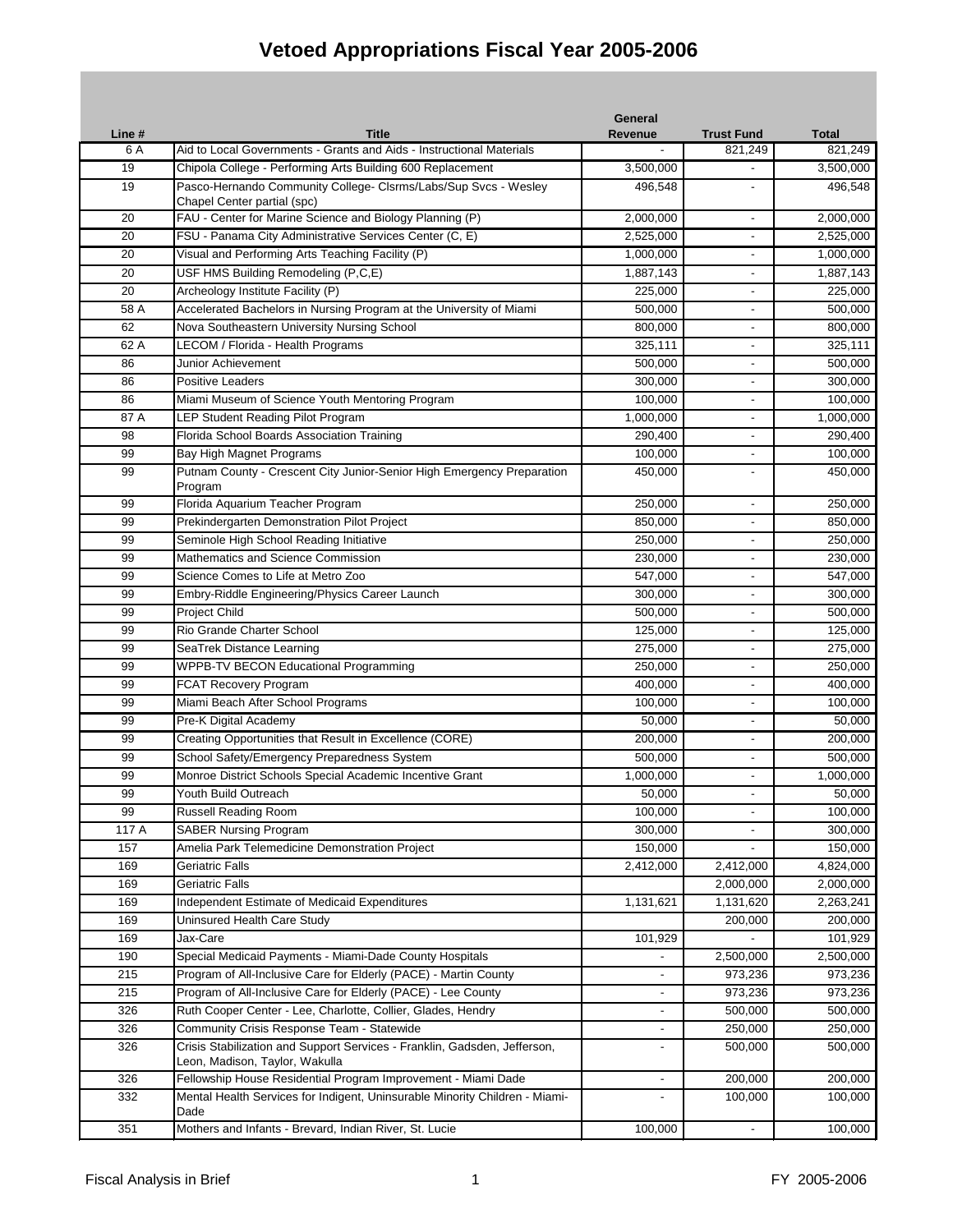# Vetoed Appropriations Fiscal Year 2005-2006

| Line # | Title | General Revenue | Trust Fund | Total |
|---|---|---|---|---|
| 6 A | Aid to Local Governments - Grants and Aids - Instructional Materials | - | 821,249 | 821,249 |
| 19 | Chipola College - Performing Arts Building 600 Replacement | 3,500,000 | - | 3,500,000 |
| 19 | Pasco-Hernando Community College- Clsrms/Labs/Sup Svcs - Wesley Chapel Center partial (spc) | 496,548 | - | 496,548 |
| 20 | FAU - Center for Marine Science and Biology Planning (P) | 2,000,000 | - | 2,000,000 |
| 20 | FSU - Panama City Administrative Services Center (C, E) | 2,525,000 | - | 2,525,000 |
| 20 | Visual and Performing Arts Teaching Facility (P) | 1,000,000 | - | 1,000,000 |
| 20 | USF HMS Building Remodeling (P,C,E) | 1,887,143 | - | 1,887,143 |
| 20 | Archeology Institute Facility (P) | 225,000 | - | 225,000 |
| 58 A | Accelerated Bachelors in Nursing Program at the University of Miami | 500,000 | - | 500,000 |
| 62 | Nova Southeastern University Nursing School | 800,000 | - | 800,000 |
| 62 A | LECOM / Florida - Health Programs | 325,111 | - | 325,111 |
| 86 | Junior Achievement | 500,000 | - | 500,000 |
| 86 | Positive Leaders | 300,000 | - | 300,000 |
| 86 | Miami Museum of Science Youth Mentoring Program | 100,000 | - | 100,000 |
| 87 A | LEP Student Reading Pilot Program | 1,000,000 | - | 1,000,000 |
| 98 | Florida School Boards Association Training | 290,400 | - | 290,400 |
| 99 | Bay High Magnet Programs | 100,000 | - | 100,000 |
| 99 | Putnam County - Crescent City Junior-Senior High Emergency Preparation Program | 450,000 | - | 450,000 |
| 99 | Florida Aquarium Teacher Program | 250,000 | - | 250,000 |
| 99 | Prekindergarten Demonstration Pilot Project | 850,000 | - | 850,000 |
| 99 | Seminole High School Reading Initiative | 250,000 | - | 250,000 |
| 99 | Mathematics and Science Commission | 230,000 | - | 230,000 |
| 99 | Science Comes to Life at Metro Zoo | 547,000 | - | 547,000 |
| 99 | Embry-Riddle Engineering/Physics Career Launch | 300,000 | - | 300,000 |
| 99 | Project Child | 500,000 | - | 500,000 |
| 99 | Rio Grande Charter School | 125,000 | - | 125,000 |
| 99 | SeaTrek Distance Learning | 275,000 | - | 275,000 |
| 99 | WPPB-TV BECON Educational Programming | 250,000 | - | 250,000 |
| 99 | FCAT Recovery Program | 400,000 | - | 400,000 |
| 99 | Miami Beach After School Programs | 100,000 | - | 100,000 |
| 99 | Pre-K Digital Academy | 50,000 | - | 50,000 |
| 99 | Creating Opportunities that Result in Excellence (CORE) | 200,000 | - | 200,000 |
| 99 | School Safety/Emergency Preparedness System | 500,000 | - | 500,000 |
| 99 | Monroe District Schools Special Academic Incentive Grant | 1,000,000 | - | 1,000,000 |
| 99 | Youth Build Outreach | 50,000 | - | 50,000 |
| 99 | Russell Reading Room | 100,000 | - | 100,000 |
| 117 A | SABER Nursing Program | 300,000 | - | 300,000 |
| 157 | Amelia Park Telemedicine Demonstration Project | 150,000 | - | 150,000 |
| 169 | Geriatric Falls | 2,412,000 | 2,412,000 | 4,824,000 |
| 169 | Geriatric Falls | | 2,000,000 | 2,000,000 |
| 169 | Independent Estimate of Medicaid Expenditures | 1,131,621 | 1,131,620 | 2,263,241 |
| 169 | Uninsured Health Care Study | | 200,000 | 200,000 |
| 169 | Jax-Care | 101,929 | - | 101,929 |
| 190 | Special Medicaid Payments - Miami-Dade County Hospitals | - | 2,500,000 | 2,500,000 |
| 215 | Program of All-Inclusive Care for Elderly (PACE) - Martin County | - | 973,236 | 973,236 |
| 215 | Program of All-Inclusive Care for Elderly (PACE) - Lee County | - | 973,236 | 973,236 |
| 326 | Ruth Cooper Center - Lee, Charlotte, Collier, Glades, Hendry | - | 500,000 | 500,000 |
| 326 | Community Crisis Response Team - Statewide | - | 250,000 | 250,000 |
| 326 | Crisis Stabilization and Support Services - Franklin, Gadsden, Jefferson, Leon, Madison, Taylor, Wakulla | - | 500,000 | 500,000 |
| 326 | Fellowship House Residential Program Improvement - Miami Dade | - | 200,000 | 200,000 |
| 332 | Mental Health Services for Indigent, Uninsurable Minority Children - Miami-Dade | - | 100,000 | 100,000 |
| 351 | Mothers and Infants - Brevard, Indian River, St. Lucie | 100,000 | - | 100,000 |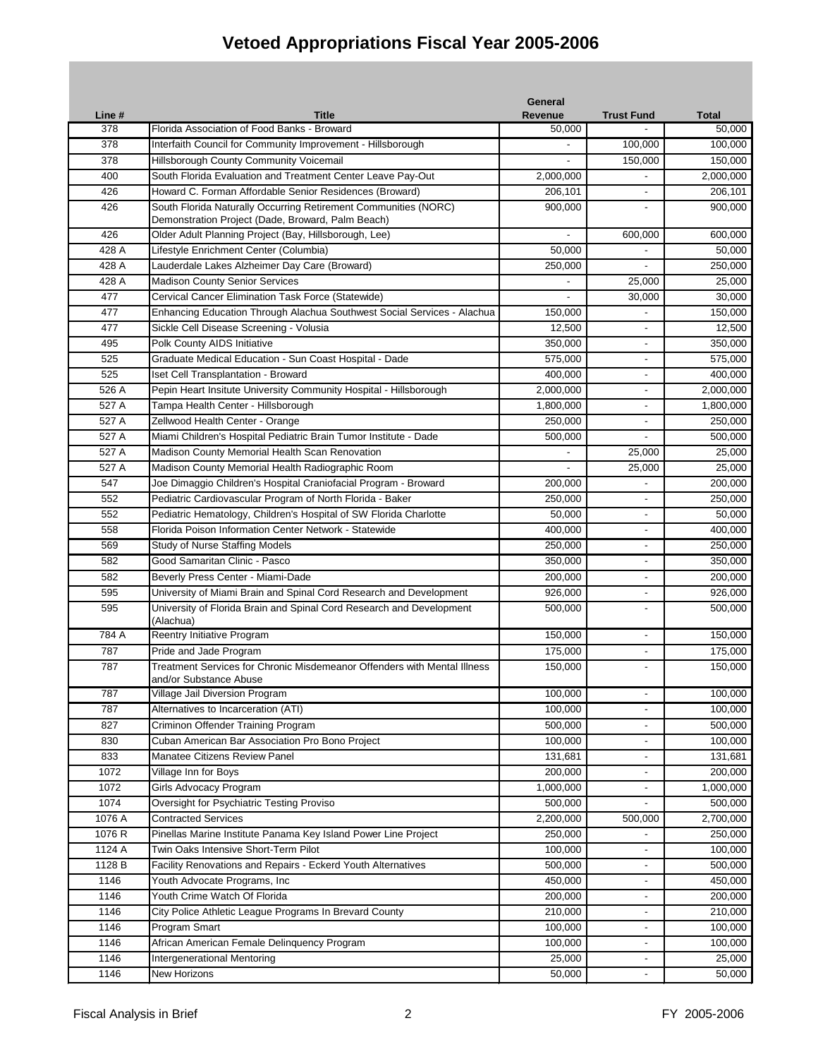# Vetoed Appropriations Fiscal Year 2005-2006

| Line # | Title | General Revenue | Trust Fund | Total |
|---|---|---|---|---|
| 378 | Florida Association of Food Banks - Broward | 50,000 | - | 50,000 |
| 378 | Interfaith Council for Community Improvement - Hillsborough | - | 100,000 | 100,000 |
| 378 | Hillsborough County Community Voicemail | - | 150,000 | 150,000 |
| 400 | South Florida Evaluation and Treatment Center Leave Pay-Out | 2,000,000 | - | 2,000,000 |
| 426 | Howard C. Forman Affordable Senior Residences (Broward) | 206,101 | - | 206,101 |
| 426 | South Florida Naturally Occurring Retirement Communities (NORC) Demonstration Project (Dade, Broward, Palm Beach) | 900,000 | - | 900,000 |
| 426 | Older Adult Planning Project (Bay, Hillsborough, Lee) | - | 600,000 | 600,000 |
| 428 A | Lifestyle Enrichment Center (Columbia) | 50,000 | - | 50,000 |
| 428 A | Lauderdale Lakes Alzheimer Day Care (Broward) | 250,000 | - | 250,000 |
| 428 A | Madison County Senior Services | - | 25,000 | 25,000 |
| 477 | Cervical Cancer Elimination Task Force (Statewide) | - | 30,000 | 30,000 |
| 477 | Enhancing Education Through Alachua Southwest Social Services - Alachua | 150,000 | - | 150,000 |
| 477 | Sickle Cell Disease Screening - Volusia | 12,500 | - | 12,500 |
| 495 | Polk County AIDS Initiative | 350,000 | - | 350,000 |
| 525 | Graduate Medical Education - Sun Coast Hospital - Dade | 575,000 | - | 575,000 |
| 525 | Iset Cell Transplantation - Broward | 400,000 | - | 400,000 |
| 526 A | Pepin Heart Insitute University Community Hospital - Hillsborough | 2,000,000 | - | 2,000,000 |
| 527 A | Tampa Health Center - Hillsborough | 1,800,000 | - | 1,800,000 |
| 527 A | Zellwood Health Center - Orange | 250,000 | - | 250,000 |
| 527 A | Miami Children's Hospital Pediatric Brain Tumor Institute - Dade | 500,000 | - | 500,000 |
| 527 A | Madison County Memorial Health Scan Renovation | - | 25,000 | 25,000 |
| 527 A | Madison County Memorial Health Radiographic Room | - | 25,000 | 25,000 |
| 547 | Joe Dimaggio Children's Hospital Craniofacial Program - Broward | 200,000 | - | 200,000 |
| 552 | Pediatric Cardiovascular Program of North Florida - Baker | 250,000 | - | 250,000 |
| 552 | Pediatric Hematology, Children's Hospital of SW Florida Charlotte | 50,000 | - | 50,000 |
| 558 | Florida Poison Information Center Network - Statewide | 400,000 | - | 400,000 |
| 569 | Study of Nurse Staffing Models | 250,000 | - | 250,000 |
| 582 | Good Samaritan Clinic - Pasco | 350,000 | - | 350,000 |
| 582 | Beverly Press Center - Miami-Dade | 200,000 | - | 200,000 |
| 595 | University of Miami Brain and Spinal Cord Research and Development | 926,000 | - | 926,000 |
| 595 | University of Florida Brain and Spinal Cord Research and Development (Alachua) | 500,000 | - | 500,000 |
| 784 A | Reentry Initiative Program | 150,000 | - | 150,000 |
| 787 | Pride and Jade Program | 175,000 | - | 175,000 |
| 787 | Treatment Services for Chronic Misdemeanor Offenders with Mental Illness and/or Substance Abuse | 150,000 | - | 150,000 |
| 787 | Village Jail Diversion Program | 100,000 | - | 100,000 |
| 787 | Alternatives to Incarceration (ATI) | 100,000 | - | 100,000 |
| 827 | Criminon Offender Training Program | 500,000 | - | 500,000 |
| 830 | Cuban American Bar Association Pro Bono Project | 100,000 | - | 100,000 |
| 833 | Manatee Citizens Review Panel | 131,681 | - | 131,681 |
| 1072 | Village Inn for Boys | 200,000 | - | 200,000 |
| 1072 | Girls Advocacy Program | 1,000,000 | - | 1,000,000 |
| 1074 | Oversight for Psychiatric Testing Proviso | 500,000 | - | 500,000 |
| 1076 A | Contracted Services | 2,200,000 | 500,000 | 2,700,000 |
| 1076 R | Pinellas Marine Institute Panama Key Island Power Line Project | 250,000 | - | 250,000 |
| 1124 A | Twin Oaks Intensive Short-Term Pilot | 100,000 | - | 100,000 |
| 1128 B | Facility Renovations and Repairs - Eckerd Youth Alternatives | 500,000 | - | 500,000 |
| 1146 | Youth Advocate Programs, Inc | 450,000 | - | 450,000 |
| 1146 | Youth Crime Watch Of Florida | 200,000 | - | 200,000 |
| 1146 | City Police Athletic League Programs In Brevard County | 210,000 | - | 210,000 |
| 1146 | Program Smart | 100,000 | - | 100,000 |
| 1146 | African American Female Delinquency Program | 100,000 | - | 100,000 |
| 1146 | Intergenerational Mentoring | 25,000 | - | 25,000 |
| 1146 | New Horizons | 50,000 | - | 50,000 |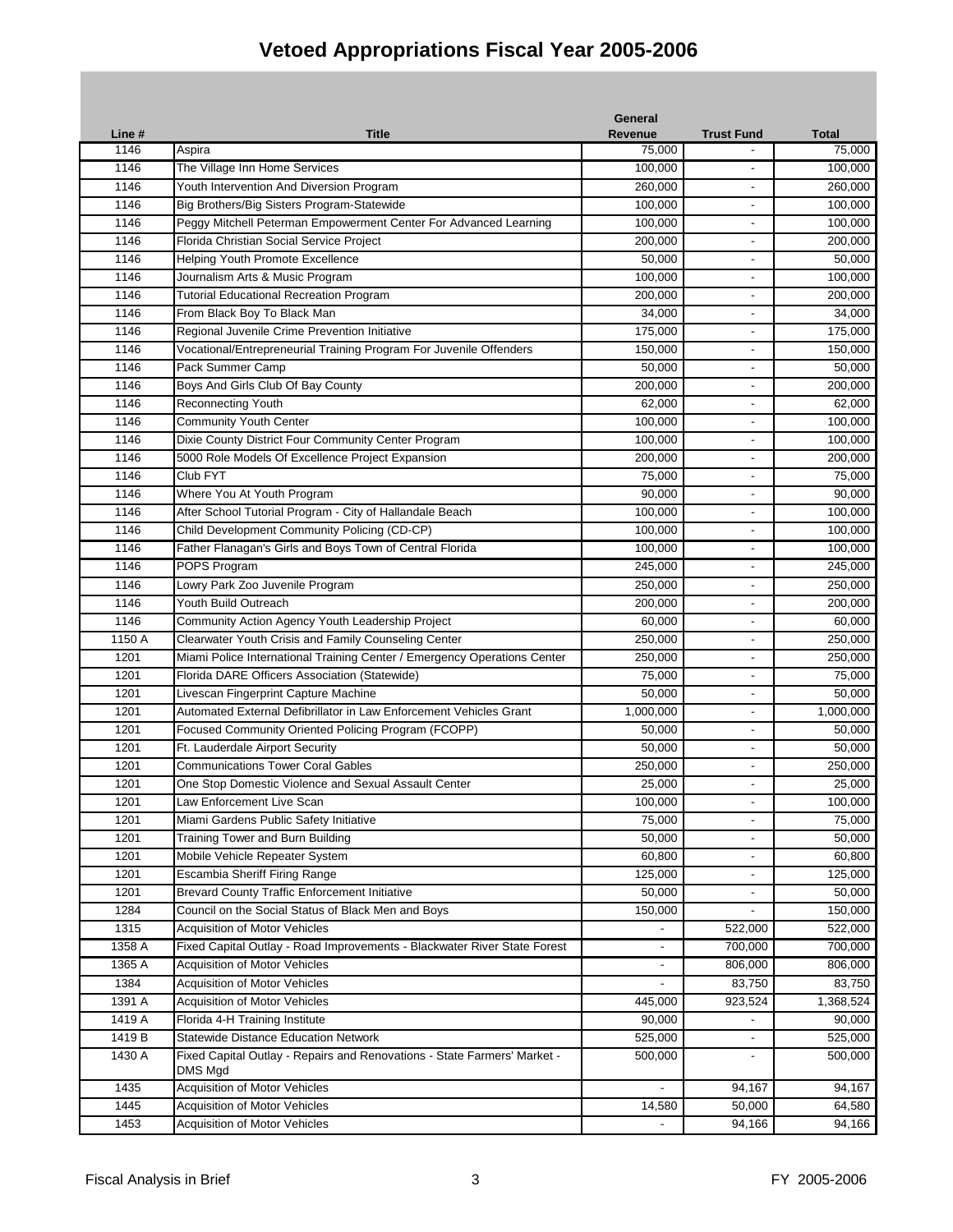# Vetoed Appropriations Fiscal Year 2005-2006

| Line # | Title | General Revenue | Trust Fund | Total |
|---|---|---|---|---|
| 1146 | Aspira | 75,000 | - | 75,000 |
| 1146 | The Village Inn Home Services | 100,000 | - | 100,000 |
| 1146 | Youth Intervention And Diversion Program | 260,000 | - | 260,000 |
| 1146 | Big Brothers/Big Sisters Program-Statewide | 100,000 | - | 100,000 |
| 1146 | Peggy Mitchell Peterman Empowerment Center For Advanced Learning | 100,000 | - | 100,000 |
| 1146 | Florida Christian Social Service Project | 200,000 | - | 200,000 |
| 1146 | Helping Youth Promote Excellence | 50,000 | - | 50,000 |
| 1146 | Journalism Arts & Music Program | 100,000 | - | 100,000 |
| 1146 | Tutorial Educational Recreation Program | 200,000 | - | 200,000 |
| 1146 | From Black Boy To Black Man | 34,000 | - | 34,000 |
| 1146 | Regional Juvenile Crime Prevention Initiative | 175,000 | - | 175,000 |
| 1146 | Vocational/Entrepreneurial Training Program For Juvenile Offenders | 150,000 | - | 150,000 |
| 1146 | Pack Summer Camp | 50,000 | - | 50,000 |
| 1146 | Boys And Girls Club Of Bay County | 200,000 | - | 200,000 |
| 1146 | Reconnecting Youth | 62,000 | - | 62,000 |
| 1146 | Community Youth Center | 100,000 | - | 100,000 |
| 1146 | Dixie County District Four Community Center Program | 100,000 | - | 100,000 |
| 1146 | 5000 Role Models Of Excellence Project Expansion | 200,000 | - | 200,000 |
| 1146 | Club FYT | 75,000 | - | 75,000 |
| 1146 | Where You At Youth Program | 90,000 | - | 90,000 |
| 1146 | After School Tutorial Program - City of Hallandale Beach | 100,000 | - | 100,000 |
| 1146 | Child Development Community Policing (CD-CP) | 100,000 | - | 100,000 |
| 1146 | Father Flanagan's Girls and Boys Town of Central Florida | 100,000 | - | 100,000 |
| 1146 | POPS Program | 245,000 | - | 245,000 |
| 1146 | Lowry Park Zoo Juvenile Program | 250,000 | - | 250,000 |
| 1146 | Youth Build Outreach | 200,000 | - | 200,000 |
| 1146 | Community Action Agency Youth Leadership Project | 60,000 | - | 60,000 |
| 1150 A | Clearwater Youth Crisis and Family Counseling Center | 250,000 | - | 250,000 |
| 1201 | Miami Police International Training Center / Emergency Operations Center | 250,000 | - | 250,000 |
| 1201 | Florida DARE Officers Association (Statewide) | 75,000 | - | 75,000 |
| 1201 | Livescan Fingerprint Capture Machine | 50,000 | - | 50,000 |
| 1201 | Automated External Defibrillator in Law Enforcement Vehicles Grant | 1,000,000 | - | 1,000,000 |
| 1201 | Focused Community Oriented Policing Program (FCOPP) | 50,000 | - | 50,000 |
| 1201 | Ft. Lauderdale Airport Security | 50,000 | - | 50,000 |
| 1201 | Communications Tower Coral Gables | 250,000 | - | 250,000 |
| 1201 | One Stop Domestic Violence and Sexual Assault Center | 25,000 | - | 25,000 |
| 1201 | Law Enforcement Live Scan | 100,000 | - | 100,000 |
| 1201 | Miami Gardens Public Safety Initiative | 75,000 | - | 75,000 |
| 1201 | Training Tower and Burn Building | 50,000 | - | 50,000 |
| 1201 | Mobile Vehicle Repeater System | 60,800 | - | 60,800 |
| 1201 | Escambia Sheriff Firing Range | 125,000 | - | 125,000 |
| 1201 | Brevard County Traffic Enforcement Initiative | 50,000 | - | 50,000 |
| 1284 | Council on the Social Status of Black Men and Boys | 150,000 | - | 150,000 |
| 1315 | Acquisition of Motor Vehicles | - | 522,000 | 522,000 |
| 1358 A | Fixed Capital Outlay - Road Improvements - Blackwater River State Forest | - | 700,000 | 700,000 |
| 1365 A | Acquisition of Motor Vehicles | - | 806,000 | 806,000 |
| 1384 | Acquisition of Motor Vehicles | - | 83,750 | 83,750 |
| 1391 A | Acquisition of Motor Vehicles | 445,000 | 923,524 | 1,368,524 |
| 1419 A | Florida 4-H Training Institute | 90,000 | - | 90,000 |
| 1419 B | Statewide Distance Education Network | 525,000 | - | 525,000 |
| 1430 A | Fixed Capital Outlay - Repairs and Renovations - State Farmers' Market - DMS Mgd | 500,000 | - | 500,000 |
| 1435 | Acquisition of Motor Vehicles | - | 94,167 | 94,167 |
| 1445 | Acquisition of Motor Vehicles | 14,580 | 50,000 | 64,580 |
| 1453 | Acquisition of Motor Vehicles | - | 94,166 | 94,166 |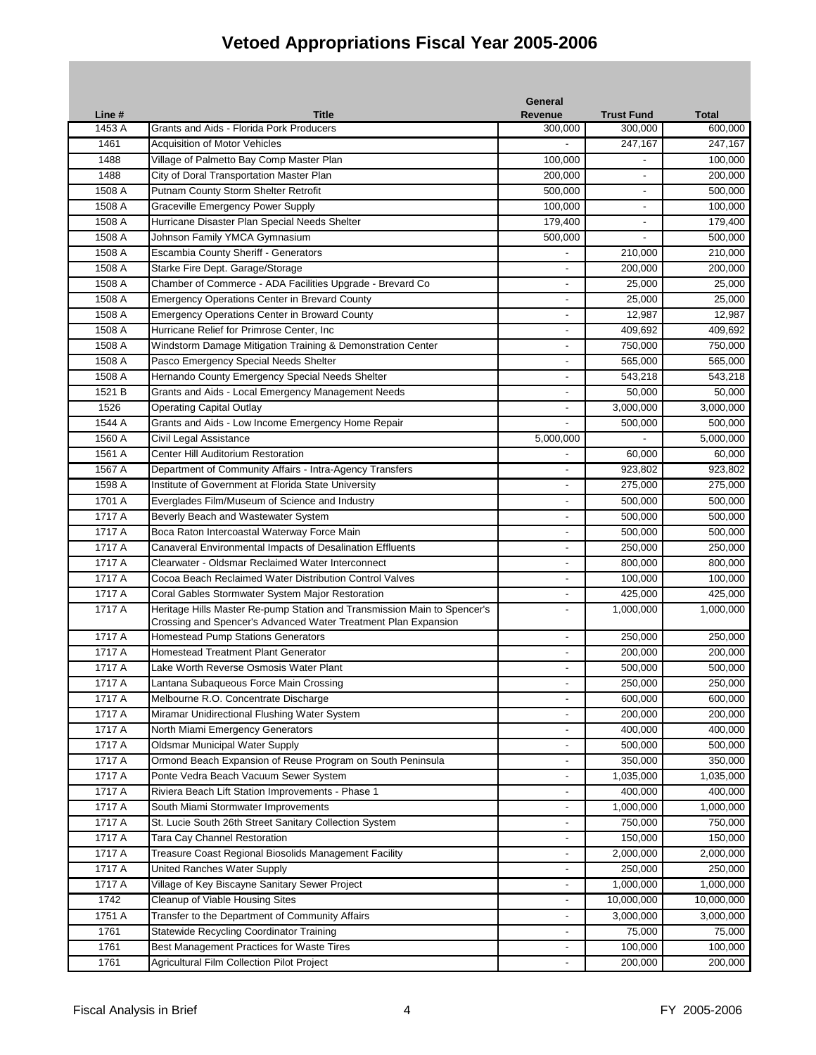# Vetoed Appropriations Fiscal Year 2005-2006

| Line # | Title | General Revenue | Trust Fund | Total |
|---|---|---|---|---|
| 1453 A | Grants and Aids - Florida Pork Producers | 300,000 | 300,000 | 600,000 |
| 1461 | Acquisition of Motor Vehicles | - | 247,167 | 247,167 |
| 1488 | Village of Palmetto Bay Comp Master Plan | 100,000 | - | 100,000 |
| 1488 | City of Doral Transportation Master Plan | 200,000 | - | 200,000 |
| 1508 A | Putnam County Storm Shelter Retrofit | 500,000 | - | 500,000 |
| 1508 A | Graceville Emergency Power Supply | 100,000 | - | 100,000 |
| 1508 A | Hurricane Disaster Plan Special Needs Shelter | 179,400 | - | 179,400 |
| 1508 A | Johnson Family YMCA Gymnasium | 500,000 | - | 500,000 |
| 1508 A | Escambia County Sheriff - Generators | - | 210,000 | 210,000 |
| 1508 A | Starke Fire Dept. Garage/Storage | - | 200,000 | 200,000 |
| 1508 A | Chamber of Commerce - ADA Facilities Upgrade - Brevard Co | - | 25,000 | 25,000 |
| 1508 A | Emergency Operations Center in Brevard County | - | 25,000 | 25,000 |
| 1508 A | Emergency Operations Center in Broward County | - | 12,987 | 12,987 |
| 1508 A | Hurricane Relief for Primrose Center, Inc | - | 409,692 | 409,692 |
| 1508 A | Windstorm Damage Mitigation Training & Demonstration Center | - | 750,000 | 750,000 |
| 1508 A | Pasco Emergency Special Needs Shelter | - | 565,000 | 565,000 |
| 1508 A | Hernando County Emergency Special Needs Shelter | - | 543,218 | 543,218 |
| 1521 B | Grants and Aids - Local Emergency Management Needs | - | 50,000 | 50,000 |
| 1526 | Operating Capital Outlay | - | 3,000,000 | 3,000,000 |
| 1544 A | Grants and Aids - Low Income Emergency Home Repair | - | 500,000 | 500,000 |
| 1560 A | Civil Legal Assistance | 5,000,000 | - | 5,000,000 |
| 1561 A | Center Hill Auditorium Restoration | - | 60,000 | 60,000 |
| 1567 A | Department of Community Affairs - Intra-Agency Transfers | - | 923,802 | 923,802 |
| 1598 A | Institute of Government at Florida State University | - | 275,000 | 275,000 |
| 1701 A | Everglades Film/Museum of Science and Industry | - | 500,000 | 500,000 |
| 1717 A | Beverly Beach and Wastewater System | - | 500,000 | 500,000 |
| 1717 A | Boca Raton Intercoastal Waterway Force Main | - | 500,000 | 500,000 |
| 1717 A | Canaveral Environmental Impacts of Desalination Effluents | - | 250,000 | 250,000 |
| 1717 A | Clearwater - Oldsmar Reclaimed Water Interconnect | - | 800,000 | 800,000 |
| 1717 A | Cocoa Beach Reclaimed Water Distribution Control Valves | - | 100,000 | 100,000 |
| 1717 A | Coral Gables Stormwater System Major Restoration | - | 425,000 | 425,000 |
| 1717 A | Heritage Hills Master Re-pump Station and Transmission Main to Spencer's Crossing and Spencer's Advanced Water Treatment Plan Expansion | - | 1,000,000 | 1,000,000 |
| 1717 A | Homestead Pump Stations Generators | - | 250,000 | 250,000 |
| 1717 A | Homestead Treatment Plant Generator | - | 200,000 | 200,000 |
| 1717 A | Lake Worth Reverse Osmosis Water Plant | - | 500,000 | 500,000 |
| 1717 A | Lantana Subaqueous Force Main Crossing | - | 250,000 | 250,000 |
| 1717 A | Melbourne R.O. Concentrate Discharge | - | 600,000 | 600,000 |
| 1717 A | Miramar Unidirectional Flushing Water System | - | 200,000 | 200,000 |
| 1717 A | North Miami Emergency Generators | - | 400,000 | 400,000 |
| 1717 A | Oldsmar Municipal Water Supply | - | 500,000 | 500,000 |
| 1717 A | Ormond Beach Expansion of Reuse Program on South Peninsula | - | 350,000 | 350,000 |
| 1717 A | Ponte Vedra Beach Vacuum Sewer System | - | 1,035,000 | 1,035,000 |
| 1717 A | Riviera Beach Lift Station Improvements - Phase 1 | - | 400,000 | 400,000 |
| 1717 A | South Miami Stormwater Improvements | - | 1,000,000 | 1,000,000 |
| 1717 A | St. Lucie South 26th Street Sanitary Collection System | - | 750,000 | 750,000 |
| 1717 A | Tara Cay Channel Restoration | - | 150,000 | 150,000 |
| 1717 A | Treasure Coast Regional Biosolids Management Facility | - | 2,000,000 | 2,000,000 |
| 1717 A | United Ranches Water Supply | - | 250,000 | 250,000 |
| 1717 A | Village of Key Biscayne Sanitary Sewer Project | - | 1,000,000 | 1,000,000 |
| 1742 | Cleanup of Viable Housing Sites | - | 10,000,000 | 10,000,000 |
| 1751 A | Transfer to the Department of Community Affairs | - | 3,000,000 | 3,000,000 |
| 1761 | Statewide Recycling Coordinator Training | - | 75,000 | 75,000 |
| 1761 | Best Management Practices for Waste Tires | - | 100,000 | 100,000 |
| 1761 | Agricultural Film Collection Pilot Project | - | 200,000 | 200,000 |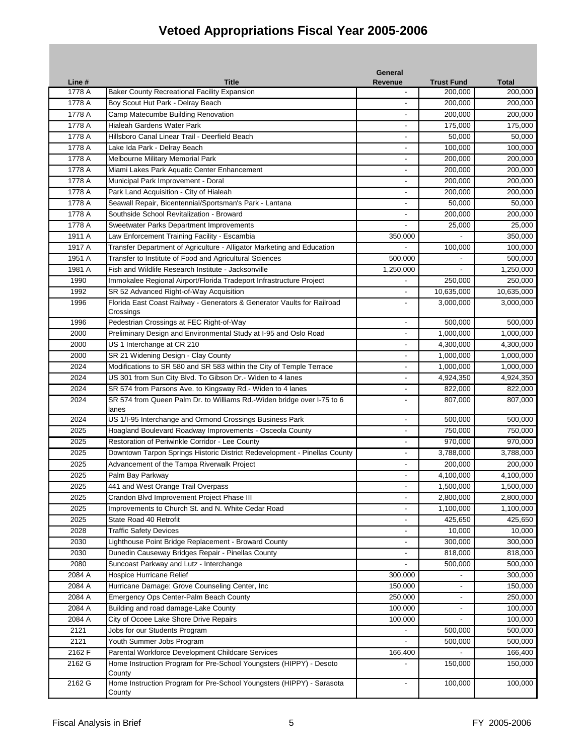# Vetoed Appropriations Fiscal Year 2005-2006

| Line # | Title | General Revenue | Trust Fund | Total |
|---|---|---|---|---|
| 1778 A | Baker County Recreational Facility Expansion | - | 200,000 | 200,000 |
| 1778 A | Boy Scout Hut Park - Delray Beach | - | 200,000 | 200,000 |
| 1778 A | Camp Matecumbe Building Renovation | - | 200,000 | 200,000 |
| 1778 A | Hialeah Gardens Water Park | - | 175,000 | 175,000 |
| 1778 A | Hillsboro Canal Linear Trail - Deerfield Beach | - | 50,000 | 50,000 |
| 1778 A | Lake Ida Park - Delray Beach | - | 100,000 | 100,000 |
| 1778 A | Melbourne Military Memorial Park | - | 200,000 | 200,000 |
| 1778 A | Miami Lakes Park Aquatic Center Enhancement | - | 200,000 | 200,000 |
| 1778 A | Municipal Park Improvement - Doral | - | 200,000 | 200,000 |
| 1778 A | Park Land Acquisition - City of Hialeah | - | 200,000 | 200,000 |
| 1778 A | Seawall Repair, Bicentennial/Sportsman's Park - Lantana | - | 50,000 | 50,000 |
| 1778 A | Southside School Revitalization - Broward | - | 200,000 | 200,000 |
| 1778 A | Sweetwater Parks Department Improvements | - | 25,000 | 25,000 |
| 1911 A | Law Enforcement Training Facility - Escambia | 350,000 | - | 350,000 |
| 1917 A | Transfer Department of Agriculture - Alligator Marketing and Education | - | 100,000 | 100,000 |
| 1951 A | Transfer to Institute of Food and Agricultural Sciences | 500,000 | - | 500,000 |
| 1981 A | Fish and Wildlife Research Institute - Jacksonville | 1,250,000 | - | 1,250,000 |
| 1990 | Immokalee Regional Airport/Florida Tradeport Infrastructure Project | - | 250,000 | 250,000 |
| 1992 | SR 52 Advanced Right-of-Way Acquisition | - | 10,635,000 | 10,635,000 |
| 1996 | Florida East Coast Railway - Generators & Generator Vaults for Railroad Crossings | - | 3,000,000 | 3,000,000 |
| 1996 | Pedestrian Crossings at FEC Right-of-Way | - | 500,000 | 500,000 |
| 2000 | Preliminary Design and Environmental Study at I-95 and Oslo Road | - | 1,000,000 | 1,000,000 |
| 2000 | US 1 Interchange at CR 210 | - | 4,300,000 | 4,300,000 |
| 2000 | SR 21 Widening Design - Clay County | - | 1,000,000 | 1,000,000 |
| 2024 | Modifications to SR 580 and SR 583 within the City of Temple Terrace | - | 1,000,000 | 1,000,000 |
| 2024 | US 301 from Sun City Blvd. To Gibson Dr.- Widen to 4 lanes | - | 4,924,350 | 4,924,350 |
| 2024 | SR 574 from Parsons Ave. to Kingsway Rd.- Widen to 4 lanes | - | 822,000 | 822,000 |
| 2024 | SR 574 from Queen Palm Dr. to Williams Rd.-Widen bridge over I-75 to 6 lanes | - | 807,000 | 807,000 |
| 2024 | US 1/I-95 Interchange and Ormond Crossings Business Park | - | 500,000 | 500,000 |
| 2025 | Hoagland Boulevard Roadway Improvements - Osceola County | - | 750,000 | 750,000 |
| 2025 | Restoration of Periwinkle Corridor - Lee County | - | 970,000 | 970,000 |
| 2025 | Downtown Tarpon Springs Historic District Redevelopment - Pinellas County | - | 3,788,000 | 3,788,000 |
| 2025 | Advancement of the Tampa Riverwalk Project | - | 200,000 | 200,000 |
| 2025 | Palm Bay Parkway | - | 4,100,000 | 4,100,000 |
| 2025 | 441 and West Orange Trail Overpass | - | 1,500,000 | 1,500,000 |
| 2025 | Crandon Blvd Improvement Project Phase III | - | 2,800,000 | 2,800,000 |
| 2025 | Improvements to Church St. and N. White Cedar Road | - | 1,100,000 | 1,100,000 |
| 2025 | State Road 40 Retrofit | - | 425,650 | 425,650 |
| 2028 | Traffic Safety Devices | - | 10,000 | 10,000 |
| 2030 | Lighthouse Point Bridge Replacement - Broward County | - | 300,000 | 300,000 |
| 2030 | Dunedin Causeway Bridges Repair - Pinellas County | - | 818,000 | 818,000 |
| 2080 | Suncoast Parkway and Lutz - Interchange | - | 500,000 | 500,000 |
| 2084 A | Hospice Hurricane Relief | 300,000 | - | 300,000 |
| 2084 A | Hurricane Damage: Grove Counseling Center, Inc | 150,000 | - | 150,000 |
| 2084 A | Emergency Ops Center-Palm Beach County | 250,000 | - | 250,000 |
| 2084 A | Building and road damage-Lake County | 100,000 | - | 100,000 |
| 2084 A | City of Ocoee Lake Shore Drive Repairs | 100,000 | - | 100,000 |
| 2121 | Jobs for our Students Program | - | 500,000 | 500,000 |
| 2121 | Youth Summer Jobs Program | - | 500,000 | 500,000 |
| 2162 F | Parental Workforce Development Childcare Services | 166,400 | - | 166,400 |
| 2162 G | Home Instruction Program for Pre-School Youngsters (HIPPY) - Desoto County | - | 150,000 | 150,000 |
| 2162 G | Home Instruction Program for Pre-School Youngsters (HIPPY) - Sarasota County | - | 100,000 | 100,000 |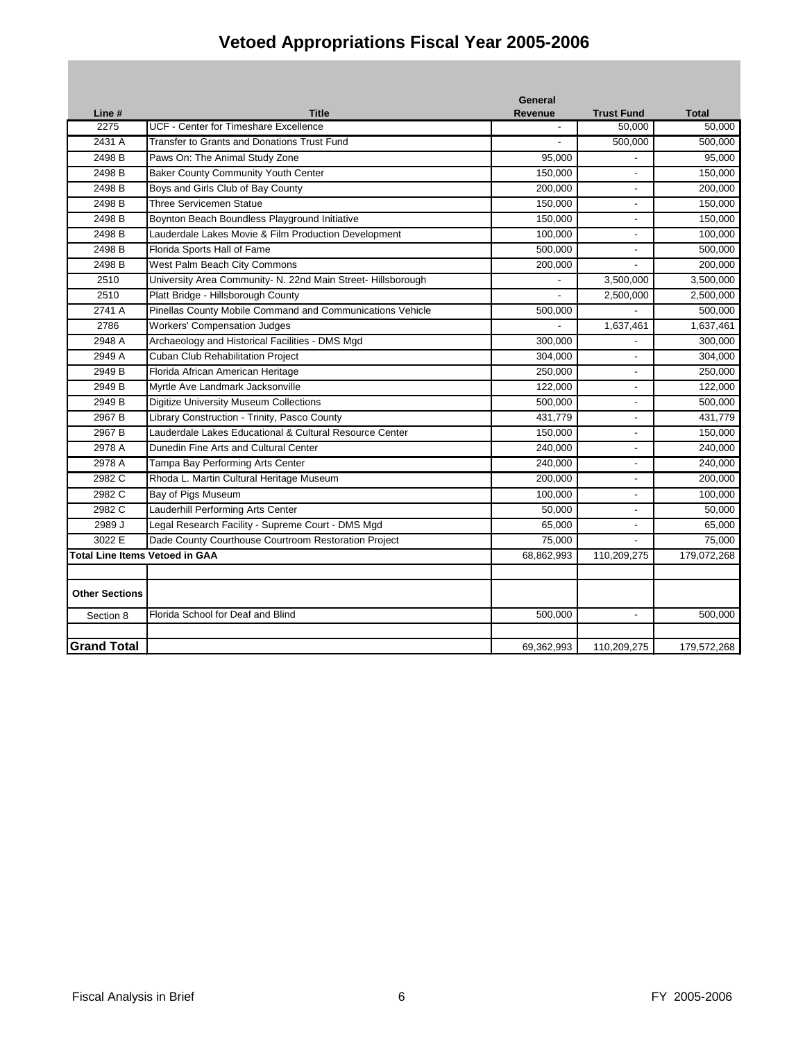# Vetoed Appropriations Fiscal Year 2005-2006

| Line # | Title | General Revenue | Trust Fund | Total |
|---|---|---|---|---|
| 2275 | UCF - Center for Timeshare Excellence | - | 50,000 | 50,000 |
| 2431 A | Transfer to Grants and Donations Trust Fund | - | 500,000 | 500,000 |
| 2498 B | Paws On: The Animal Study Zone | 95,000 | - | 95,000 |
| 2498 B | Baker County Community Youth Center | 150,000 | - | 150,000 |
| 2498 B | Boys and Girls Club of Bay County | 200,000 | - | 200,000 |
| 2498 B | Three Servicemen Statue | 150,000 | - | 150,000 |
| 2498 B | Boynton Beach Boundless Playground Initiative | 150,000 | - | 150,000 |
| 2498 B | Lauderdale Lakes Movie & Film Production Development | 100,000 | - | 100,000 |
| 2498 B | Florida Sports Hall of Fame | 500,000 | - | 500,000 |
| 2498 B | West Palm Beach City Commons | 200,000 | - | 200,000 |
| 2510 | University Area Community- N. 22nd Main Street- Hillsborough | - | 3,500,000 | 3,500,000 |
| 2510 | Platt Bridge - Hillsborough County | - | 2,500,000 | 2,500,000 |
| 2741 A | Pinellas County Mobile Command and Communications Vehicle | 500,000 | - | 500,000 |
| 2786 | Workers' Compensation Judges | - | 1,637,461 | 1,637,461 |
| 2948 A | Archaeology and Historical Facilities - DMS Mgd | 300,000 | - | 300,000 |
| 2949 A | Cuban Club Rehabilitation Project | 304,000 | - | 304,000 |
| 2949 B | Florida African American Heritage | 250,000 | - | 250,000 |
| 2949 B | Myrtle Ave Landmark Jacksonville | 122,000 | - | 122,000 |
| 2949 B | Digitize University Museum Collections | 500,000 | - | 500,000 |
| 2967 B | Library Construction - Trinity, Pasco County | 431,779 | - | 431,779 |
| 2967 B | Lauderdale Lakes Educational & Cultural Resource Center | 150,000 | - | 150,000 |
| 2978 A | Dunedin Fine Arts and Cultural Center | 240,000 | - | 240,000 |
| 2978 A | Tampa Bay Performing Arts Center | 240,000 | - | 240,000 |
| 2982 C | Rhoda L. Martin Cultural Heritage Museum | 200,000 | - | 200,000 |
| 2982 C | Bay of Pigs Museum | 100,000 | - | 100,000 |
| 2982 C | Lauderhill Performing Arts Center | 50,000 | - | 50,000 |
| 2989 J | Legal Research Facility - Supreme Court - DMS Mgd | 65,000 | - | 65,000 |
| 3022 E | Dade County Courthouse Courtroom Restoration Project | 75,000 | - | 75,000 |
| **Total Line Items Vetoed in GAA** | | 68,862,993 | 110,209,275 | 179,072,268 |
| | | | | |
| **Other Sections** | | | | |
| Section 8 | Florida School for Deaf and Blind | 500,000 | - | 500,000 |
| | | | | |
| **Grand Total** | | 69,362,993 | 110,209,275 | 179,572,268 |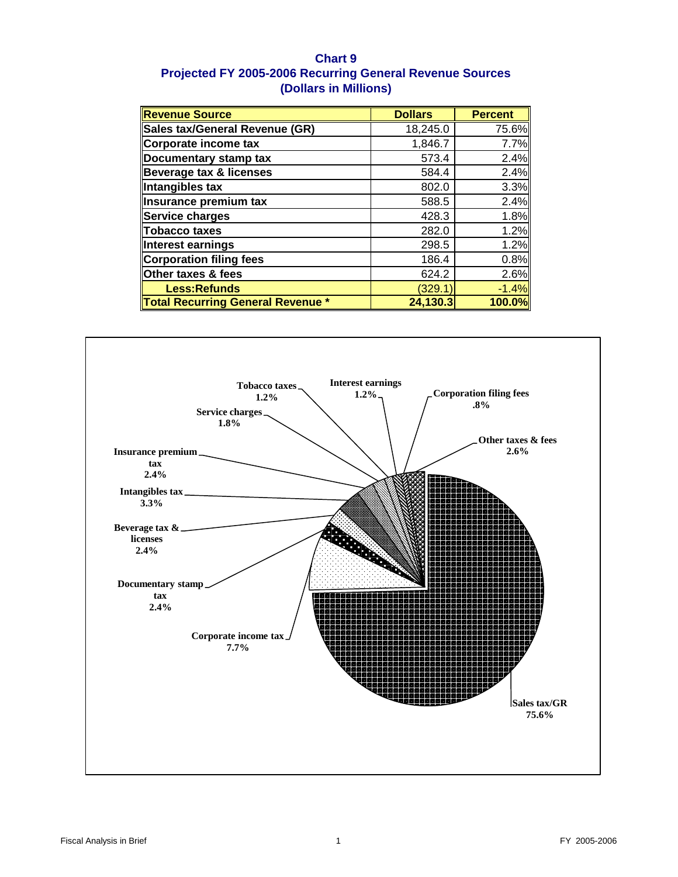# Chart 9
## Projected FY 2005-2006 Recurring General Revenue Sources
## (Dollars in Millions)

| Revenue Source | Dollars | Percent |
|---|---|---|
| Sales tax/General Revenue (GR) | 18,245.0 | 75.6% |
| Corporate income tax | 1,846.7 | 7.7% |
| Documentary stamp tax | 573.4 | 2.4% |
| Beverage tax & licenses | 584.4 | 2.4% |
| Intangibles tax | 802.0 | 3.3% |
| Insurance premium tax | 588.5 | 2.4% |
| Service charges | 428.3 | 1.8% |
| Tobacco taxes | 282.0 | 1.2% |
| Interest earnings | 298.5 | 1.2% |
| Corporation filing fees | 186.4 | 0.8% |
| Other taxes & fees | 624.2 | 2.6% |
| Less:Refunds | (329.1) | -1.4% |
| **Total Recurring General Revenue *** | **24,130.3** | **100.0%** |

Tobacco taxes 1.2%
Interest earnings 1.2%
Corporation filing fees .8%
Service charges 1.8%
Other taxes & fees 2.6%
Insurance premium tax 2.4%
Intangibles tax 3.3%
Beverage tax & licenses 2.4%
Documentary stamp tax 2.4%
Corporate income tax 7.7%
Sales tax/GR 75.6%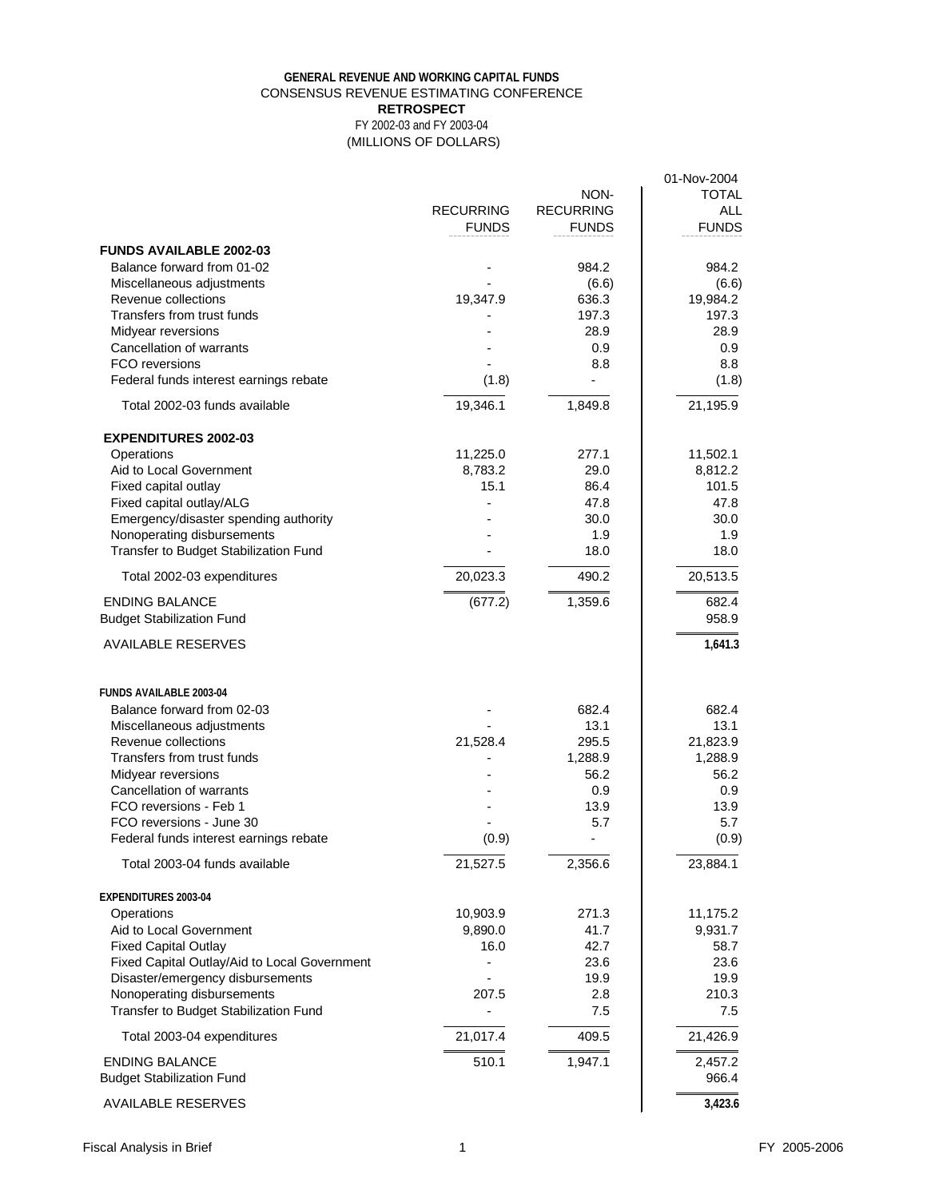**GENERAL REVENUE AND WORKING CAPITAL FUNDS**
CONSENSUS REVENUE ESTIMATING CONFERENCE
**RETROSPECT**
FY 2002-03 and FY 2003-04
(MILLIONS OF DOLLARS)

01-Nov-2004

| | RECURRING FUNDS | NON-RECURRING FUNDS | TOTAL ALL FUNDS |
|---|---|---|---|
| **FUNDS AVAILABLE 2002-03** | | | |
| Balance forward from 01-02 | - | 984.2 | 984.2 |
| Miscellaneous adjustments | - | (6.6) | (6.6) |
| Revenue collections | 19,347.9 | 636.3 | 19,984.2 |
| Transfers from trust funds | - | 197.3 | 197.3 |
| Midyear reversions | - | 28.9 | 28.9 |
| Cancellation of warrants | - | 0.9 | 0.9 |
| FCO reversions | - | 8.8 | 8.8 |
| Federal funds interest earnings rebate | (1.8) | - | (1.8) |
| Total 2002-03 funds available | 19,346.1 | 1,849.8 | 21,195.9 |
| **EXPENDITURES 2002-03** | | | |
| Operations | 11,225.0 | 277.1 | 11,502.1 |
| Aid to Local Government | 8,783.2 | 29.0 | 8,812.2 |
| Fixed capital outlay | 15.1 | 86.4 | 101.5 |
| Fixed capital outlay/ALG | - | 47.8 | 47.8 |
| Emergency/disaster spending authority | - | 30.0 | 30.0 |
| Nonoperating disbursements | - | 1.9 | 1.9 |
| Transfer to Budget Stabilization Fund | - | 18.0 | 18.0 |
| Total 2002-03 expenditures | 20,023.3 | 490.2 | 20,513.5 |
| ENDING BALANCE | (677.2) | 1,359.6 | 682.4 |
| Budget Stabilization Fund | | | 958.9 |
| AVAILABLE RESERVES | | | **1,641.3** |
| **FUNDS AVAILABLE 2003-04** | | | |
| Balance forward from 02-03 | - | 682.4 | 682.4 |
| Miscellaneous adjustments | - | 13.1 | 13.1 |
| Revenue collections | 21,528.4 | 295.5 | 21,823.9 |
| Transfers from trust funds | - | 1,288.9 | 1,288.9 |
| Midyear reversions | - | 56.2 | 56.2 |
| Cancellation of warrants | - | 0.9 | 0.9 |
| FCO reversions - Feb 1 | - | 13.9 | 13.9 |
| FCO reversions - June 30 | - | 5.7 | 5.7 |
| Federal funds interest earnings rebate | (0.9) | - | (0.9) |
| Total 2003-04 funds available | 21,527.5 | 2,356.6 | 23,884.1 |
| **EXPENDITURES 2003-04** | | | |
| Operations | 10,903.9 | 271.3 | 11,175.2 |
| Aid to Local Government | 9,890.0 | 41.7 | 9,931.7 |
| Fixed Capital Outlay | 16.0 | 42.7 | 58.7 |
| Fixed Capital Outlay/Aid to Local Government | - | 23.6 | 23.6 |
| Disaster/emergency disbursements | - | 19.9 | 19.9 |
| Nonoperating disbursements | 207.5 | 2.8 | 210.3 |
| Transfer to Budget Stabilization Fund | - | 7.5 | 7.5 |
| Total 2003-04 expenditures | 21,017.4 | 409.5 | 21,426.9 |
| ENDING BALANCE | 510.1 | 1,947.1 | 2,457.2 |
| Budget Stabilization Fund | | | 966.4 |
| AVAILABLE RESERVES | | | **3,423.6** |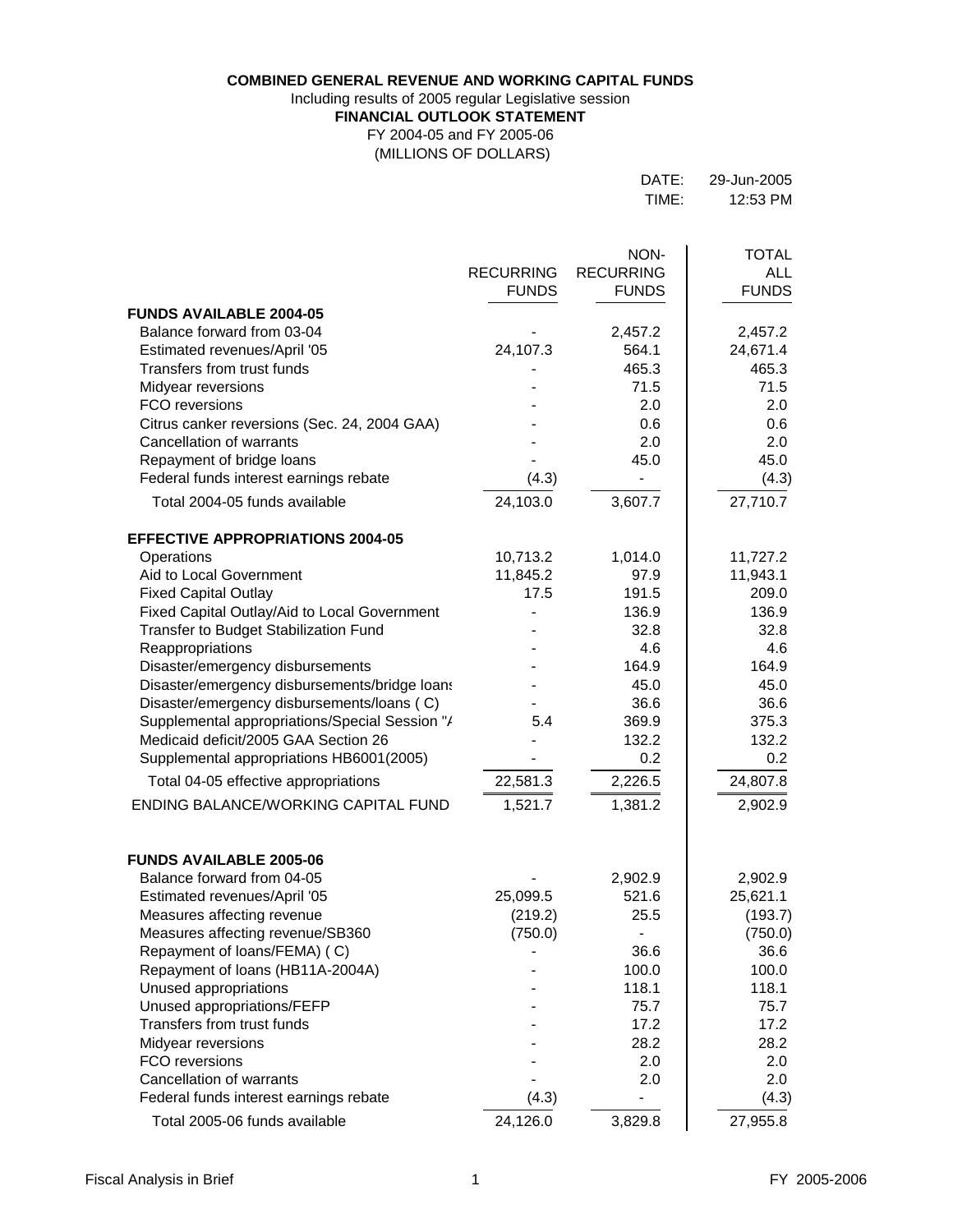**COMBINED GENERAL REVENUE AND WORKING CAPITAL FUNDS**

Including results of 2005 regular Legislative session

**FINANCIAL OUTLOOK STATEMENT**

FY 2004-05 and FY 2005-06

(MILLIONS OF DOLLARS)

DATE: 29-Jun-2005

TIME: 12:53 PM

| | RECURRING FUNDS | NON-RECURRING FUNDS | TOTAL ALL FUNDS |
|---|---|---|---|
| **FUNDS AVAILABLE 2004-05** | | | |
| Balance forward from 03-04 | - | 2,457.2 | 2,457.2 |
| Estimated revenues/April '05 | 24,107.3 | 564.1 | 24,671.4 |
| Transfers from trust funds | - | 465.3 | 465.3 |
| Midyear reversions | - | 71.5 | 71.5 |
| FCO reversions | - | 2.0 | 2.0 |
| Citrus canker reversions (Sec. 24, 2004 GAA) | - | 0.6 | 0.6 |
| Cancellation of warrants | - | 2.0 | 2.0 |
| Repayment of bridge loans | - | 45.0 | 45.0 |
| Federal funds interest earnings rebate | (4.3) | - | (4.3) |
| Total 2004-05 funds available | 24,103.0 | 3,607.7 | 27,710.7 |
| **EFFECTIVE APPROPRIATIONS 2004-05** | | | |
| Operations | 10,713.2 | 1,014.0 | 11,727.2 |
| Aid to Local Government | 11,845.2 | 97.9 | 11,943.1 |
| Fixed Capital Outlay | 17.5 | 191.5 | 209.0 |
| Fixed Capital Outlay/Aid to Local Government | - | 136.9 | 136.9 |
| Transfer to Budget Stabilization Fund | - | 32.8 | 32.8 |
| Reappropriations | - | 4.6 | 4.6 |
| Disaster/emergency disbursements | - | 164.9 | 164.9 |
| Disaster/emergency disbursements/bridge loans | - | 45.0 | 45.0 |
| Disaster/emergency disbursements/loans ( C) | - | 36.6 | 36.6 |
| Supplemental appropriations/Special Session "A | 5.4 | 369.9 | 375.3 |
| Medicaid deficit/2005 GAA Section 26 | - | 132.2 | 132.2 |
| Supplemental appropriations HB6001(2005) | - | 0.2 | 0.2 |
| Total 04-05 effective appropriations | 22,581.3 | 2,226.5 | 24,807.8 |
| ENDING BALANCE/WORKING CAPITAL FUND | 1,521.7 | 1,381.2 | 2,902.9 |
| **FUNDS AVAILABLE 2005-06** | | | |
| Balance forward from 04-05 | - | 2,902.9 | 2,902.9 |
| Estimated revenues/April '05 | 25,099.5 | 521.6 | 25,621.1 |
| Measures affecting revenue | (219.2) | 25.5 | (193.7) |
| Measures affecting revenue/SB360 | (750.0) | - | (750.0) |
| Repayment of loans/FEMA) ( C) | - | 36.6 | 36.6 |
| Repayment of loans (HB11A-2004A) | - | 100.0 | 100.0 |
| Unused appropriations | - | 118.1 | 118.1 |
| Unused appropriations/FEFP | - | 75.7 | 75.7 |
| Transfers from trust funds | - | 17.2 | 17.2 |
| Midyear reversions | - | 28.2 | 28.2 |
| FCO reversions | - | 2.0 | 2.0 |
| Cancellation of warrants | - | 2.0 | 2.0 |
| Federal funds interest earnings rebate | (4.3) | - | (4.3) |
| Total 2005-06 funds available | 24,126.0 | 3,829.8 | 27,955.8 |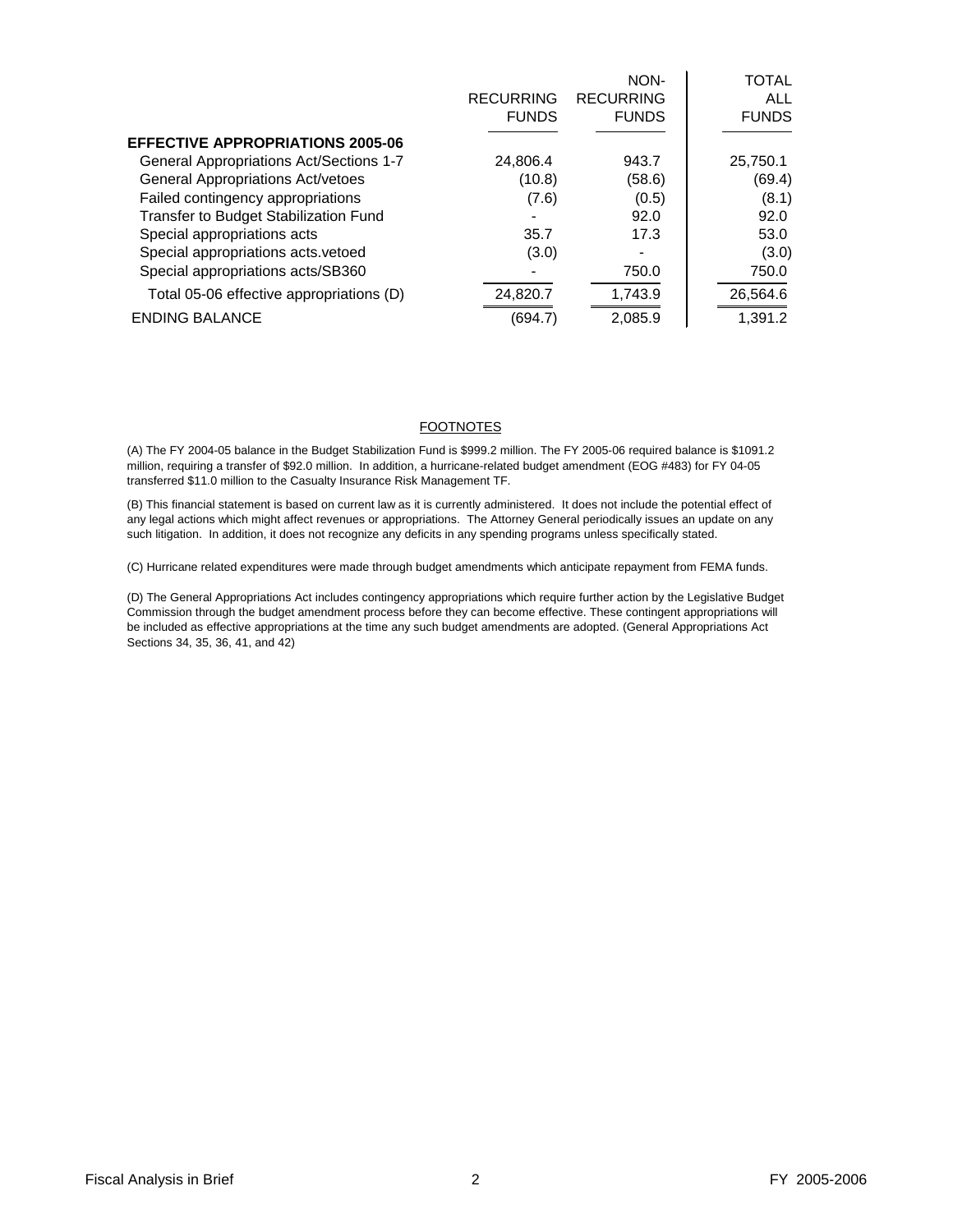| | RECURRING FUNDS | NON-RECURRING FUNDS | TOTAL ALL FUNDS |
|---|---|---|---|
| **EFFECTIVE APPROPRIATIONS 2005-06** | | | |
| General Appropriations Act/Sections 1-7 | 24,806.4 | 943.7 | 25,750.1 |
| General Appropriations Act/vetoes | (10.8) | (58.6) | (69.4) |
| Failed contingency appropriations | (7.6) | (0.5) | (8.1) |
| Transfer to Budget Stabilization Fund | - | 92.0 | 92.0 |
| Special appropriations acts | 35.7 | 17.3 | 53.0 |
| Special appropriations acts.vetoed | (3.0) | - | (3.0) |
| Special appropriations acts/SB360 | - | 750.0 | 750.0 |
| Total 05-06 effective appropriations (D) | 24,820.7 | 1,743.9 | 26,564.6 |
| ENDING BALANCE | (694.7) | 2,085.9 | 1,391.2 |

FOOTNOTES

(A) The FY 2004-05 balance in the Budget Stabilization Fund is $999.2 million. The FY 2005-06 required balance is $1091.2 million, requiring a transfer of $92.0 million. In addition, a hurricane-related budget amendment (EOG #483) for FY 04-05 transferred $11.0 million to the Casualty Insurance Risk Management TF.

(B) This financial statement is based on current law as it is currently administered. It does not include the potential effect of any legal actions which might affect revenues or appropriations. The Attorney General periodically issues an update on any such litigation. In addition, it does not recognize any deficits in any spending programs unless specifically stated.

(C) Hurricane related expenditures were made through budget amendments which anticipate repayment from FEMA funds.

(D) The General Appropriations Act includes contingency appropriations which require further action by the Legislative Budget Commission through the budget amendment process before they can become effective. These contingent appropriations will be included as effective appropriations at the time any such budget amendments are adopted. (General Appropriations Act Sections 34, 35, 36, 41, and 42)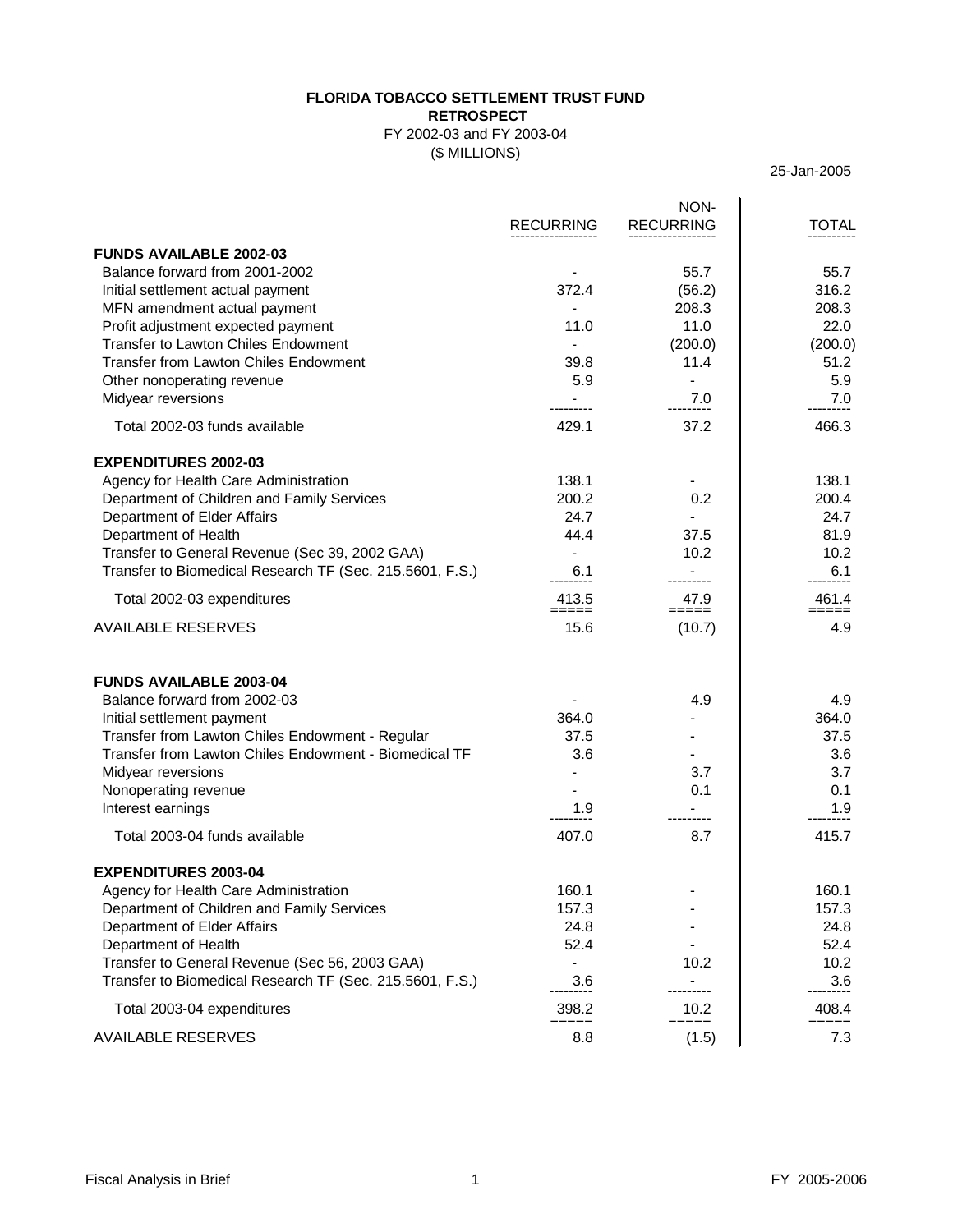**FLORIDA TOBACCO SETTLEMENT TRUST FUND**
**RETROSPECT**
FY 2002-03 and FY 2003-04
($ MILLIONS)

25-Jan-2005

| | RECURRING | NON-RECURRING | TOTAL |
|---|---|---|---|
| **FUNDS AVAILABLE 2002-03** | | | |
| Balance forward from 2001-2002 | - | 55.7 | 55.7 |
| Initial settlement actual payment | 372.4 | (56.2) | 316.2 |
| MFN amendment actual payment | - | 208.3 | 208.3 |
| Profit adjustment expected payment | 11.0 | 11.0 | 22.0 |
| Transfer to Lawton Chiles Endowment | - | (200.0) | (200.0) |
| Transfer from Lawton Chiles Endowment | 39.8 | 11.4 | 51.2 |
| Other nonoperating revenue | 5.9 | - | 5.9 |
| Midyear reversions | - | 7.0 | 7.0 |
| Total 2002-03 funds available | 429.1 | 37.2 | 466.3 |
| **EXPENDITURES 2002-03** | | | |
| Agency for Health Care Administration | 138.1 | - | 138.1 |
| Department of Children and Family Services | 200.2 | 0.2 | 200.4 |
| Department of Elder Affairs | 24.7 | - | 24.7 |
| Department of Health | 44.4 | 37.5 | 81.9 |
| Transfer to General Revenue (Sec 39, 2002 GAA) | - | 10.2 | 10.2 |
| Transfer to Biomedical Research TF (Sec. 215.5601, F.S.) | 6.1 | - | 6.1 |
| Total 2002-03 expenditures | 413.5 | 47.9 | 461.4 |
| AVAILABLE RESERVES | 15.6 | (10.7) | 4.9 |
| **FUNDS AVAILABLE 2003-04** | | | |
| Balance forward from 2002-03 | - | 4.9 | 4.9 |
| Initial settlement payment | 364.0 | - | 364.0 |
| Transfer from Lawton Chiles Endowment - Regular | 37.5 | - | 37.5 |
| Transfer from Lawton Chiles Endowment - Biomedical TF | 3.6 | - | 3.6 |
| Midyear reversions | - | 3.7 | 3.7 |
| Nonoperating revenue | - | 0.1 | 0.1 |
| Interest earnings | 1.9 | - | 1.9 |
| Total 2003-04 funds available | 407.0 | 8.7 | 415.7 |
| **EXPENDITURES 2003-04** | | | |
| Agency for Health Care Administration | 160.1 | - | 160.1 |
| Department of Children and Family Services | 157.3 | - | 157.3 |
| Department of Elder Affairs | 24.8 | - | 24.8 |
| Department of Health | 52.4 | - | 52.4 |
| Transfer to General Revenue (Sec 56, 2003 GAA) | - | 10.2 | 10.2 |
| Transfer to Biomedical Research TF (Sec. 215.5601, F.S.) | 3.6 | - | 3.6 |
| Total 2003-04 expenditures | 398.2 | 10.2 | 408.4 |
| AVAILABLE RESERVES | 8.8 | (1.5) | 7.3 |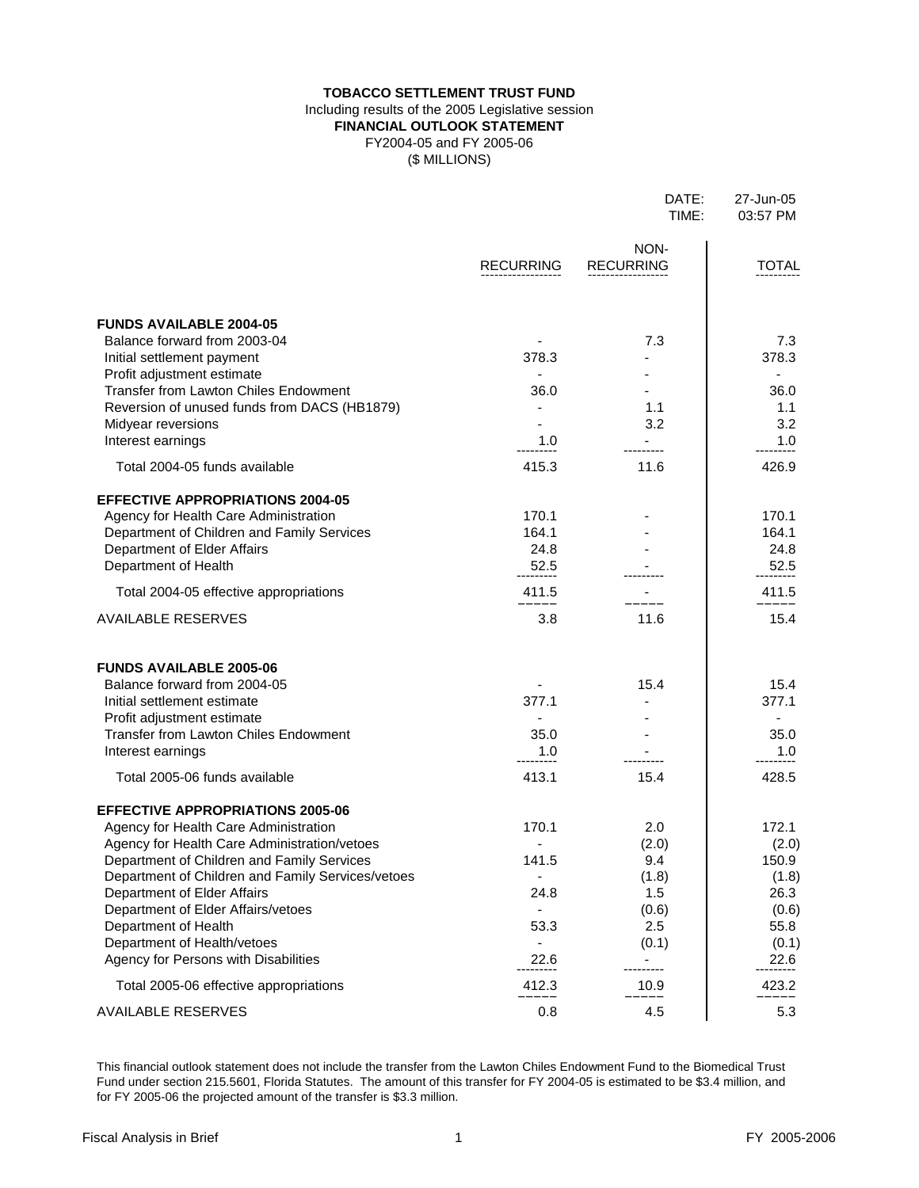**TOBACCO SETTLEMENT TRUST FUND**
Including results of the 2005 Legislative session
**FINANCIAL OUTLOOK STATEMENT**
FY2004-05 and FY 2005-06
($ MILLIONS)

DATE: 27-Jun-05
TIME: 03:57 PM

| | RECURRING | NON-RECURRING | TOTAL |
|---|---|---|---|
| **FUNDS AVAILABLE 2004-05** | | | |
| Balance forward from 2003-04 | - | 7.3 | 7.3 |
| Initial settlement payment | 378.3 | - | 378.3 |
| Profit adjustment estimate | - | - | - |
| Transfer from Lawton Chiles Endowment | 36.0 | - | 36.0 |
| Reversion of unused funds from DACS (HB1879) | - | 1.1 | 1.1 |
| Midyear reversions | - | 3.2 | 3.2 |
| Interest earnings | 1.0 | - | 1.0 |
| Total 2004-05 funds available | 415.3 | 11.6 | 426.9 |
| **EFFECTIVE APPROPRIATIONS 2004-05** | | | |
| Agency for Health Care Administration | 170.1 | - | 170.1 |
| Department of Children and Family Services | 164.1 | - | 164.1 |
| Department of Elder Affairs | 24.8 | - | 24.8 |
| Department of Health | 52.5 | - | 52.5 |
| Total 2004-05 effective appropriations | 411.5 | - | 411.5 |
| AVAILABLE RESERVES | 3.8 | 11.6 | 15.4 |
| **FUNDS AVAILABLE 2005-06** | | | |
| Balance forward from 2004-05 | - | 15.4 | 15.4 |
| Initial settlement estimate | 377.1 | - | 377.1 |
| Profit adjustment estimate | - | - | - |
| Transfer from Lawton Chiles Endowment | 35.0 | - | 35.0 |
| Interest earnings | 1.0 | - | 1.0 |
| Total 2005-06 funds available | 413.1 | 15.4 | 428.5 |
| **EFFECTIVE APPROPRIATIONS 2005-06** | | | |
| Agency for Health Care Administration | 170.1 | 2.0 | 172.1 |
| Agency for Health Care Administration/vetoes | - | (2.0) | (2.0) |
| Department of Children and Family Services | 141.5 | 9.4 | 150.9 |
| Department of Children and Family Services/vetoes | - | (1.8) | (1.8) |
| Department of Elder Affairs | 24.8 | 1.5 | 26.3 |
| Department of Elder Affairs/vetoes | - | (0.6) | (0.6) |
| Department of Health | 53.3 | 2.5 | 55.8 |
| Department of Health/vetoes | - | (0.1) | (0.1) |
| Agency for Persons with Disabilities | 22.6 | - | 22.6 |
| Total 2005-06 effective appropriations | 412.3 | 10.9 | 423.2 |
| AVAILABLE RESERVES | 0.8 | 4.5 | 5.3 |

This financial outlook statement does not include the transfer from the Lawton Chiles Endowment Fund to the Biomedical Trust Fund under section 215.5601, Florida Statutes. The amount of this transfer for FY 2004-05 is estimated to be $3.4 million, and for FY 2005-06 the projected amount of the transfer is $3.3 million.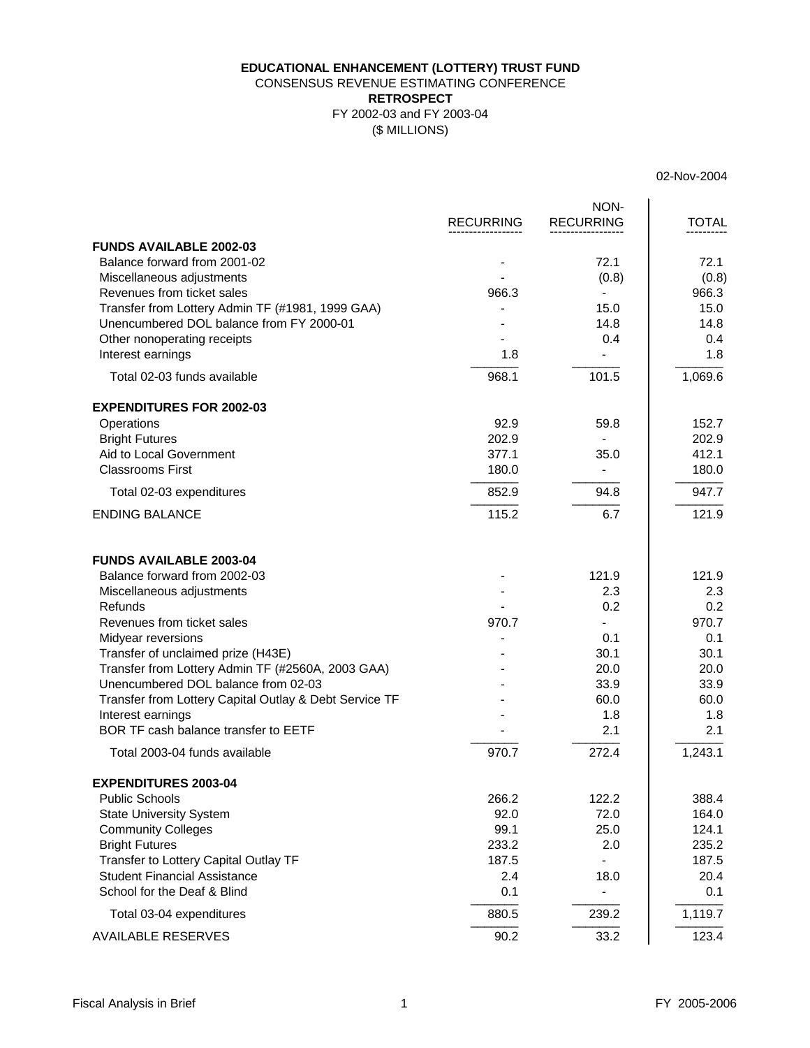**EDUCATIONAL ENHANCEMENT (LOTTERY) TRUST FUND**
CONSENSUS REVENUE ESTIMATING CONFERENCE
**RETROSPECT**
FY 2002-03 and FY 2003-04
($ MILLIONS)

02-Nov-2004

| | RECURRING | NON-RECURRING | TOTAL |
|---|---|---|---|
| **FUNDS AVAILABLE 2002-03** | | | |
| Balance forward from 2001-02 | - | 72.1 | 72.1 |
| Miscellaneous adjustments | - | (0.8) | (0.8) |
| Revenues from ticket sales | 966.3 | - | 966.3 |
| Transfer from Lottery Admin TF (#1981, 1999 GAA) | - | 15.0 | 15.0 |
| Unencumbered DOL balance from FY 2000-01 | - | 14.8 | 14.8 |
| Other nonoperating receipts | - | 0.4 | 0.4 |
| Interest earnings | 1.8 | - | 1.8 |
| Total 02-03 funds available | 968.1 | 101.5 | 1,069.6 |
| **EXPENDITURES FOR 2002-03** | | | |
| Operations | 92.9 | 59.8 | 152.7 |
| Bright Futures | 202.9 | - | 202.9 |
| Aid to Local Government | 377.1 | 35.0 | 412.1 |
| Classrooms First | 180.0 | - | 180.0 |
| Total 02-03 expenditures | 852.9 | 94.8 | 947.7 |
| ENDING BALANCE | 115.2 | 6.7 | 121.9 |
| **FUNDS AVAILABLE 2003-04** | | | |
| Balance forward from 2002-03 | - | 121.9 | 121.9 |
| Miscellaneous adjustments | - | 2.3 | 2.3 |
| Refunds | - | 0.2 | 0.2 |
| Revenues from ticket sales | 970.7 | - | 970.7 |
| Midyear reversions | - | 0.1 | 0.1 |
| Transfer of unclaimed prize (H43E) | - | 30.1 | 30.1 |
| Transfer from Lottery Admin TF (#2560A, 2003 GAA) | - | 20.0 | 20.0 |
| Unencumbered DOL balance from 02-03 | - | 33.9 | 33.9 |
| Transfer from Lottery Capital Outlay & Debt Service TF | - | 60.0 | 60.0 |
| Interest earnings | - | 1.8 | 1.8 |
| BOR TF cash balance transfer to EETF | - | 2.1 | 2.1 |
| Total 2003-04 funds available | 970.7 | 272.4 | 1,243.1 |
| **EXPENDITURES 2003-04** | | | |
| Public Schools | 266.2 | 122.2 | 388.4 |
| State University System | 92.0 | 72.0 | 164.0 |
| Community Colleges | 99.1 | 25.0 | 124.1 |
| Bright Futures | 233.2 | 2.0 | 235.2 |
| Transfer to Lottery Capital Outlay TF | 187.5 | - | 187.5 |
| Student Financial Assistance | 2.4 | 18.0 | 20.4 |
| School for the Deaf & Blind | 0.1 | - | 0.1 |
| Total 03-04 expenditures | 880.5 | 239.2 | 1,119.7 |
| AVAILABLE RESERVES | 90.2 | 33.2 | 123.4 |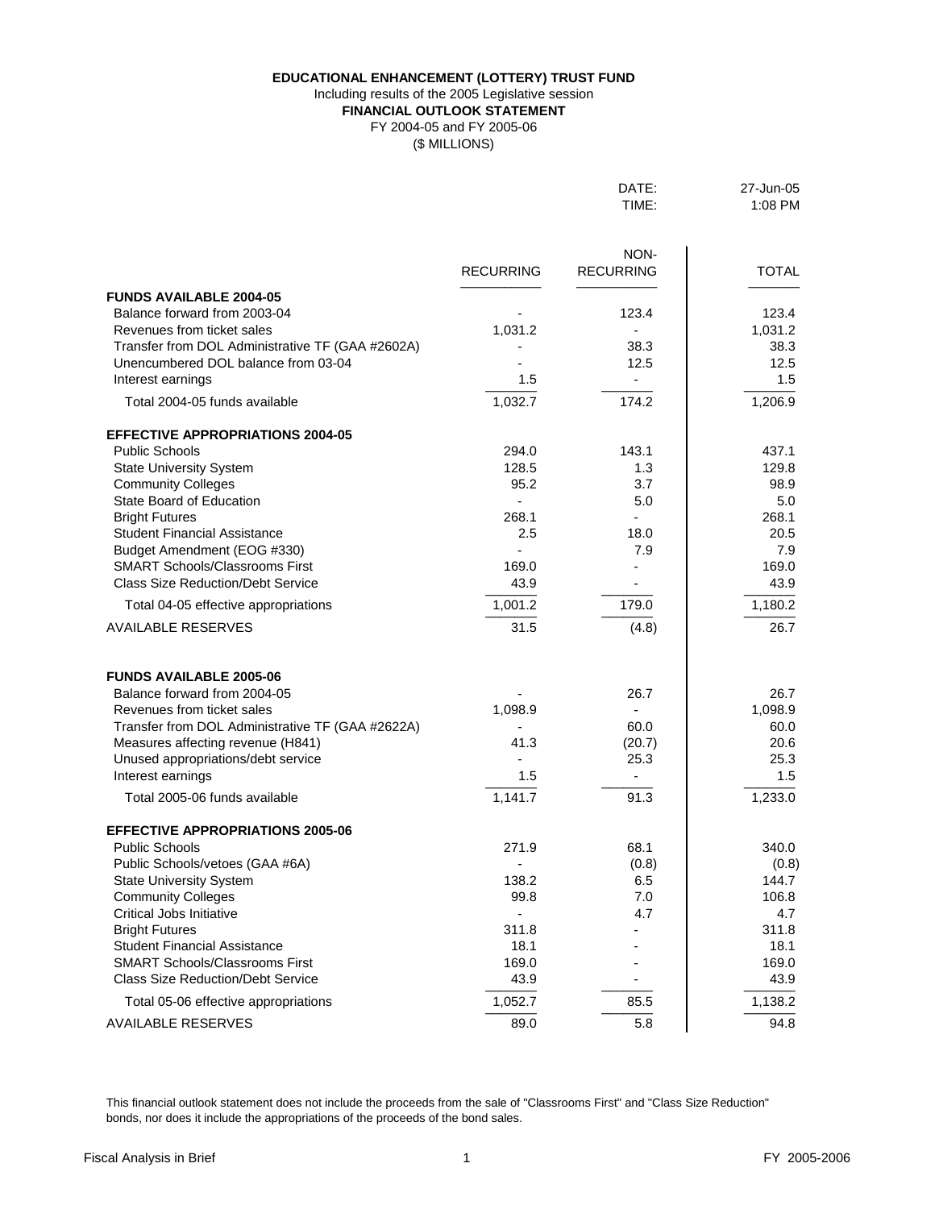**EDUCATIONAL ENHANCEMENT (LOTTERY) TRUST FUND**
Including results of the 2005 Legislative session
**FINANCIAL OUTLOOK STATEMENT**
FY 2004-05 and FY 2005-06
($ MILLIONS)

DATE: 27-Jun-05
TIME: 1:08 PM

| | RECURRING | NON-RECURRING | TOTAL |
|---|---|---|---|
| **FUNDS AVAILABLE 2004-05** | | | |
| Balance forward from 2003-04 | - | 123.4 | 123.4 |
| Revenues from ticket sales | 1,031.2 | - | 1,031.2 |
| Transfer from DOL Administrative TF (GAA #2602A) | - | 38.3 | 38.3 |
| Unencumbered DOL balance from 03-04 | - | 12.5 | 12.5 |
| Interest earnings | 1.5 | - | 1.5 |
| Total 2004-05 funds available | 1,032.7 | 174.2 | 1,206.9 |
| **EFFECTIVE APPROPRIATIONS 2004-05** | | | |
| Public Schools | 294.0 | 143.1 | 437.1 |
| State University System | 128.5 | 1.3 | 129.8 |
| Community Colleges | 95.2 | 3.7 | 98.9 |
| State Board of Education | - | 5.0 | 5.0 |
| Bright Futures | 268.1 | - | 268.1 |
| Student Financial Assistance | 2.5 | 18.0 | 20.5 |
| Budget Amendment (EOG #330) | - | 7.9 | 7.9 |
| SMART Schools/Classrooms First | 169.0 | - | 169.0 |
| Class Size Reduction/Debt Service | 43.9 | - | 43.9 |
| Total 04-05 effective appropriations | 1,001.2 | 179.0 | 1,180.2 |
| AVAILABLE RESERVES | 31.5 | (4.8) | 26.7 |
| **FUNDS AVAILABLE 2005-06** | | | |
| Balance forward from 2004-05 | - | 26.7 | 26.7 |
| Revenues from ticket sales | 1,098.9 | - | 1,098.9 |
| Transfer from DOL Administrative TF (GAA #2622A) | - | 60.0 | 60.0 |
| Measures affecting revenue (H841) | 41.3 | (20.7) | 20.6 |
| Unused appropriations/debt service | - | 25.3 | 25.3 |
| Interest earnings | 1.5 | - | 1.5 |
| Total 2005-06 funds available | 1,141.7 | 91.3 | 1,233.0 |
| **EFFECTIVE APPROPRIATIONS 2005-06** | | | |
| Public Schools | 271.9 | 68.1 | 340.0 |
| Public Schools/vetoes (GAA #6A) | - | (0.8) | (0.8) |
| State University System | 138.2 | 6.5 | 144.7 |
| Community Colleges | 99.8 | 7.0 | 106.8 |
| Critical Jobs Initiative | - | 4.7 | 4.7 |
| Bright Futures | 311.8 | - | 311.8 |
| Student Financial Assistance | 18.1 | - | 18.1 |
| SMART Schools/Classrooms First | 169.0 | - | 169.0 |
| Class Size Reduction/Debt Service | 43.9 | - | 43.9 |
| Total 05-06 effective appropriations | 1,052.7 | 85.5 | 1,138.2 |
| AVAILABLE RESERVES | 89.0 | 5.8 | 94.8 |

This financial outlook statement does not include the proceeds from the sale of "Classrooms First" and "Class Size Reduction" bonds, nor does it include the appropriations of the proceeds of the bond sales.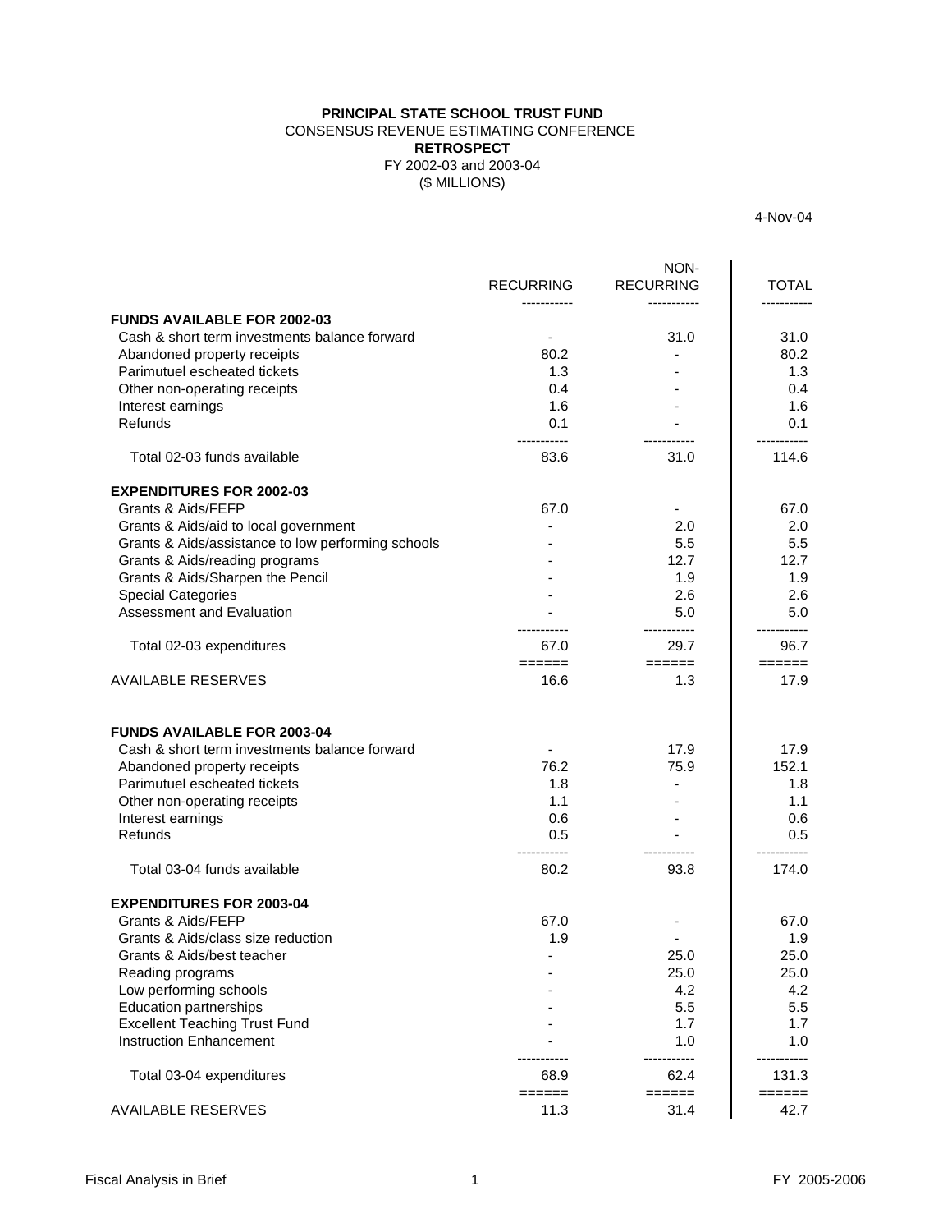**PRINCIPAL STATE SCHOOL TRUST FUND**
CONSENSUS REVENUE ESTIMATING CONFERENCE
**RETROSPECT**
FY 2002-03 and 2003-04
($ MILLIONS)

4-Nov-04

| | RECURRING | NON-RECURRING | TOTAL |
|---|---|---|---|
| **FUNDS AVAILABLE FOR 2002-03** | | | |
| Cash & short term investments balance forward | - | 31.0 | 31.0 |
| Abandoned property receipts | 80.2 | - | 80.2 |
| Parimutuel escheated tickets | 1.3 | - | 1.3 |
| Other non-operating receipts | 0.4 | - | 0.4 |
| Interest earnings | 1.6 | - | 1.6 |
| Refunds | 0.1 | - | 0.1 |
| Total 02-03 funds available | 83.6 | 31.0 | 114.6 |
| **EXPENDITURES FOR 2002-03** | | | |
| Grants & Aids/FEFP | 67.0 | - | 67.0 |
| Grants & Aids/aid to local government | - | 2.0 | 2.0 |
| Grants & Aids/assistance to low performing schools | - | 5.5 | 5.5 |
| Grants & Aids/reading programs | - | 12.7 | 12.7 |
| Grants & Aids/Sharpen the Pencil | - | 1.9 | 1.9 |
| Special Categories | - | 2.6 | 2.6 |
| Assessment and Evaluation | - | 5.0 | 5.0 |
| Total 02-03 expenditures | 67.0 | 29.7 | 96.7 |
| AVAILABLE RESERVES | 16.6 | 1.3 | 17.9 |
| **FUNDS AVAILABLE FOR 2003-04** | | | |
| Cash & short term investments balance forward | - | 17.9 | 17.9 |
| Abandoned property receipts | 76.2 | 75.9 | 152.1 |
| Parimutuel escheated tickets | 1.8 | - | 1.8 |
| Other non-operating receipts | 1.1 | - | 1.1 |
| Interest earnings | 0.6 | - | 0.6 |
| Refunds | 0.5 | - | 0.5 |
| Total 03-04 funds available | 80.2 | 93.8 | 174.0 |
| **EXPENDITURES FOR 2003-04** | | | |
| Grants & Aids/FEFP | 67.0 | - | 67.0 |
| Grants & Aids/class size reduction | 1.9 | - | 1.9 |
| Grants & Aids/best teacher | - | 25.0 | 25.0 |
| Reading programs | - | 25.0 | 25.0 |
| Low performing schools | - | 4.2 | 4.2 |
| Education partnerships | - | 5.5 | 5.5 |
| Excellent Teaching Trust Fund | - | 1.7 | 1.7 |
| Instruction Enhancement | - | 1.0 | 1.0 |
| Total 03-04 expenditures | 68.9 | 62.4 | 131.3 |
| AVAILABLE RESERVES | 11.3 | 31.4 | 42.7 |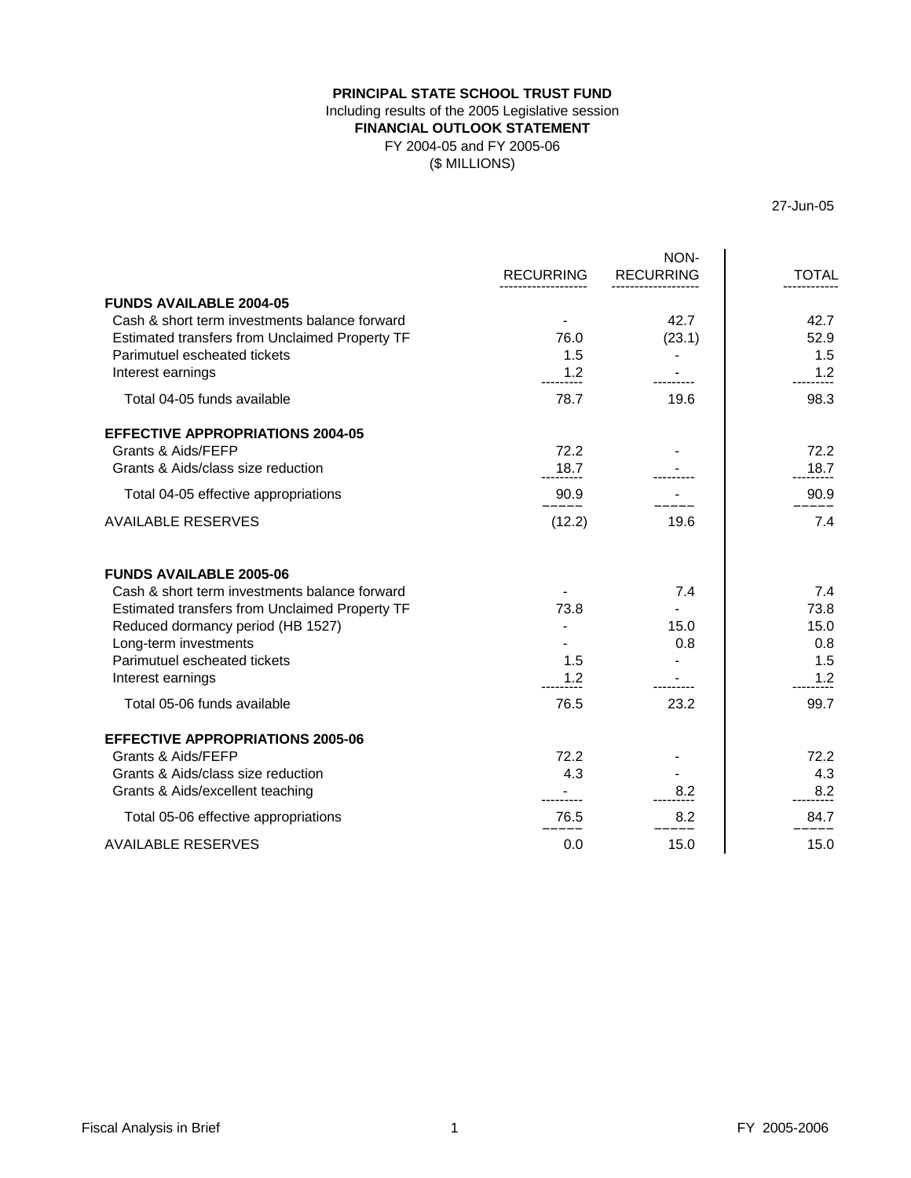**PRINCIPAL STATE SCHOOL TRUST FUND**
Including results of the 2005 Legislative session
**FINANCIAL OUTLOOK STATEMENT**
FY 2004-05 and FY 2005-06
($ MILLIONS)

27-Jun-05

| | RECURRING | NON-RECURRING | TOTAL |
|---|---|---|---|
| **FUNDS AVAILABLE 2004-05** | | | |
| Cash & short term investments balance forward | - | 42.7 | 42.7 |
| Estimated transfers from Unclaimed Property TF | 76.0 | (23.1) | 52.9 |
| Parimutuel escheated tickets | 1.5 | - | 1.5 |
| Interest earnings | 1.2 | - | 1.2 |
| Total 04-05 funds available | 78.7 | 19.6 | 98.3 |
| **EFFECTIVE APPROPRIATIONS 2004-05** | | | |
| Grants & Aids/FEFP | 72.2 | - | 72.2 |
| Grants & Aids/class size reduction | 18.7 | - | 18.7 |
| Total 04-05 effective appropriations | 90.9 | - | 90.9 |
| AVAILABLE RESERVES | (12.2) | 19.6 | 7.4 |
| **FUNDS AVAILABLE 2005-06** | | | |
| Cash & short term investments balance forward | - | 7.4 | 7.4 |
| Estimated transfers from Unclaimed Property TF | 73.8 | - | 73.8 |
| Reduced dormancy period (HB 1527) | - | 15.0 | 15.0 |
| Long-term investments | - | 0.8 | 0.8 |
| Parimutuel escheated tickets | 1.5 | - | 1.5 |
| Interest earnings | 1.2 | - | 1.2 |
| Total 05-06 funds available | 76.5 | 23.2 | 99.7 |
| **EFFECTIVE APPROPRIATIONS 2005-06** | | | |
| Grants & Aids/FEFP | 72.2 | - | 72.2 |
| Grants & Aids/class size reduction | 4.3 | - | 4.3 |
| Grants & Aids/excellent teaching | - | 8.2 | 8.2 |
| Total 05-06 effective appropriations | 76.5 | 8.2 | 84.7 |
| AVAILABLE RESERVES | 0.0 | 15.0 | 15.0 |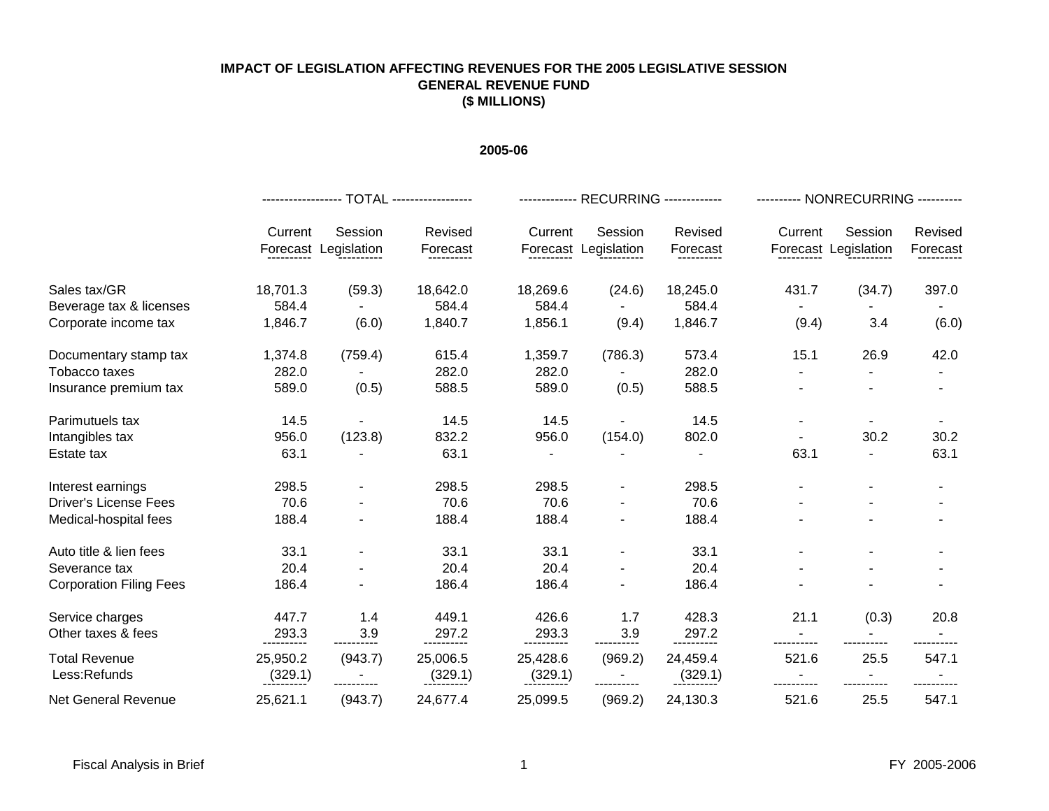**IMPACT OF LEGISLATION AFFECTING REVENUES FOR THE 2005 LEGISLATIVE SESSION**
**GENERAL REVENUE FUND**
**($ MILLIONS)**

**2005-06**

| | TOTAL | | | RECURRING | | | NONRECURRING | | |
|---|---|---|---|---|---|---|---|---|---|
| | Current Forecast | Session Legislation | Revised Forecast | Current Forecast | Session Legislation | Revised Forecast | Current Forecast | Session Legislation | Revised Forecast |
| Sales tax/GR | 18,701.3 | (59.3) | 18,642.0 | 18,269.6 | (24.6) | 18,245.0 | 431.7 | (34.7) | 397.0 |
| Beverage tax & licenses | 584.4 | - | 584.4 | 584.4 | - | 584.4 | - | - | - |
| Corporate income tax | 1,846.7 | (6.0) | 1,840.7 | 1,856.1 | (9.4) | 1,846.7 | (9.4) | 3.4 | (6.0) |
| Documentary stamp tax | 1,374.8 | (759.4) | 615.4 | 1,359.7 | (786.3) | 573.4 | 15.1 | 26.9 | 42.0 |
| Tobacco taxes | 282.0 | - | 282.0 | 282.0 | - | 282.0 | - | - | - |
| Insurance premium tax | 589.0 | (0.5) | 588.5 | 589.0 | (0.5) | 588.5 | - | - | - |
| Parimutuels tax | 14.5 | - | 14.5 | 14.5 | - | 14.5 | - | - | - |
| Intangibles tax | 956.0 | (123.8) | 832.2 | 956.0 | (154.0) | 802.0 | - | 30.2 | 30.2 |
| Estate tax | 63.1 | - | 63.1 | - | - | - | 63.1 | - | 63.1 |
| Interest earnings | 298.5 | - | 298.5 | 298.5 | - | 298.5 | - | - | - |
| Driver's License Fees | 70.6 | - | 70.6 | 70.6 | - | 70.6 | - | - | - |
| Medical-hospital fees | 188.4 | - | 188.4 | 188.4 | - | 188.4 | - | - | - |
| Auto title & lien fees | 33.1 | - | 33.1 | 33.1 | - | 33.1 | - | - | - |
| Severance tax | 20.4 | - | 20.4 | 20.4 | - | 20.4 | - | - | - |
| Corporation Filing Fees | 186.4 | - | 186.4 | 186.4 | - | 186.4 | - | - | - |
| Service charges | 447.7 | 1.4 | 449.1 | 426.6 | 1.7 | 428.3 | 21.1 | (0.3) | 20.8 |
| Other taxes & fees | 293.3 | 3.9 | 297.2 | 293.3 | 3.9 | 297.2 | - | - | - |
| Total Revenue | 25,950.2 | (943.7) | 25,006.5 | 25,428.6 | (969.2) | 24,459.4 | 521.6 | 25.5 | 547.1 |
| Less:Refunds | (329.1) | - | (329.1) | (329.1) | - | (329.1) | - | - | - |
| Net General Revenue | 25,621.1 | (943.7) | 24,677.4 | 25,099.5 | (969.2) | 24,130.3 | 521.6 | 25.5 | 547.1 |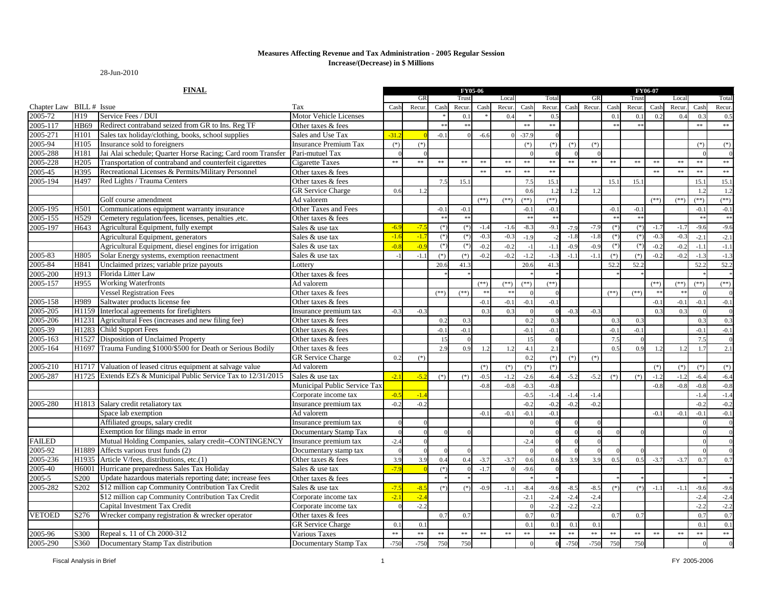# Measures Affecting Revenue and Tax Administration - 2005 Regular Session

**Increase/(Decrease) in $ Millions**

28-Jun-2010

**FINAL**

| | | | | FY05-06 | | | | | | | | FY06-07 | | | | | | | |
|---|---|---|---|---|---|---|---|---|---|---|---|---|---|---|---|---|---|---|---|
| | | | | GR | | Trust | | Local | | Total | | GR | | Trust | | Local | | Total | |
| Chapter Law | BILL # | Issue | Tax | Cash | Recur. | Cash | Recur. | Cash | Recur. | Cash | Recur. | Cash | Recur. | Cash | Recur. | Cash | Recur. | Cash | Recur. |
| 2005-72 | H19 | Service Fees / DUI | Motor Vehicle Licenses | | | * | 0.1 | * | 0.4 | * | 0.5 | | | 0.1 | 0.1 | 0.2 | 0.4 | 0.3 | 0.5 |
| 2005-117 | HB69 | Redirect contraband seized from GR to Ins. Reg TF | Other taxes & fees | | | ** | ** | | | ** | ** | | | ** | ** | | | ** | ** |
| 2005-271 | H101 | Sales tax holiday/clothing, books, school supplies | Sales and Use Tax | -31.2 | 0 | -0.1 | 0 | -6.6 | 0 | -37.9 | 0 | | | | | | | | |
| 2005-94 | H105 | Insurance sold to foreigners | Insurance Premium Tax | (*) | (*) | | | | | (*) | (*) | (*) | (*) | | | | | (*) | (*) |
| 2005-288 | H181 | Jai Alai schedule; Quarter Horse Racing; Card room Transfer | Pari-mutuel Tax | 0 | 0 | | | | | 0 | 0 | 0 | 0 | | | | | | 0 |
| 2005-228 | H205 | Transportation of contraband and counterfeit cigarettes | Cigarette Taxes | ** | ** | ** | ** | ** | ** | ** | ** | ** | ** | ** | ** | ** | ** | ** | ** |
| 2005-45 | H395 | Recreational Licenses & Permits/Military Personnel | Other taxes & fees | | | | | ** | ** | ** | ** | | | | | ** | ** | ** | ** |
| 2005-194 | H497 | Red Lights / Trauma Centers | Other taxes & fees | | | 7.5 | 15.1 | | | 7.5 | 15.1 | | | 15.1 | 15.1 | | | 15.1 | 15.1 |
| | | | GR Service Charge | 0.6 | 1.2 | | | | | 0.6 | 1.2 | 1.2 | 1.2 | | | | | 1.2 | 1.2 |
| | | Golf course amendment | Ad valorem | | | | | (**) | (**) | (**) | (**) | | | | | (**) | (**) | (**) | (**) |
| 2005-195 | H501 | Communications equipment warranty insurance | Other Taxes and Fees | | | -0.1 | -0.1 | | | -0.1 | -0.1 | | | -0.1 | -0.1 | | | -0.1 | -0.1 |
| 2005-155 | H529 | Cemetery regulation/fees, licenses, penalties ,etc. | Other taxes & fees | | | ** | ** | | | ** | ** | | | ** | ** | | | ** | ** |
| 2005-197 | H643 | Agricultural Equipment, fully exempt | Sales & use tax | -6.9 | -7.5 | (*) | (*) | -1.4 | -1.6 | -8.3 | -9.1 | -7.9 | -7.9 | (*) | (*) | -1.7 | -1.7 | -9.6 | -9.6 |
| | | Agricultural Equipment, generators | Sales & use tax | -1.6 | -1.7 | (*) | (*) | -0.3 | -0.3 | -1.9 | -2 | -1.8 | -1.8 | (*) | (*) | -0.3 | -0.3 | -2.1 | -2.1 |
| | | Agricultural Equipment, diesel engines for irrigation | Sales & use tax | -0.8 | -0.9 | (*) | (*) | -0.2 | -0.2 | -1 | -1.1 | -0.9 | -0.9 | (*) | (*) | -0.2 | -0.2 | -1.1 | -1.1 |
| 2005-83 | H805 | Solar Energy systems, exemption reenactment | Sales & use tax | -1 | -1.1 | (*) | (*) | -0.2 | -0.2 | -1.2 | -1.3 | -1.1 | -1.1 | (*) | (*) | -0.2 | -0.2 | -1.3 | -1.3 |
| 2005-84 | H841 | Unclaimed prizes; variable prize payouts | Lottery | | | 20.6 | 41.3 | | | 20.6 | 41.3 | | | 52.2 | 52.2 | | | 52.2 | 52.2 |
| 2005-200 | H913 | Florida Litter Law | Other taxes & fees | | | * | * | | | * | * | | | * | * | | | * | * |
| 2005-157 | H955 | Working Waterfronts | Ad valorem | | | | | (**) | (**) | (**) | (**) | | | | | (**) | (**) | (**) | (**) |
| | | Vessel Registration Fees | Other taxes & fees | | | (**) | (**) | ** | ** | 0 | 0 | | | (**) | (**) | ** | ** | 0 | 0 |
| 2005-158 | H989 | Saltwater products license fee | Other taxes & fees | | | | | -0.1 | -0.1 | -0.1 | -0.1 | | | | | -0.1 | -0.1 | -0.1 | -0.1 |
| 2005-205 | H1159 | Interlocal agreements for firefighters | Insurance premium tax | -0.3 | -0.3 | | | 0.3 | 0.3 | 0 | 0 | -0.3 | -0.3 | | | 0.3 | 0.3 | 0 | 0 |
| 2005-206 | H1231 | Agricultural Fees (increases and new filing fee) | Other taxes & fees | | | 0.2 | 0.3 | | | 0.2 | 0.3 | | | 0.3 | 0.3 | | | 0.3 | 0.3 |
| 2005-39 | H1283 | Child Support Fees | Other taxes & fees | | | -0.1 | -0.1 | | | -0.1 | -0.1 | | | -0.1 | -0.1 | | | -0.1 | -0.1 |
| 2005-163 | H1527 | Disposition of Unclaimed Property | Other taxes & fees | | | 15 | 0 | | | 15 | 0 | | | 7.5 | 0 | | | 7.5 | 0 |
| 2005-164 | H1697 | Trauma Funding $1000/$500 for Death or Serious Bodily | Other taxes & fees | | | 2.9 | 0.9 | 1.2 | 1.2 | 4.1 | 2.1 | | | 0.5 | 0.9 | 1.2 | 1.2 | 1.7 | 2.1 |
| | | | GR Service Charge | 0.2 | (*) | | | | | 0.2 | (*) | (*) | (*) | | | | | | |
| 2005-210 | H1717 | Valuation of leased citrus equipment at salvage value | Ad valorem | | | | | (*) | (*) | (*) | (*) | | | | | (*) | (*) | (*) | (*) |
| 2005-287 | H1725 | Extends EZ's & Municipal Public Service Tax to 12/31/2015 | Sales & use tax | -2.1 | -5.2 | (*) | (*) | -0.5 | -1.2 | -2.6 | -6.4 | -5.2 | -5.2 | (*) | (*) | -1.2 | -1.2 | -6.4 | -6.4 |
| | | | Municipal Public Service Tax | | | | | -0.8 | -0.8 | -0.3 | -0.8 | | | | | -0.8 | -0.8 | -0.8 | -0.8 |
| | | | Corporate income tax | -0.5 | -1.4 | | | | | -0.5 | -1.4 | -1.4 | -1.4 | | | | | -1.4 | -1.4 |
| 2005-280 | H1813 | Salary credit retaliatory tax | Insurance premium tax | -0.2 | -0.2 | | | | | -0.2 | -0.2 | -0.2 | -0.2 | | | | | -0.2 | -0.2 |
| | | Space lab exemption | Ad valorem | | | | | -0.1 | -0.1 | -0.1 | -0.1 | | | | | -0.1 | -0.1 | -0.1 | -0.1 |
| | | Affiliated groups, salary credit | Insurance premium tax | 0 | 0 | | | | | 0 | 0 | 0 | 0 | | | | | 0 | 0 |
| | | Exemption for filings made in error | Documentary Stamp Tax | 0 | 0 | 0 | 0 | | | 0 | 0 | 0 | 0 | 0 | 0 | | | 0 | 0 |
| FAILED | | Mutual Holding Companies, salary credit--CONTINGENCY | Insurance premium tax | -2.4 | 0 | | | | | -2.4 | 0 | 0 | 0 | | | | | 0 | 0 |
| 2005-92 | H1889 | Affects various trust funds (2) | Documentary stamp tax | 0 | 0 | 0 | 0 | | | 0 | 0 | 0 | 0 | 0 | 0 | | | 0 | 0 |
| 2005-236 | H1935 | Article V/fees, distributions, etc.(1) | Other taxes & fees | 3.9 | 3.9 | 0.4 | 0.4 | -3.7 | -3.7 | 0.6 | 0.6 | 3.9 | 3.9 | 0.5 | 0.5 | -3.7 | -3.7 | 0.7 | 0.7 |
| 2005-40 | H6001 | Hurricane preparedness Sales Tax Holiday | Sales & use tax | -7.9 | 0 | (*) | 0 | -1.7 | 0 | -9.6 | 0 | | | | | | | | |
| 2005-5 | S200 | Update hazardous materials reporting date; increase fees | Other taxes & fees | | | * | * | | | * | * | | | * | * | | | * | * |
| 2005-282 | S202 | $12 million cap Community Contribution Tax Credit | Sales & use tax | -7.5 | -8.5 | (*) | (*) | -0.9 | -1.1 | -8.4 | -9.6 | -8.5 | -8.5 | (*) | (*) | -1.1 | -1.1 | -9.6 | -9.6 |
| | | $12 million cap Community Contribution Tax Credit | Corporate income tax | -2.1 | -2.4 | | | | | -2.1 | -2.4 | -2.4 | -2.4 | | | | | -2.4 | -2.4 |
| | | Capital Investment Tax Credit | Corporate income tax | 0 | -2.2 | | | | | 0 | -2.2 | -2.2 | -2.2 | | | | | -2.2 | -2.2 |
| VETOED | S276 | Wrecker company registration & wrecker operator | Other taxes & fees | | | 0.7 | 0.7 | | | 0.7 | 0.7 | | | 0.7 | 0.7 | | | 0.7 | 0.7 |
| | | | GR Service Charge | 0.1 | 0.1 | | | | | 0.1 | 0.1 | 0.1 | 0.1 | | | | | 0.1 | 0.1 |
| 2005-96 | S300 | Repeal s. 11 of Ch 2000-312 | Various Taxes | ** | ** | ** | ** | ** | ** | ** | ** | ** | ** | ** | ** | ** | ** | ** | ** |
| 2005-290 | S360 | Documentary Stamp Tax distribution | Documentary Stamp Tax | -750 | -750 | 750 | 750 | | | 0 | 0 | -750 | -750 | 750 | 750 | | | 0 | 0 |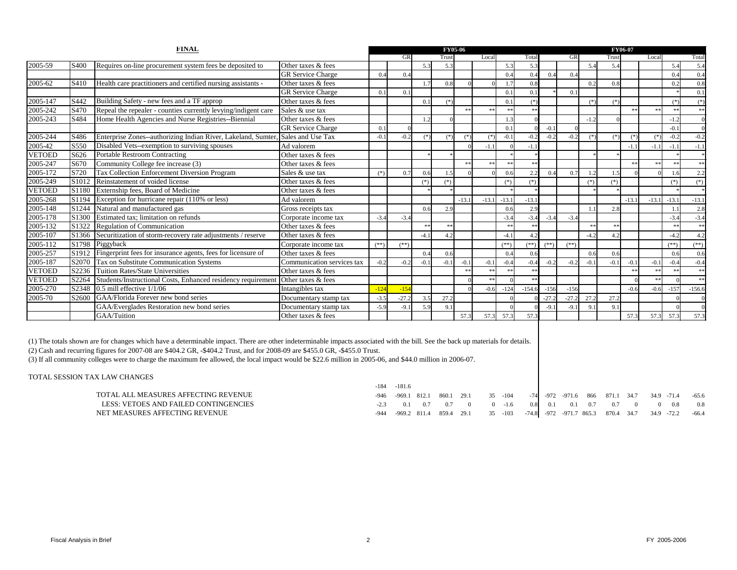**FINAL**

| | | | | FY05-06 | | | | | | | | FY06-07 | | | | | | | |
|---|---|---|---|---|---|---|---|---|---|---|---|---|---|---|---|---|---|---|---|
| | | | | | GR | | Trust | | Local | | Total | | GR | | Trust | | Local | | Total |
| 2005-59 | S400 | Requires on-line procurement system fees be deposited to | Other taxes & fees | | | 5.3 | 5.3 | | | 5.3 | 5.3 | | | 5.4 | 5.4 | | | 5.4 | 5.4 |
| | | | GR Service Charge | 0.4 | 0.4 | | | | | 0.4 | 0.4 | 0.4 | 0.4 | | | | | 0.4 | 0.4 |
| 2005-62 | S410 | Health care practitioners and certified nursing assistants - | Other taxes & fees | | | 1.7 | 0.8 | 0 | 0 | 1.7 | 0.8 | | | 0.2 | 0.8 | | | 0.2 | 0.8 |
| | | | GR Service Charge | 0.1 | 0.1 | | | | | 0.1 | 0.1 | * | 0.1 | | | | | * | 0.1 |
| 2005-147 | S442 | Building Safety - new fees and a TF approp | Other taxes & fees | | | 0.1 | (*) | | | 0.1 | (*) | | | (*) | (*) | | | (*) | (*) |
| 2005-242 | S470 | Repeal the repealer - counties currently levying/indigent care | Sales & use tax | | | | | ** | ** | ** | ** | | | | | ** | ** | ** | ** |
| 2005-243 | S484 | Home Health Agencies and Nurse Registries--Biennial | Other taxes & fees | | | 1.2 | 0 | | | 1.3 | 0 | | | -1.2 | 0 | | | -1.2 | 0 |
| | | | GR Service Charge | 0.1 | 0 | | | | | 0.1 | 0 | -0.1 | 0 | | | | | -0.1 | 0 |
| 2005-244 | S486 | Enterprise Zones--authorizing Indian River, Lakeland, Sumter, | Sales and Use Tax | -0.1 | -0.2 | (*) | (*) | (*) | (*) | -0.1 | -0.2 | -0.2 | -0.2 | (*) | (*) | (*) | (*) | -0.2 | -0.2 |
| 2005-42 | S550 | Disabled Vets--exemption to surviving spouses | Ad valorem | | | | | 0 | -1.1 | 0 | -1.1 | | | | | -1.1 | -1.1 | -1.1 | -1.1 |
| VETOED | S626 | Portable Restroom Contracting | Other taxes & fees | | | * | * | | | * | * | | | * | * | | | * | * |
| 2005-247 | S670 | Community College fee increase (3) | Other taxes & fees | | | | | ** | ** | ** | ** | | | | | ** | ** | ** | ** |
| 2005-172 | S720 | Tax Collection Enforcement Diversion Program | Sales & use tax | (*) | 0.7 | 0.6 | 1.5 | 0 | 0 | 0.6 | 2.2 | 0.4 | 0.7 | 1.2 | 1.5 | 0 | 0 | 1.6 | 2.2 |
| 2005-249 | S1012 | Reinstatement of voided license | Other taxes & fees | | | (*) | (*) | | | (*) | (*) | | | (*) | (*) | | | (*) | (*) |
| VETOED | S1180 | Externship fees, Board of Medicine | Other taxes & fees | | | * | * | | | * | * | | | * | * | | | * | * |
| 2005-268 | S1194 | Exception for hurricane repair (110% or less) | Ad valorem | | | | | -13.1 | -13.1 | -13.1 | -13.1 | | | | | -13.1 | -13.1 | -13.1 | -13.1 |
| 2005-148 | S1244 | Natural and manufactured gas | Gross receipts tax | | | 0.6 | 2.9 | | | 0.6 | 2.9 | | | 1.1 | 2.8 | | | 1.1 | 2.8 |
| 2005-178 | S1300 | Estimated tax; limitation on refunds | Corporate income tax | -3.4 | -3.4 | | | | | -3.4 | -3.4 | -3.4 | -3.4 | | | | | -3.4 | -3.4 |
| 2005-132 | S1322 | Regulation of Communication | Other taxes & fees | | | ** | ** | | | ** | ** | | | ** | ** | | | ** | ** |
| 2005-107 | S1366 | Securitization of storm-recovery rate adjustments / reserve | Other taxes & fees | | | -4.1 | 4.2 | | | -4.1 | 4.2 | | | -4.2 | 4.2 | | | -4.2 | 4.2 |
| 2005-112 | S1798 | Piggyback | Corporate income tax | (**) | (**) | | | | | (**) | (**) | (**) | (**) | | | | | (**) | (**) |
| 2005-257 | S1912 | Fingerprint fees for insurance agents, fees for licensure of | Other taxes & fees | | | 0.4 | 0.6 | | | 0.4 | 0.6 | | | 0.6 | 0.6 | | | 0.6 | 0.6 |
| 2005-187 | S2070 | Tax on Substitute Communication Systems | Communication services tax | -0.2 | -0.2 | -0.1 | -0.1 | -0.1 | -0.1 | -0.4 | -0.4 | -0.2 | -0.2 | -0.1 | -0.1 | -0.1 | -0.1 | -0.4 | -0.4 |
| VETOED | S2236 | Tuition Rates/State Universities | Other taxes & fees | | | | | ** | ** | ** | ** | | | | | ** | ** | ** | ** |
| VETOED | S2264 | Students/Instructional Costs, Enhanced residency requirement | Other taxes & fees | | | | | 0 | ** | 0 | ** | | | | | 0 | ** | 0 | ** |
| 2005-270 | S2348 | 0.5 mill effective 1/1/06 | Intangibles tax | -124 | -154 | | | 0 | -0.6 | -124 | -154.6 | -156 | -156 | | | -0.6 | -0.6 | -157 | -156.6 |
| 2005-70 | S2600 | GAA/Florida Forever new bond series | Documentary stamp tax | -3.5 | -27.2 | 3.5 | 27.2 | | | 0 | 0 | -27.2 | -27.2 | 27.2 | 27.2 | | | 0 | 0 |
| | | GAA/Everglades Restoration new bond series | Documentary stamp tax | -5.9 | -9.1 | 5.9 | 9.1 | | | 0 | 0 | -9.1 | -9.1 | 9.1 | 9.1 | | | 0 | 0 |
| | | GAA/Tuition | Other taxes & fees | | | | | 57.3 | 57.3 | 57.3 | 57.3 | | | | | 57.3 | 57.3 | 57.3 | 57.3 |

(1) The totals shown are for changes which have a determinable impact. There are other indeterminable impacts associated with the bill. See the back up materials for details.

(2) Cash and recurring figures for 2007-08 are $404.2 GR, -$404.2 Trust, and for 2008-09 are $455.0 GR, -$455.0 Trust.

(3) If all community colleges were to charge the maximum fee allowed, the local impact would be $22.6 million in 2005-06, and $44.0 million in 2006-07.

TOTAL SESSION TAX LAW CHANGES

| | | | | | | | | | | | | | | | | |
|---|---|---|---|---|---|---|---|---|---|---|---|---|---|---|---|---|
| | -184 | -181.6 | | | | | | | | | | | | | | |
| TOTAL ALL MEASURES AFFECTING REVENUE | -946 | -969.1 | 812.1 | 860.1 | 29.1 | 35 | -104 | -74 | -972 | -971.6 | 866 | 871.1 | 34.7 | 34.9 | -71.4 | -65.6 |
| LESS: VETOES AND FAILED CONTINGENCIES | -2.3 | 0.1 | 0.7 | 0.7 | 0 | 0 | -1.6 | 0.8 | 0.1 | 0.1 | 0.7 | 0.7 | 0 | 0 | 0.8 | 0.8 |
| NET MEASURES AFFECTING REVENUE | -944 | -969.2 | 811.4 | 859.4 | 29.1 | 35 | -103 | -74.8 | -972 | -971.7 | 865.3 | 870.4 | 34.7 | 34.9 | -72.2 | -66.4 |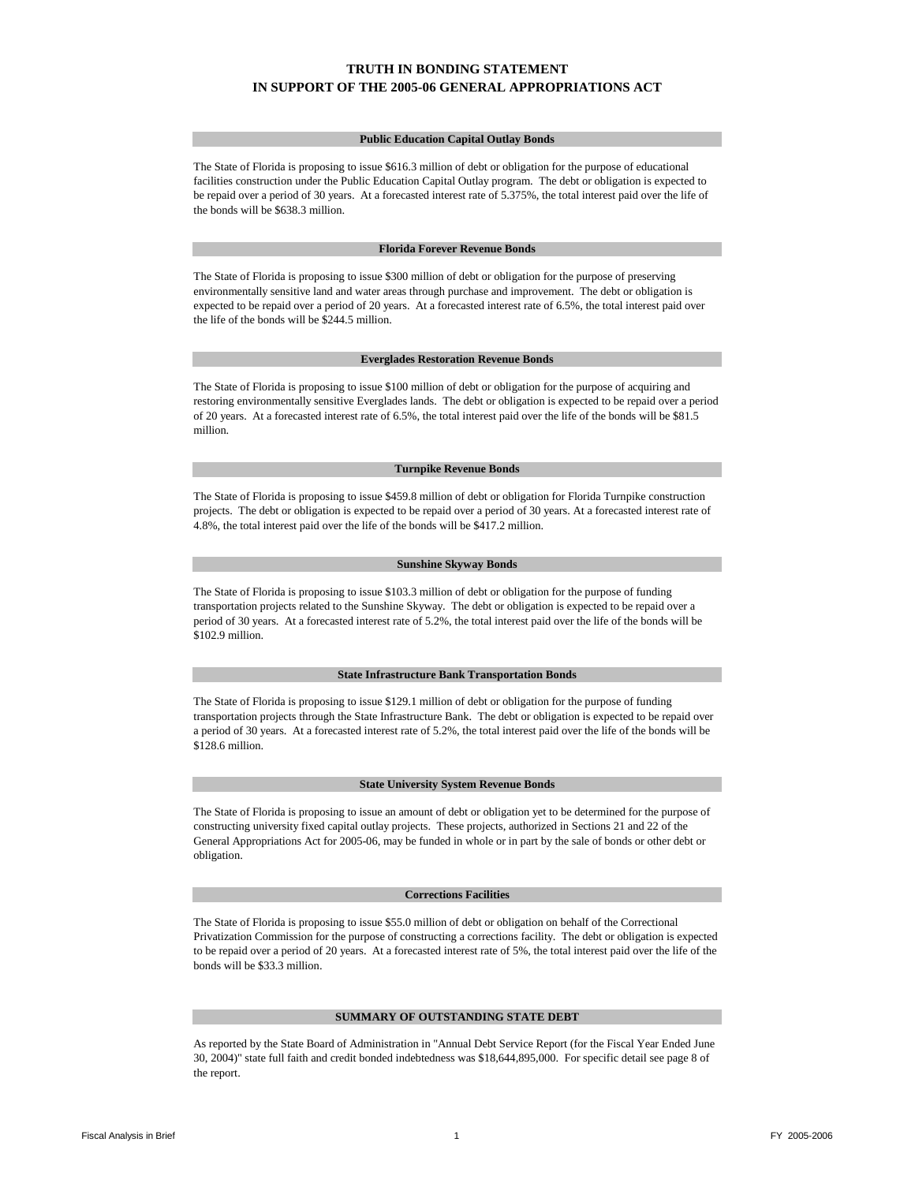# TRUTH IN BONDING STATEMENT
# IN SUPPORT OF THE 2005-06 GENERAL APPROPRIATIONS ACT

### Public Education Capital Outlay Bonds

The State of Florida is proposing to issue $616.3 million of debt or obligation for the purpose of educational facilities construction under the Public Education Capital Outlay program. The debt or obligation is expected to be repaid over a period of 30 years. At a forecasted interest rate of 5.375%, the total interest paid over the life of the bonds will be $638.3 million.

### Florida Forever Revenue Bonds

The State of Florida is proposing to issue $300 million of debt or obligation for the purpose of preserving environmentally sensitive land and water areas through purchase and improvement. The debt or obligation is expected to be repaid over a period of 20 years. At a forecasted interest rate of 6.5%, the total interest paid over the life of the bonds will be $244.5 million.

### Everglades Restoration Revenue Bonds

The State of Florida is proposing to issue $100 million of debt or obligation for the purpose of acquiring and restoring environmentally sensitive Everglades lands. The debt or obligation is expected to be repaid over a period of 20 years. At a forecasted interest rate of 6.5%, the total interest paid over the life of the bonds will be $81.5 million.

### Turnpike Revenue Bonds

The State of Florida is proposing to issue $459.8 million of debt or obligation for Florida Turnpike construction projects. The debt or obligation is expected to be repaid over a period of 30 years. At a forecasted interest rate of 4.8%, the total interest paid over the life of the bonds will be $417.2 million.

### Sunshine Skyway Bonds

The State of Florida is proposing to issue $103.3 million of debt or obligation for the purpose of funding transportation projects related to the Sunshine Skyway. The debt or obligation is expected to be repaid over a period of 30 years. At a forecasted interest rate of 5.2%, the total interest paid over the life of the bonds will be $102.9 million.

### State Infrastructure Bank Transportation Bonds

The State of Florida is proposing to issue $129.1 million of debt or obligation for the purpose of funding transportation projects through the State Infrastructure Bank. The debt or obligation is expected to be repaid over a period of 30 years. At a forecasted interest rate of 5.2%, the total interest paid over the life of the bonds will be $128.6 million.

### State University System Revenue Bonds

The State of Florida is proposing to issue an amount of debt or obligation yet to be determined for the purpose of constructing university fixed capital outlay projects. These projects, authorized in Sections 21 and 22 of the General Appropriations Act for 2005-06, may be funded in whole or in part by the sale of bonds or other debt or obligation.

### Corrections Facilities

The State of Florida is proposing to issue $55.0 million of debt or obligation on behalf of the Correctional Privatization Commission for the purpose of constructing a corrections facility. The debt or obligation is expected to be repaid over a period of 20 years. At a forecasted interest rate of 5%, the total interest paid over the life of the bonds will be $33.3 million.

### SUMMARY OF OUTSTANDING STATE DEBT

As reported by the State Board of Administration in "Annual Debt Service Report (for the Fiscal Year Ended June 30, 2004)" state full faith and credit bonded indebtedness was $18,644,895,000. For specific detail see page 8 of the report.